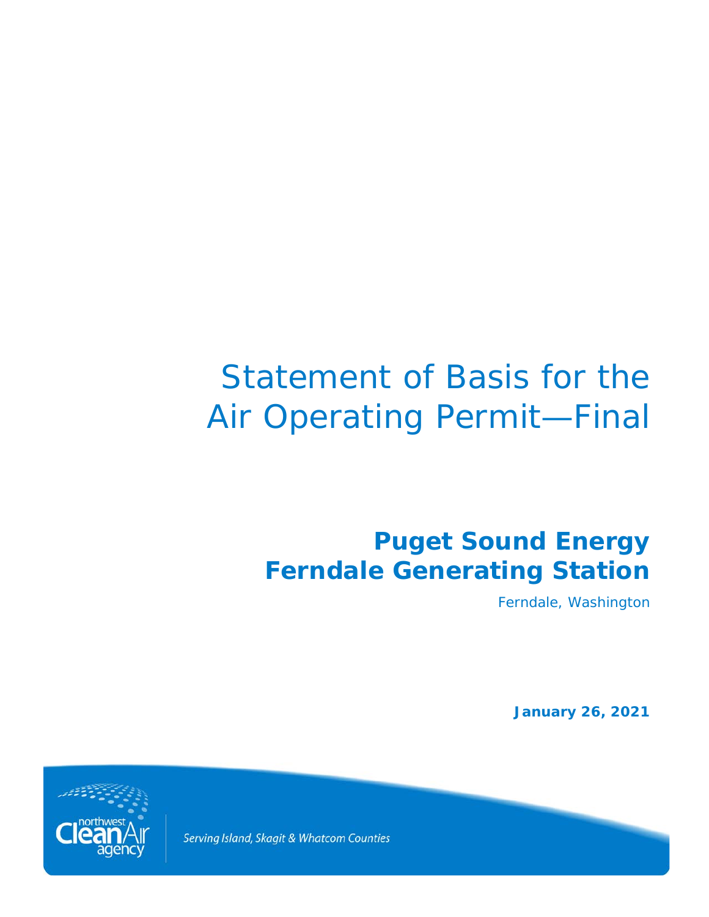# Statement of Basis for the Air Operating Permit—Final

## Puget Sound Energy Ferndale Generating Station

Ferndale, Washington

**January 26, 2021**

northwest Clean Air agency

*Serving Island, Skagit & Whatcom Counties*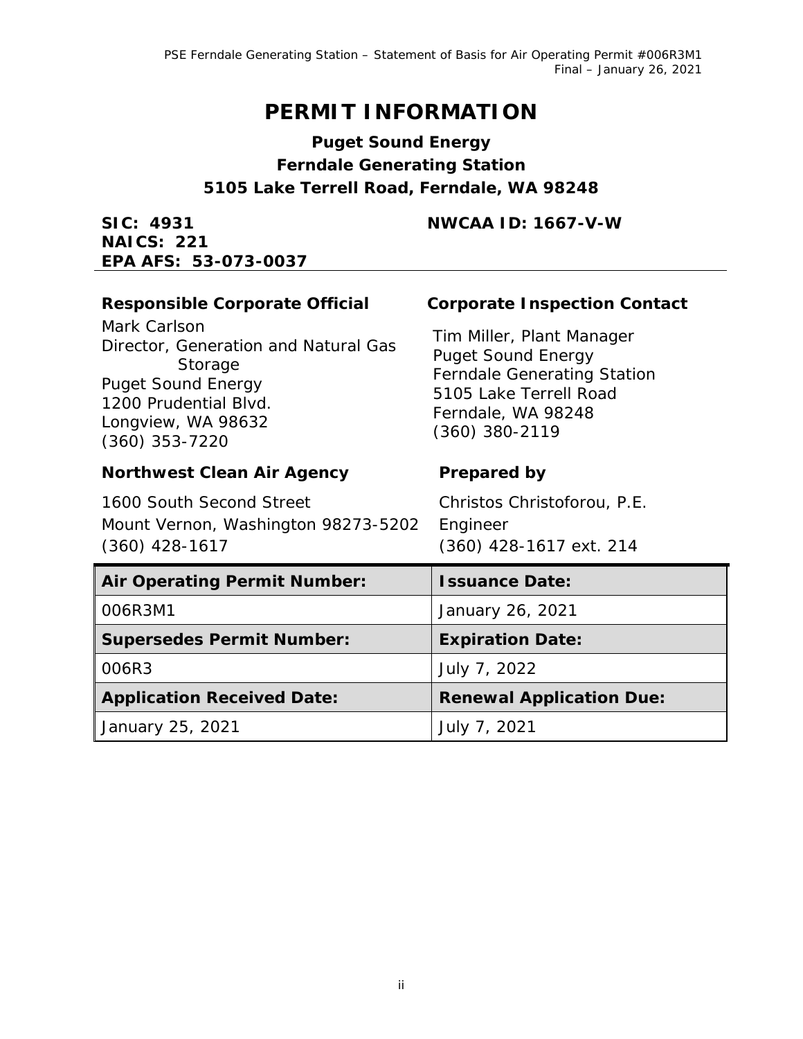# PERMIT INFORMATION

**Puget Sound Energy**
**Ferndale Generating Station**
**5105 Lake Terrell Road, Ferndale, WA 98248**

**SIC: 4931**
**NAICS: 221**
**EPA AFS: 53-073-0037**

**NWCAA ID: 1667-V-W**

**Responsible Corporate Official**

Mark Carlson
Director, Generation and Natural Gas Storage
Puget Sound Energy
1200 Prudential Blvd.
Longview, WA 98632
(360) 353-7220

**Corporate Inspection Contact**

Tim Miller, Plant Manager
Puget Sound Energy
Ferndale Generating Station
5105 Lake Terrell Road
Ferndale, WA 98248
(360) 380-2119

**Northwest Clean Air Agency**

1600 South Second Street
Mount Vernon, Washington 98273-5202
(360) 428-1617

**Prepared by**

Christos Christoforou, P.E.
Engineer
(360) 428-1617 ext. 214

| Air Operating Permit Number: | Issuance Date: |
|---|---|
| 006R3M1 | January 26, 2021 |
| **Supersedes Permit Number:** | **Expiration Date:** |
| 006R3 | July 7, 2022 |
| **Application Received Date:** | **Renewal Application Due:** |
| January 25, 2021 | July 7, 2021 |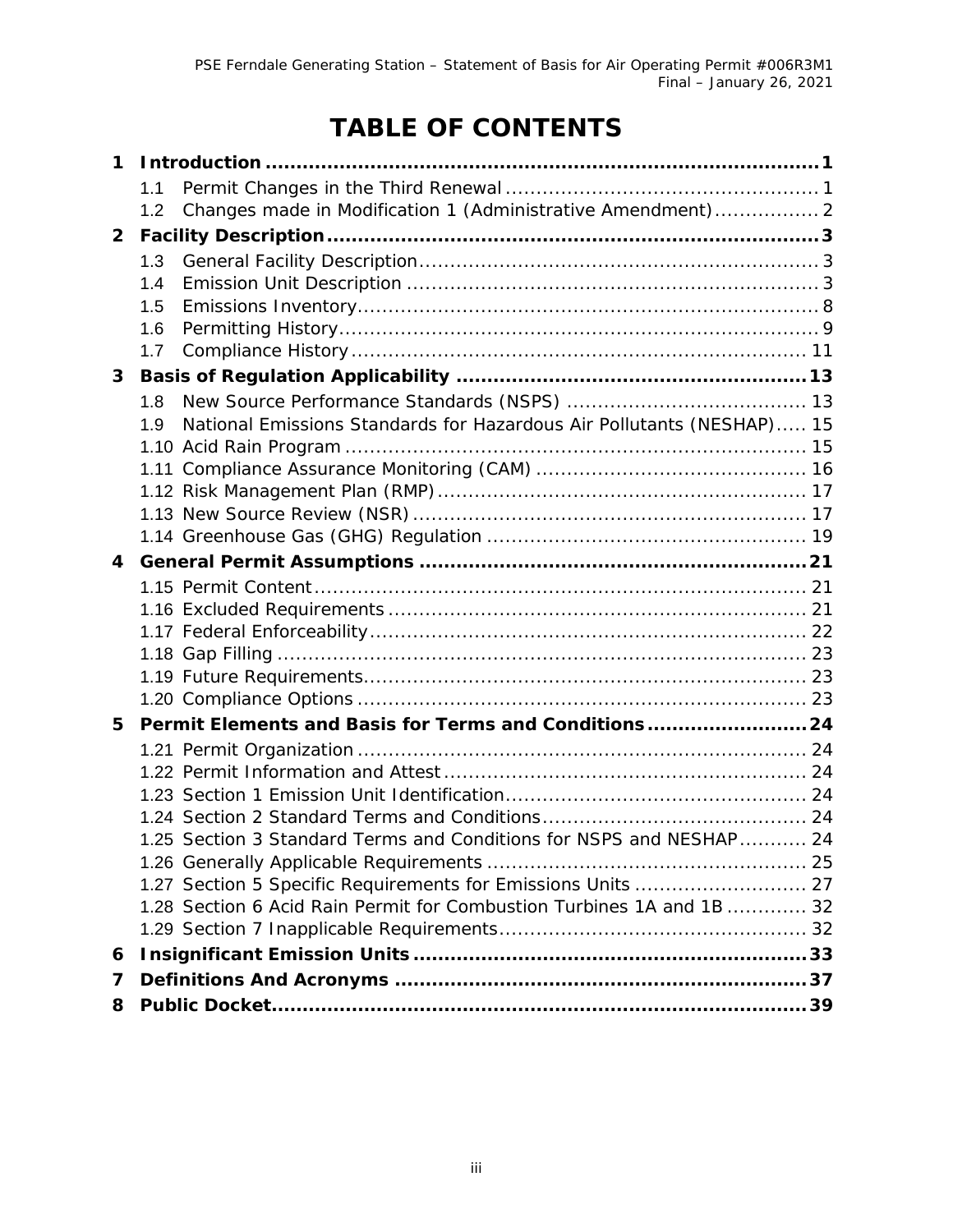# TABLE OF CONTENTS

**1 Introduction** ........................................................................................ **1**

- 1.1 Permit Changes in the Third Renewal ..................................................... 1
- 1.2 Changes made in Modification 1 (Administrative Amendment)................. 2

**2 Facility Description** .............................................................................. **3**

- 1.3 General Facility Description................................................................. 3
- 1.4 Emission Unit Description ................................................................... 3
- 1.5 Emissions Inventory........................................................................... 8
- 1.6 Permitting History.............................................................................. 9
- 1.7 Compliance History .......................................................................... 11

**3 Basis of Regulation Applicability** ........................................................ **13**

- 1.8 New Source Performance Standards (NSPS) ....................................... 13
- 1.9 National Emissions Standards for Hazardous Air Pollutants (NESHAP)..... 15
- 1.10 Acid Rain Program ........................................................................... 15
- 1.11 Compliance Assurance Monitoring (CAM) ............................................ 16
- 1.12 Risk Management Plan (RMP)............................................................ 17
- 1.13 New Source Review (NSR) ................................................................ 17
- 1.14 Greenhouse Gas (GHG) Regulation .................................................... 19

**4 General Permit Assumptions** ............................................................. **21**

- 1.15 Permit Content................................................................................ 21
- 1.16 Excluded Requirements .................................................................... 21
- 1.17 Federal Enforceability....................................................................... 22
- 1.18 Gap Filling ...................................................................................... 23
- 1.19 Future Requirements........................................................................ 23
- 1.20 Compliance Options ......................................................................... 23

**5 Permit Elements and Basis for Terms and Conditions** ......................... **24**

- 1.21 Permit Organization ......................................................................... 24
- 1.22 Permit Information and Attest ........................................................... 24
- 1.23 Section 1 Emission Unit Identification................................................. 24
- 1.24 Section 2 Standard Terms and Conditions........................................... 24
- 1.25 Section 3 Standard Terms and Conditions for NSPS and NESHAP........... 24
- 1.26 Generally Applicable Requirements .................................................... 25
- 1.27 Section 5 Specific Requirements for Emissions Units ............................ 27
- 1.28 Section 6 Acid Rain Permit for Combustion Turbines 1A and 1B ............. 32
- 1.29 Section 7 Inapplicable Requirements.................................................. 32

**6 Insignificant Emission Units** .............................................................. **33**

**7 Definitions And Acronyms** ................................................................. **37**

**8 Public Docket** .................................................................................... **39**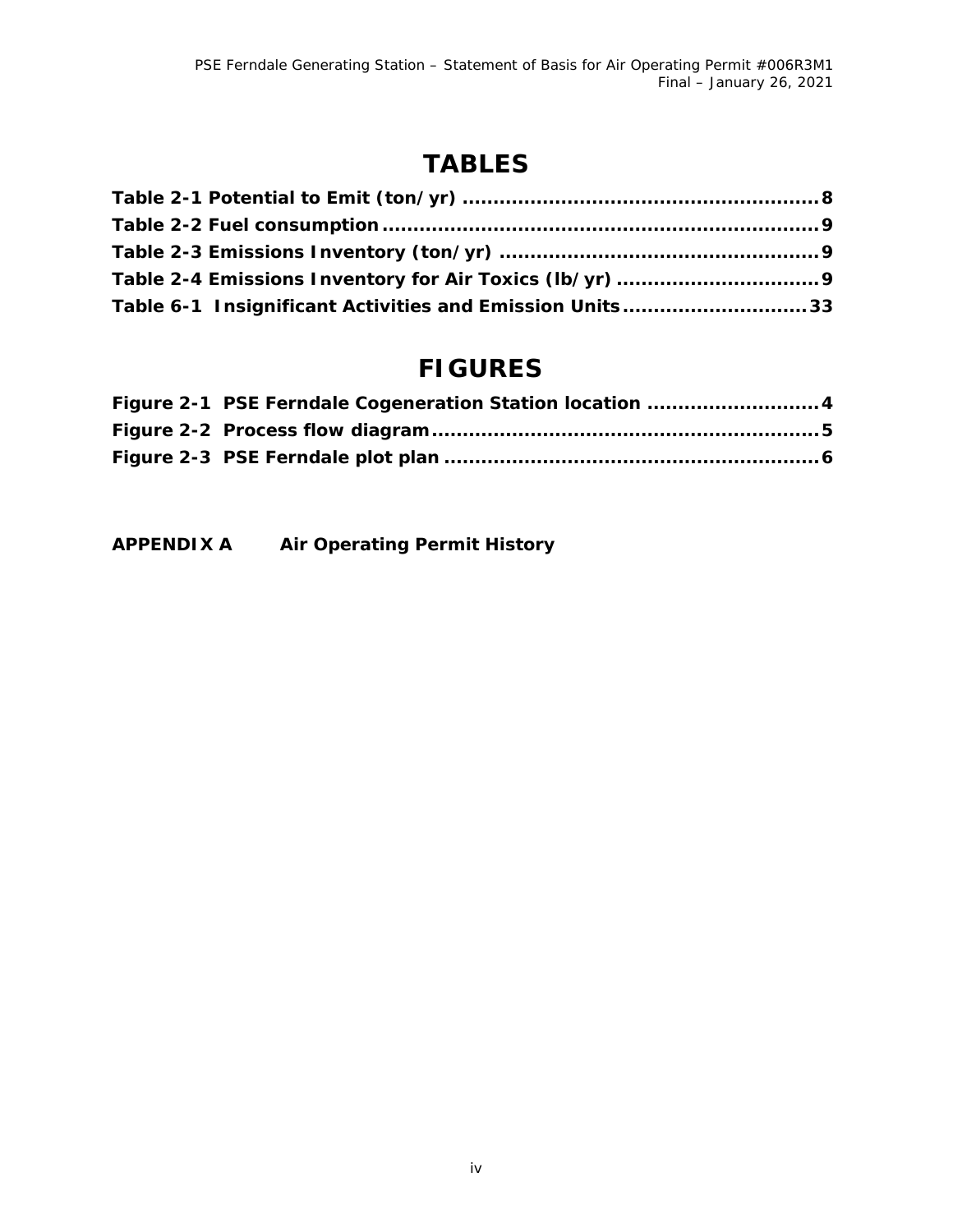# TABLES

**Table 2-1 Potential to Emit (ton/yr) .......................................................... 8**
**Table 2-2 Fuel consumption ........................................................................ 9**
**Table 2-3 Emissions Inventory (ton/yr) .................................................... 9**
**Table 2-4 Emissions Inventory for Air Toxics (lb/yr) ................................ 9**
**Table 6-1 Insignificant Activities and Emission Units ............................ 33**

# FIGURES

**Figure 2-1 PSE Ferndale Cogeneration Station location ........................... 4**
**Figure 2-2 Process flow diagram ............................................................ 5**
**Figure 2-3 PSE Ferndale plot plan .......................................................... 6**

**APPENDIX A    Air Operating Permit History**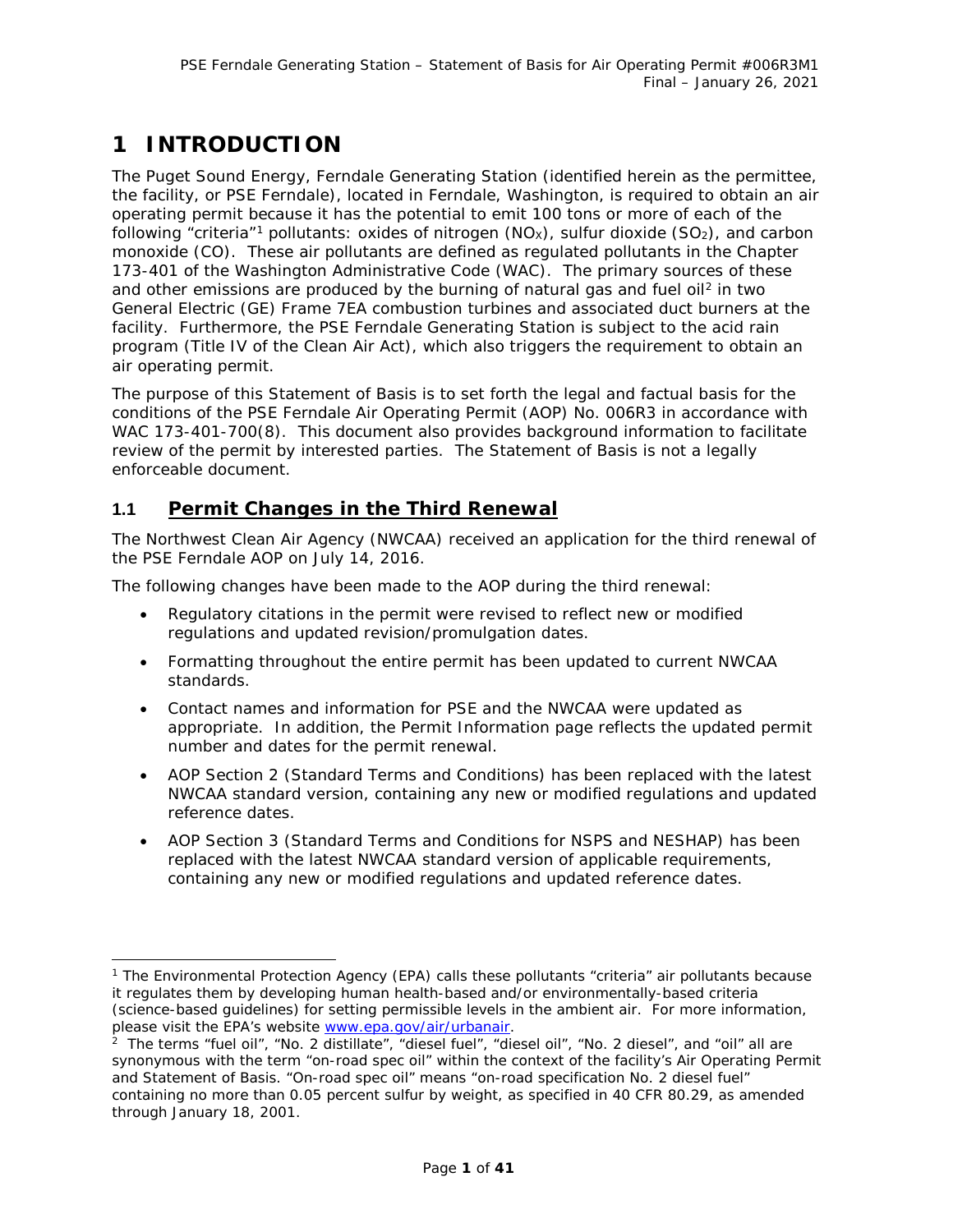# 1 INTRODUCTION

The Puget Sound Energy, Ferndale Generating Station (identified herein as the permittee, the facility, or PSE Ferndale), located in Ferndale, Washington, is required to obtain an air operating permit because it has the potential to emit 100 tons or more of each of the following "criteria"[1] pollutants: oxides of nitrogen ($NO_X$), sulfur dioxide ($SO_2$), and carbon monoxide (CO). These air pollutants are defined as regulated pollutants in the Chapter 173-401 of the Washington Administrative Code (WAC). The primary sources of these and other emissions are produced by the burning of natural gas and fuel oil[2] in two General Electric (GE) Frame 7EA combustion turbines and associated duct burners at the facility. Furthermore, the PSE Ferndale Generating Station is subject to the acid rain program (Title IV of the Clean Air Act), which also triggers the requirement to obtain an air operating permit.

The purpose of this Statement of Basis is to set forth the legal and factual basis for the conditions of the PSE Ferndale Air Operating Permit (AOP) No. 006R3 in accordance with WAC 173-401-700(8). This document also provides background information to facilitate review of the permit by interested parties. The Statement of Basis is not a legally enforceable document.

## 1.1 Permit Changes in the Third Renewal

The Northwest Clean Air Agency (NWCAA) received an application for the third renewal of the PSE Ferndale AOP on July 14, 2016.

The following changes have been made to the AOP during the third renewal:

- Regulatory citations in the permit were revised to reflect new or modified regulations and updated revision/promulgation dates.
- Formatting throughout the entire permit has been updated to current NWCAA standards.
- Contact names and information for PSE and the NWCAA were updated as appropriate. In addition, the Permit Information page reflects the updated permit number and dates for the permit renewal.
- AOP Section 2 (Standard Terms and Conditions) has been replaced with the latest NWCAA standard version, containing any new or modified regulations and updated reference dates.
- AOP Section 3 (Standard Terms and Conditions for NSPS and NESHAP) has been replaced with the latest NWCAA standard version of applicable requirements, containing any new or modified regulations and updated reference dates.

---

[1] The Environmental Protection Agency (EPA) calls these pollutants "criteria" air pollutants because it regulates them by developing human health-based and/or environmentally-based criteria (science-based guidelines) for setting permissible levels in the ambient air. For more information, please visit the EPA's website www.epa.gov/air/urbanair.

[2] The terms "fuel oil", "No. 2 distillate", "diesel fuel", "diesel oil", "No. 2 diesel", and "oil" all are synonymous with the term "on-road spec oil" within the context of the facility's Air Operating Permit and Statement of Basis. "On-road spec oil" means "on-road specification No. 2 diesel fuel" containing no more than 0.05 percent sulfur by weight, as specified in 40 CFR 80.29, as amended through January 18, 2001.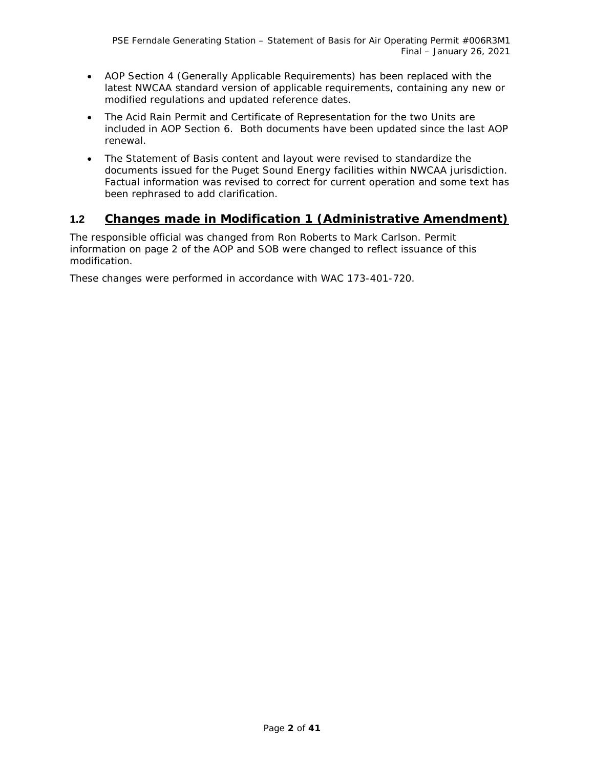- AOP Section 4 (Generally Applicable Requirements) has been replaced with the latest NWCAA standard version of applicable requirements, containing any new or modified regulations and updated reference dates.
- The Acid Rain Permit and Certificate of Representation for the two Units are included in AOP Section 6. Both documents have been updated since the last AOP renewal.
- The Statement of Basis content and layout were revised to standardize the documents issued for the Puget Sound Energy facilities within NWCAA jurisdiction. Factual information was revised to correct for current operation and some text has been rephrased to add clarification.

## 1.2 Changes made in Modification 1 (Administrative Amendment)

The responsible official was changed from Ron Roberts to Mark Carlson. Permit information on page 2 of the AOP and SOB were changed to reflect issuance of this modification.

These changes were performed in accordance with WAC 173-401-720.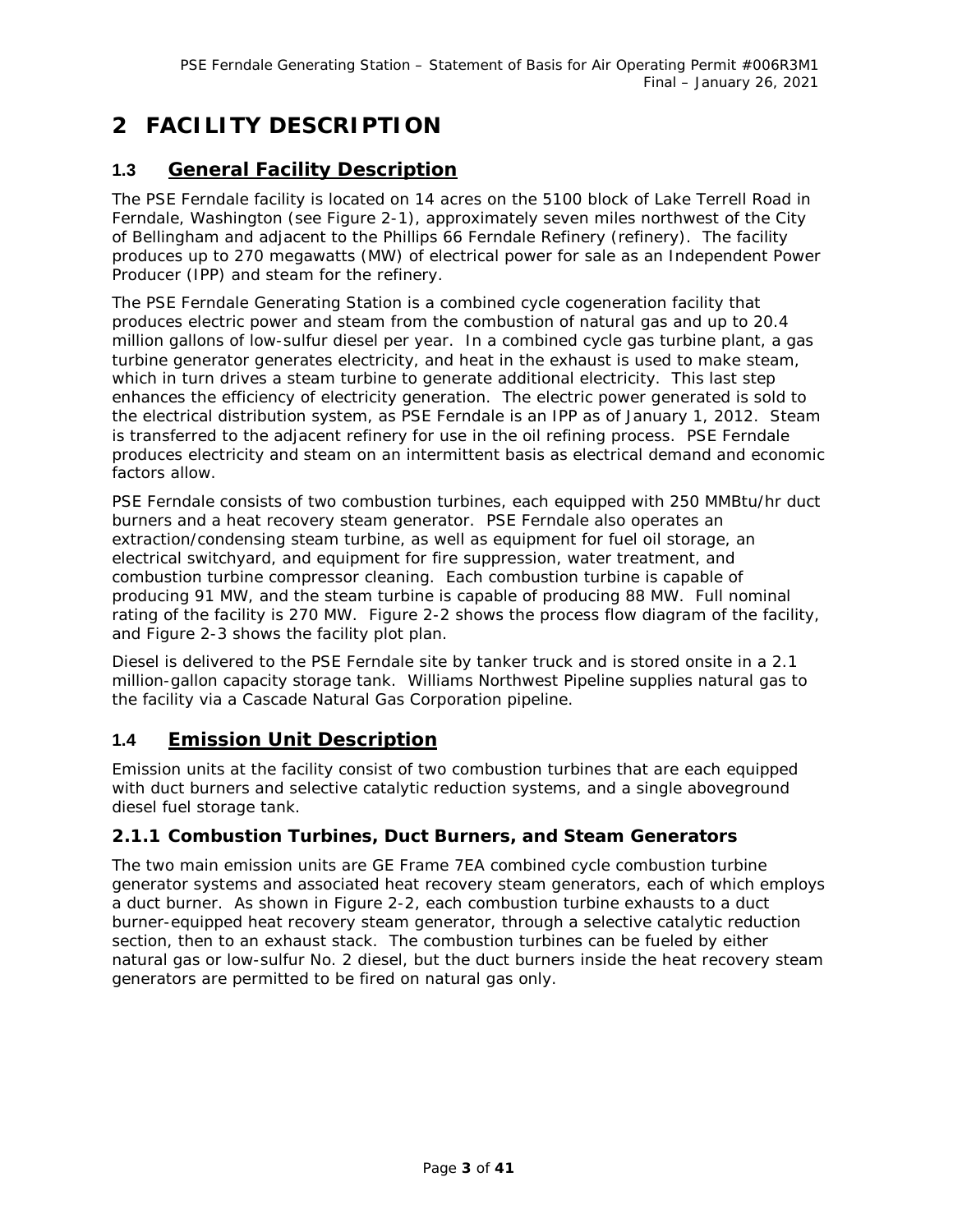# 2 FACILITY DESCRIPTION

## 1.3 General Facility Description

The PSE Ferndale facility is located on 14 acres on the 5100 block of Lake Terrell Road in Ferndale, Washington (see Figure 2-1), approximately seven miles northwest of the City of Bellingham and adjacent to the Phillips 66 Ferndale Refinery (refinery). The facility produces up to 270 megawatts (MW) of electrical power for sale as an Independent Power Producer (IPP) and steam for the refinery.

The PSE Ferndale Generating Station is a combined cycle cogeneration facility that produces electric power and steam from the combustion of natural gas and up to 20.4 million gallons of low-sulfur diesel per year. In a combined cycle gas turbine plant, a gas turbine generator generates electricity, and heat in the exhaust is used to make steam, which in turn drives a steam turbine to generate additional electricity. This last step enhances the efficiency of electricity generation. The electric power generated is sold to the electrical distribution system, as PSE Ferndale is an IPP as of January 1, 2012. Steam is transferred to the adjacent refinery for use in the oil refining process. PSE Ferndale produces electricity and steam on an intermittent basis as electrical demand and economic factors allow.

PSE Ferndale consists of two combustion turbines, each equipped with 250 MMBtu/hr duct burners and a heat recovery steam generator. PSE Ferndale also operates an extraction/condensing steam turbine, as well as equipment for fuel oil storage, an electrical switchyard, and equipment for fire suppression, water treatment, and combustion turbine compressor cleaning. Each combustion turbine is capable of producing 91 MW, and the steam turbine is capable of producing 88 MW. Full nominal rating of the facility is 270 MW. Figure 2-2 shows the process flow diagram of the facility, and Figure 2-3 shows the facility plot plan.

Diesel is delivered to the PSE Ferndale site by tanker truck and is stored onsite in a 2.1 million-gallon capacity storage tank. Williams Northwest Pipeline supplies natural gas to the facility via a Cascade Natural Gas Corporation pipeline.

## 1.4 Emission Unit Description

Emission units at the facility consist of two combustion turbines that are each equipped with duct burners and selective catalytic reduction systems, and a single aboveground diesel fuel storage tank.

### 2.1.1 Combustion Turbines, Duct Burners, and Steam Generators

The two main emission units are GE Frame 7EA combined cycle combustion turbine generator systems and associated heat recovery steam generators, each of which employs a duct burner. As shown in Figure 2-2, each combustion turbine exhausts to a duct burner-equipped heat recovery steam generator, through a selective catalytic reduction section, then to an exhaust stack. The combustion turbines can be fueled by either natural gas or low-sulfur No. 2 diesel, but the duct burners inside the heat recovery steam generators are permitted to be fired on natural gas only.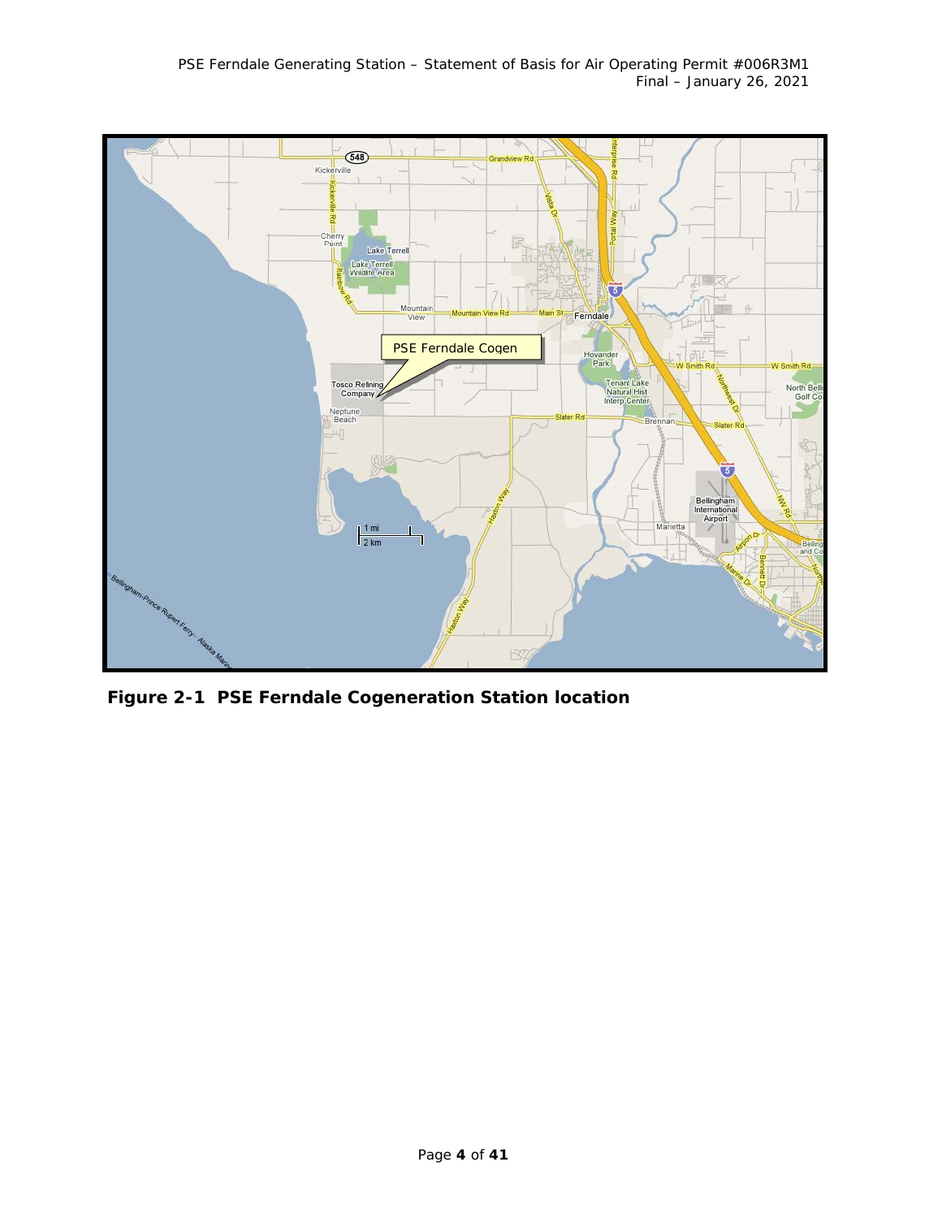**Figure 2-1 PSE Ferndale Cogeneration Station location**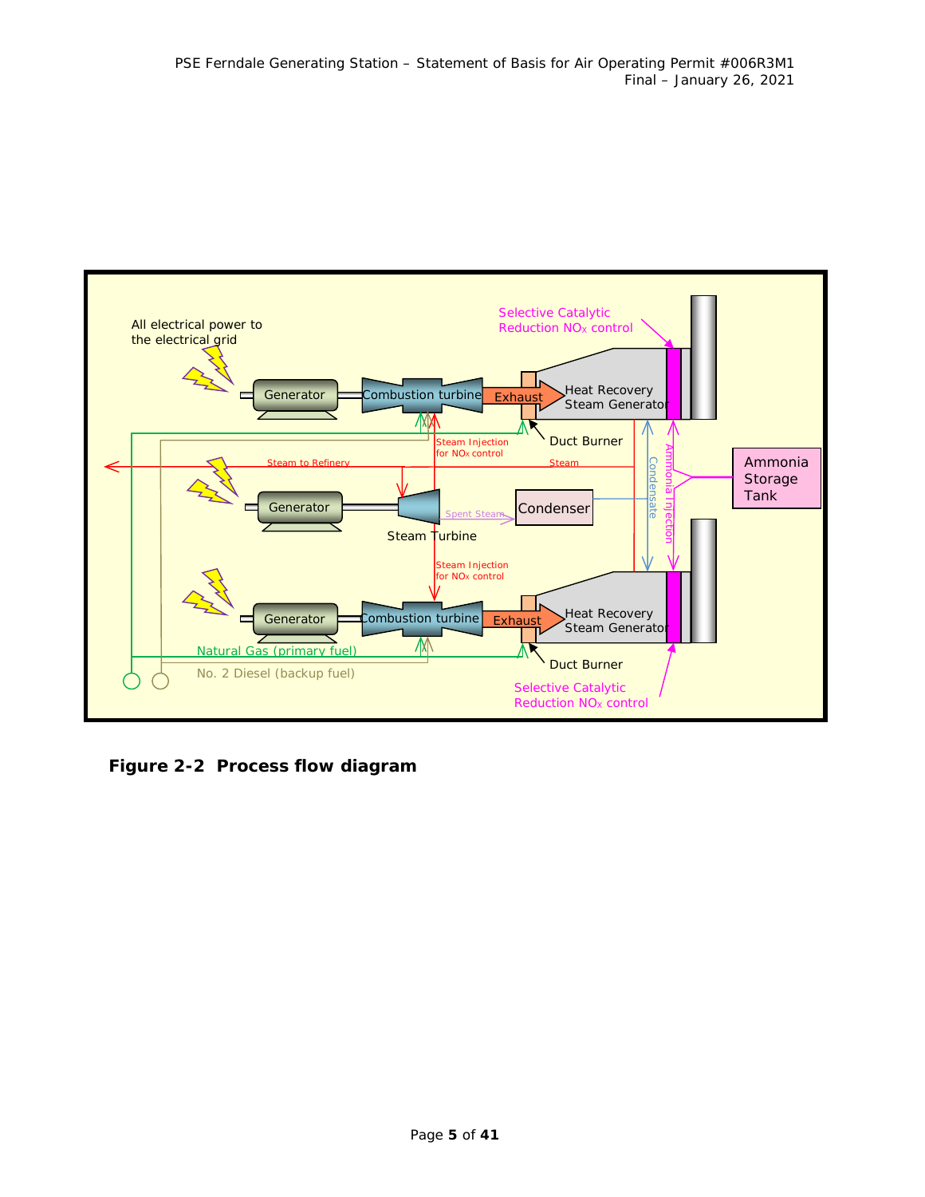All electrical power to the electrical grid

Selective Catalytic Reduction $NO_X$ control

Generator | Combustion turbine | Exhaust | Heat Recovery Steam Generator

Duct Burner

Steam Injection for $NO_X$ control

Steam to Refinery

Steam

Generator | Steam Turbine | Spent Steam | Condenser

Condensate

Ammonia Injection

Ammonia Storage Tank

Steam Injection for $NO_X$ control

Generator | Combustion turbine | Exhaust | Heat Recovery Steam Generator

Natural Gas (primary fuel)

No. 2 Diesel (backup fuel)

Duct Burner

Selective Catalytic Reduction $NO_X$ control

**Figure 2-2 Process flow diagram**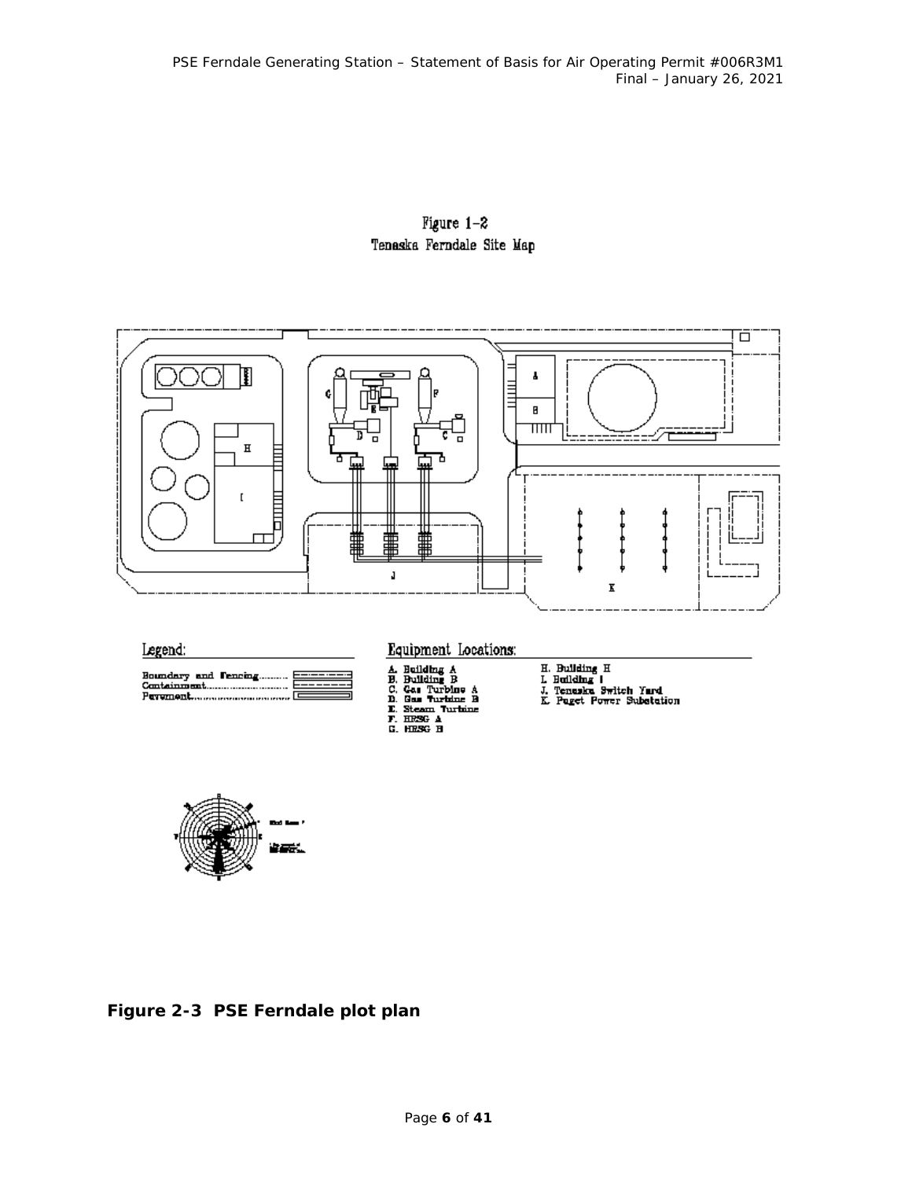Figure 1-2
Tenaska Ferndale Site Map

Legend:

Boundary and Fencing
Containment
Pavement

Equipment Locations:

A. Building A
B. Building B
C. Gas Turbine A
D. Gas Turbine B
E. Steam Turbine
F. HRSG A
G. HRSG B
H. Building H
I. Building I
J. Tenaska Switch Yard
K. Puget Power Substation

**Figure 2-3 PSE Ferndale plot plan**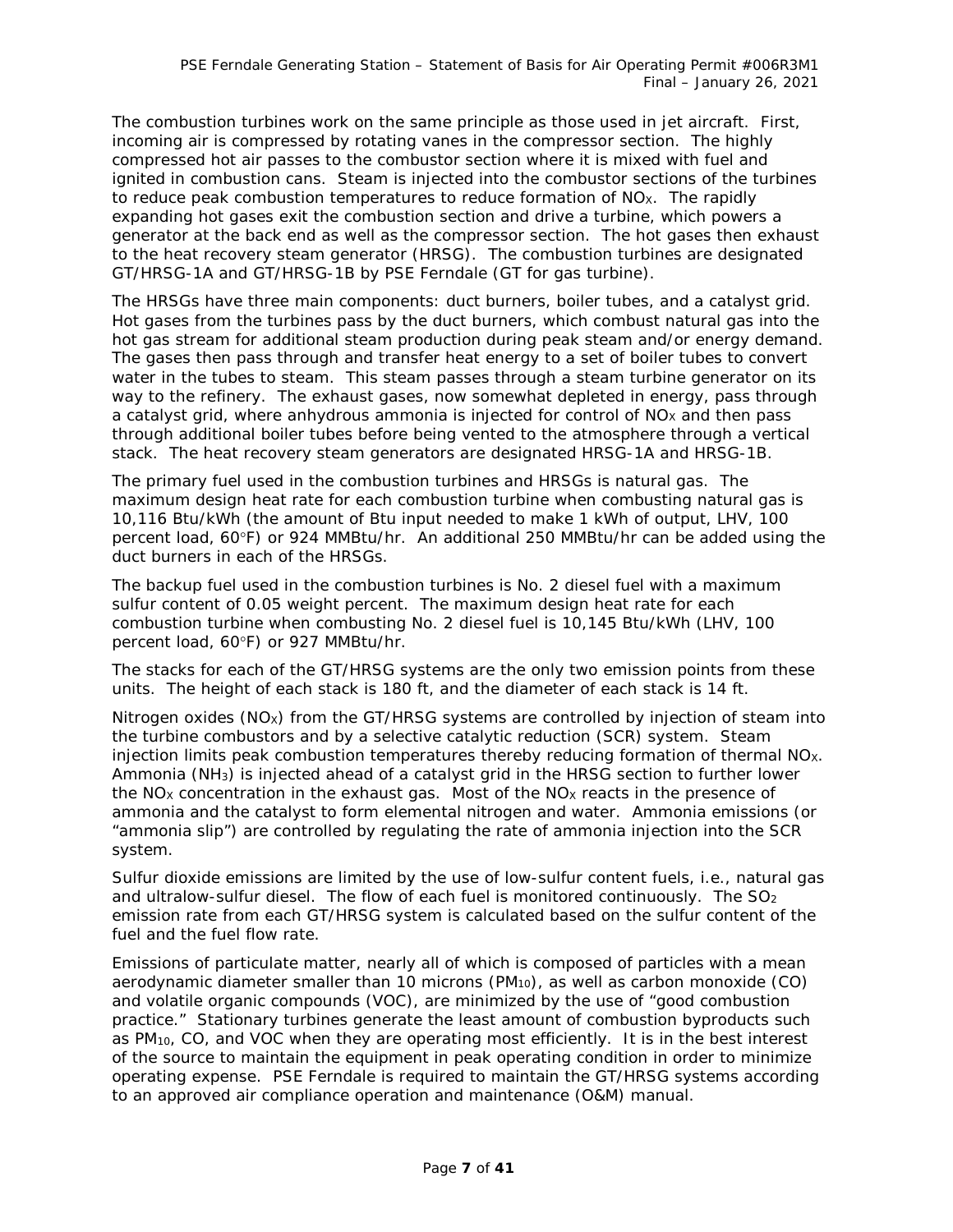The combustion turbines work on the same principle as those used in jet aircraft. First, incoming air is compressed by rotating vanes in the compressor section. The highly compressed hot air passes to the combustor section where it is mixed with fuel and ignited in combustion cans. Steam is injected into the combustor sections of the turbines to reduce peak combustion temperatures to reduce formation of $NO_X$. The rapidly expanding hot gases exit the combustion section and drive a turbine, which powers a generator at the back end as well as the compressor section. The hot gases then exhaust to the heat recovery steam generator (HRSG). The combustion turbines are designated GT/HRSG-1A and GT/HRSG-1B by PSE Ferndale (GT for gas turbine).

The HRSGs have three main components: duct burners, boiler tubes, and a catalyst grid. Hot gases from the turbines pass by the duct burners, which combust natural gas into the hot gas stream for additional steam production during peak steam and/or energy demand. The gases then pass through and transfer heat energy to a set of boiler tubes to convert water in the tubes to steam. This steam passes through a steam turbine generator on its way to the refinery. The exhaust gases, now somewhat depleted in energy, pass through a catalyst grid, where anhydrous ammonia is injected for control of $NO_X$ and then pass through additional boiler tubes before being vented to the atmosphere through a vertical stack. The heat recovery steam generators are designated HRSG-1A and HRSG-1B.

The primary fuel used in the combustion turbines and HRSGs is natural gas. The maximum design heat rate for each combustion turbine when combusting natural gas is 10,116 Btu/kWh (the amount of Btu input needed to make 1 kWh of output, LHV, 100 percent load, 60°F) or 924 MMBtu/hr. An additional 250 MMBtu/hr can be added using the duct burners in each of the HRSGs.

The backup fuel used in the combustion turbines is No. 2 diesel fuel with a maximum sulfur content of 0.05 weight percent. The maximum design heat rate for each combustion turbine when combusting No. 2 diesel fuel is 10,145 Btu/kWh (LHV, 100 percent load, 60°F) or 927 MMBtu/hr.

The stacks for each of the GT/HRSG systems are the only two emission points from these units. The height of each stack is 180 ft, and the diameter of each stack is 14 ft.

Nitrogen oxides ($NO_X$) from the GT/HRSG systems are controlled by injection of steam into the turbine combustors and by a selective catalytic reduction (SCR) system. Steam injection limits peak combustion temperatures thereby reducing formation of thermal $NO_X$. Ammonia ($NH_3$) is injected ahead of a catalyst grid in the HRSG section to further lower the $NO_X$ concentration in the exhaust gas. Most of the $NO_X$ reacts in the presence of ammonia and the catalyst to form elemental nitrogen and water. Ammonia emissions (or "ammonia slip") are controlled by regulating the rate of ammonia injection into the SCR system.

Sulfur dioxide emissions are limited by the use of low-sulfur content fuels, i.e., natural gas and ultralow-sulfur diesel. The flow of each fuel is monitored continuously. The $SO_2$ emission rate from each GT/HRSG system is calculated based on the sulfur content of the fuel and the fuel flow rate.

Emissions of particulate matter, nearly all of which is composed of particles with a mean aerodynamic diameter smaller than 10 microns ($PM_{10}$), as well as carbon monoxide (CO) and volatile organic compounds (VOC), are minimized by the use of "good combustion practice." Stationary turbines generate the least amount of combustion byproducts such as $PM_{10}$, CO, and VOC when they are operating most efficiently. It is in the best interest of the source to maintain the equipment in peak operating condition in order to minimize operating expense. PSE Ferndale is required to maintain the GT/HRSG systems according to an approved air compliance operation and maintenance (O&M) manual.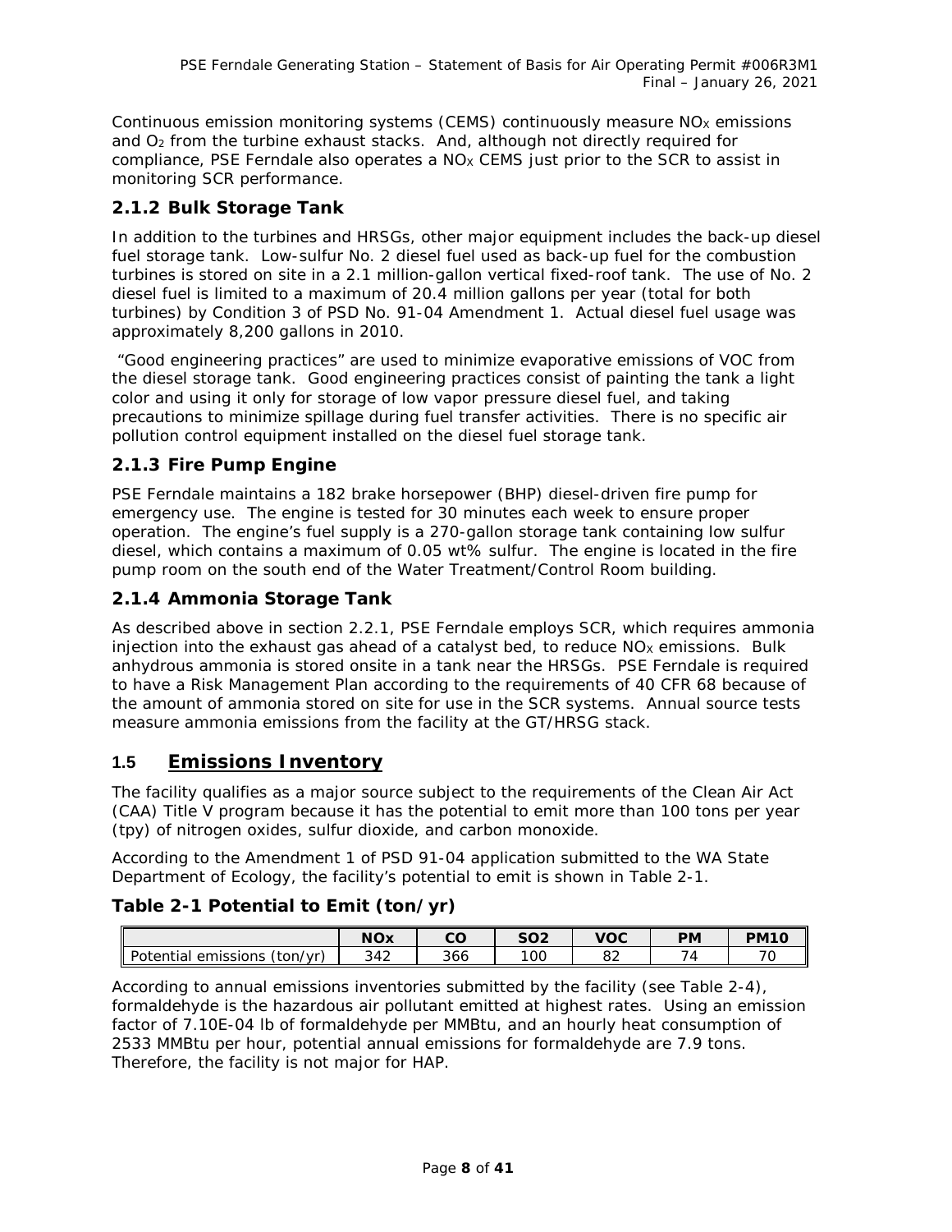Continuous emission monitoring systems (CEMS) continuously measure $NO_X$ emissions and $O_2$ from the turbine exhaust stacks. And, although not directly required for compliance, PSE Ferndale also operates a $NO_X$ CEMS just prior to the SCR to assist in monitoring SCR performance.

### 2.1.2 Bulk Storage Tank

In addition to the turbines and HRSGs, other major equipment includes the back-up diesel fuel storage tank. Low-sulfur No. 2 diesel fuel used as back-up fuel for the combustion turbines is stored on site in a 2.1 million-gallon vertical fixed-roof tank. The use of No. 2 diesel fuel is limited to a maximum of 20.4 million gallons per year (total for both turbines) by Condition 3 of PSD No. 91-04 Amendment 1. Actual diesel fuel usage was approximately 8,200 gallons in 2010.

"Good engineering practices" are used to minimize evaporative emissions of VOC from the diesel storage tank. Good engineering practices consist of painting the tank a light color and using it only for storage of low vapor pressure diesel fuel, and taking precautions to minimize spillage during fuel transfer activities. There is no specific air pollution control equipment installed on the diesel fuel storage tank.

### 2.1.3 Fire Pump Engine

PSE Ferndale maintains a 182 brake horsepower (BHP) diesel-driven fire pump for emergency use. The engine is tested for 30 minutes each week to ensure proper operation. The engine's fuel supply is a 270-gallon storage tank containing low sulfur diesel, which contains a maximum of 0.05 wt% sulfur. The engine is located in the fire pump room on the south end of the Water Treatment/Control Room building.

### 2.1.4 Ammonia Storage Tank

As described above in section 2.2.1, PSE Ferndale employs SCR, which requires ammonia injection into the exhaust gas ahead of a catalyst bed, to reduce $NO_X$ emissions. Bulk anhydrous ammonia is stored onsite in a tank near the HRSGs. PSE Ferndale is required to have a Risk Management Plan according to the requirements of 40 CFR 68 because of the amount of ammonia stored on site for use in the SCR systems. Annual source tests measure ammonia emissions from the facility at the GT/HRSG stack.

## 1.5 Emissions Inventory

The facility qualifies as a major source subject to the requirements of the Clean Air Act (CAA) Title V program because it has the potential to emit more than 100 tons per year (tpy) of nitrogen oxides, sulfur dioxide, and carbon monoxide.

According to the Amendment 1 of PSD 91-04 application submitted to the WA State Department of Ecology, the facility's potential to emit is shown in Table 2-1.

### Table 2-1 Potential to Emit (ton/yr)

| | NOx | CO | SO2 | VOC | PM | PM10 |
|---|---|---|---|---|---|---|
| Potential emissions (ton/yr) | 342 | 366 | 100 | 82 | 74 | 70 |

According to annual emissions inventories submitted by the facility (see Table 2-4), formaldehyde is the hazardous air pollutant emitted at highest rates. Using an emission factor of 7.10E-04 lb of formaldehyde per MMBtu, and an hourly heat consumption of 2533 MMBtu per hour, potential annual emissions for formaldehyde are 7.9 tons. Therefore, the facility is not major for HAP.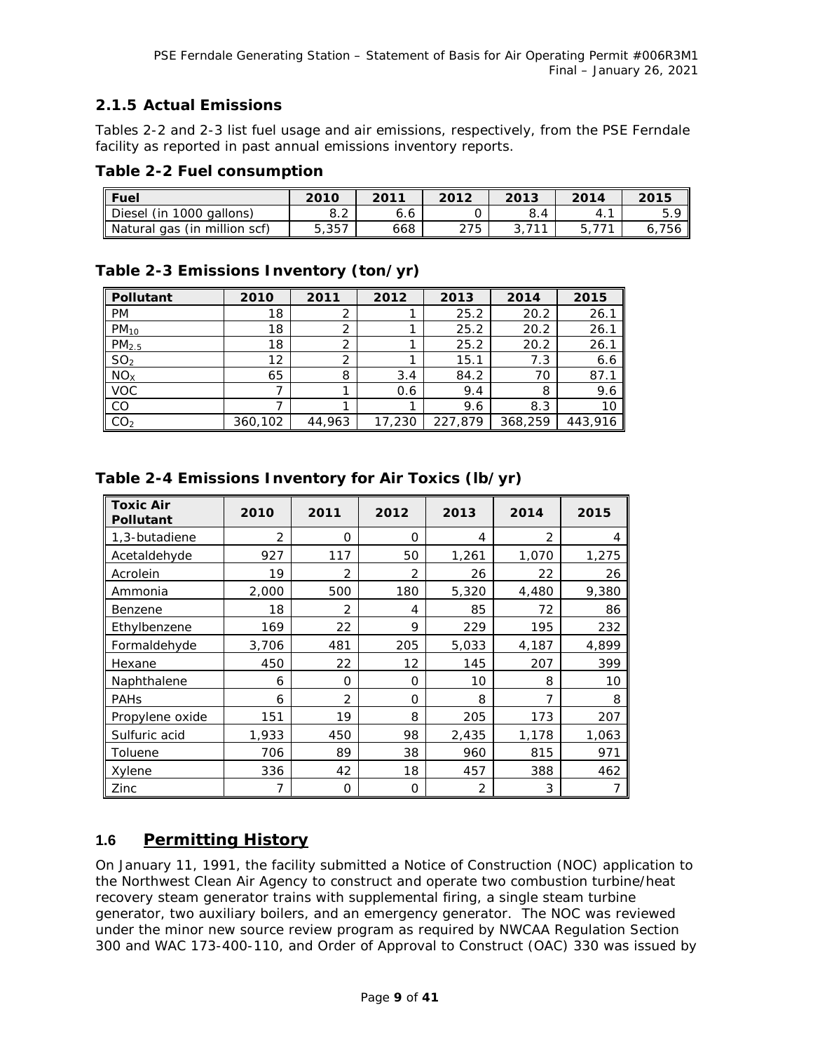### 2.1.5 Actual Emissions

Tables 2-2 and 2-3 list fuel usage and air emissions, respectively, from the PSE Ferndale facility as reported in past annual emissions inventory reports.

### Table 2-2 Fuel consumption

| Fuel | 2010 | 2011 | 2012 | 2013 | 2014 | 2015 |
|---|---|---|---|---|---|---|
| Diesel (in 1000 gallons) | 8.2 | 6.6 | 0 | 8.4 | 4.1 | 5.9 |
| Natural gas (in million scf) | 5,357 | 668 | 275 | 3,711 | 5,771 | 6,756 |

### Table 2-3 Emissions Inventory (ton/yr)

| Pollutant | 2010 | 2011 | 2012 | 2013 | 2014 | 2015 |
|---|---|---|---|---|---|---|
| PM | 18 | 2 | 1 | 25.2 | 20.2 | 26.1 |
| $PM_{10}$ | 18 | 2 | 1 | 25.2 | 20.2 | 26.1 |
| $PM_{2.5}$ | 18 | 2 | 1 | 25.2 | 20.2 | 26.1 |
| $SO_2$ | 12 | 2 | 1 | 15.1 | 7.3 | 6.6 |
| $NO_X$ | 65 | 8 | 3.4 | 84.2 | 70 | 87.1 |
| VOC | 7 | 1 | 0.6 | 9.4 | 8 | 9.6 |
| CO | 7 | 1 | 1 | 9.6 | 8.3 | 10 |
| $CO_2$ | 360,102 | 44,963 | 17,230 | 227,879 | 368,259 | 443,916 |

### Table 2-4 Emissions Inventory for Air Toxics (lb/yr)

| Toxic Air Pollutant | 2010 | 2011 | 2012 | 2013 | 2014 | 2015 |
|---|---|---|---|---|---|---|
| 1,3-butadiene | 2 | 0 | 0 | 4 | 2 | 4 |
| Acetaldehyde | 927 | 117 | 50 | 1,261 | 1,070 | 1,275 |
| Acrolein | 19 | 2 | 2 | 26 | 22 | 26 |
| Ammonia | 2,000 | 500 | 180 | 5,320 | 4,480 | 9,380 |
| Benzene | 18 | 2 | 4 | 85 | 72 | 86 |
| Ethylbenzene | 169 | 22 | 9 | 229 | 195 | 232 |
| Formaldehyde | 3,706 | 481 | 205 | 5,033 | 4,187 | 4,899 |
| Hexane | 450 | 22 | 12 | 145 | 207 | 399 |
| Naphthalene | 6 | 0 | 0 | 10 | 8 | 10 |
| PAHs | 6 | 2 | 0 | 8 | 7 | 8 |
| Propylene oxide | 151 | 19 | 8 | 205 | 173 | 207 |
| Sulfuric acid | 1,933 | 450 | 98 | 2,435 | 1,178 | 1,063 |
| Toluene | 706 | 89 | 38 | 960 | 815 | 971 |
| Xylene | 336 | 42 | 18 | 457 | 388 | 462 |
| Zinc | 7 | 0 | 0 | 2 | 3 | 7 |

## 1.6 Permitting History

On January 11, 1991, the facility submitted a Notice of Construction (NOC) application to the Northwest Clean Air Agency to construct and operate two combustion turbine/heat recovery steam generator trains with supplemental firing, a single steam turbine generator, two auxiliary boilers, and an emergency generator. The NOC was reviewed under the minor new source review program as required by NWCAA Regulation Section 300 and WAC 173-400-110, and Order of Approval to Construct (OAC) 330 was issued by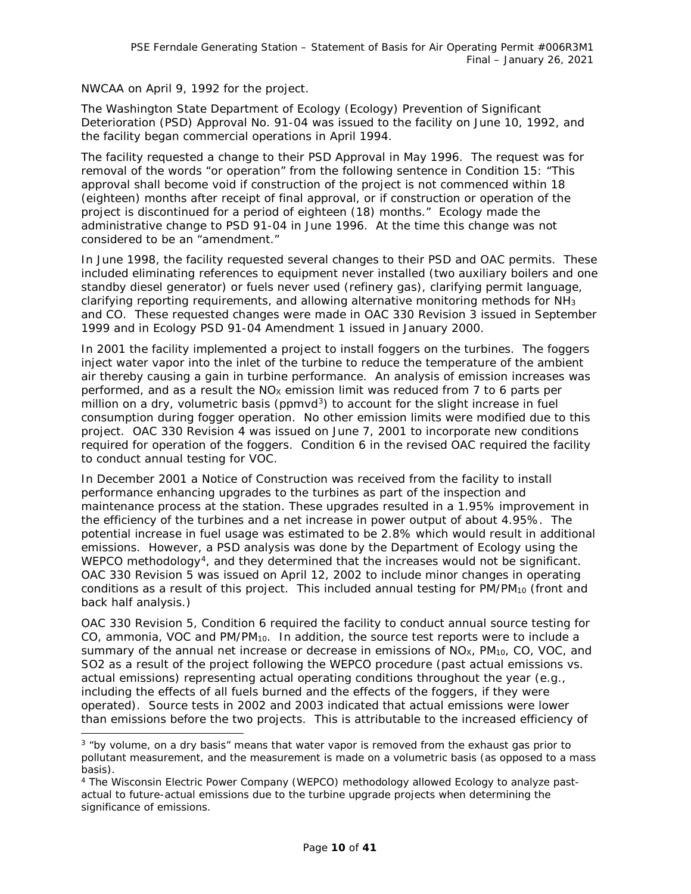NWCAA on April 9, 1992 for the project.

The Washington State Department of Ecology (Ecology) Prevention of Significant Deterioration (PSD) Approval No. 91-04 was issued to the facility on June 10, 1992, and the facility began commercial operations in April 1994.

The facility requested a change to their PSD Approval in May 1996. The request was for removal of the words "or operation" from the following sentence in Condition 15: "This approval shall become void if construction of the project is not commenced within 18 (eighteen) months after receipt of final approval, or if construction or operation of the project is discontinued for a period of eighteen (18) months." Ecology made the administrative change to PSD 91-04 in June 1996. At the time this change was not considered to be an "amendment."

In June 1998, the facility requested several changes to their PSD and OAC permits. These included eliminating references to equipment never installed (two auxiliary boilers and one standby diesel generator) or fuels never used (refinery gas), clarifying permit language, clarifying reporting requirements, and allowing alternative monitoring methods for $NH_3$ and CO. These requested changes were made in OAC 330 Revision 3 issued in September 1999 and in Ecology PSD 91-04 Amendment 1 issued in January 2000.

In 2001 the facility implemented a project to install foggers on the turbines. The foggers inject water vapor into the inlet of the turbine to reduce the temperature of the ambient air thereby causing a gain in turbine performance. An analysis of emission increases was performed, and as a result the $NO_X$ emission limit was reduced from 7 to 6 parts per million on a dry, volumetric basis (ppmvd[3]) to account for the slight increase in fuel consumption during fogger operation. No other emission limits were modified due to this project. OAC 330 Revision 4 was issued on June 7, 2001 to incorporate new conditions required for operation of the foggers. Condition 6 in the revised OAC required the facility to conduct annual testing for VOC.

In December 2001 a Notice of Construction was received from the facility to install performance enhancing upgrades to the turbines as part of the inspection and maintenance process at the station. These upgrades resulted in a 1.95% improvement in the efficiency of the turbines and a net increase in power output of about 4.95%. The potential increase in fuel usage was estimated to be 2.8% which would result in additional emissions. However, a PSD analysis was done by the Department of Ecology using the WEPCO methodology[4], and they determined that the increases would not be significant. OAC 330 Revision 5 was issued on April 12, 2002 to include minor changes in operating conditions as a result of this project. This included annual testing for $PM/PM_{10}$ (front and back half analysis.)

OAC 330 Revision 5, Condition 6 required the facility to conduct annual source testing for CO, ammonia, VOC and $PM/PM_{10}$. In addition, the source test reports were to include a summary of the annual net increase or decrease in emissions of $NO_X$, $PM_{10}$, CO, VOC, and SO2 as a result of the project following the WEPCO procedure (past actual emissions vs. actual emissions) representing actual operating conditions throughout the year (e.g., including the effects of all fuels burned and the effects of the foggers, if they were operated). Source tests in 2002 and 2003 indicated that actual emissions were lower than emissions before the two projects. This is attributable to the increased efficiency of

[3] "by volume, on a dry basis" means that water vapor is removed from the exhaust gas prior to pollutant measurement, and the measurement is made on a volumetric basis (as opposed to a mass basis).

[4] The Wisconsin Electric Power Company (WEPCO) methodology allowed Ecology to analyze past-actual to future-actual emissions due to the turbine upgrade projects when determining the significance of emissions.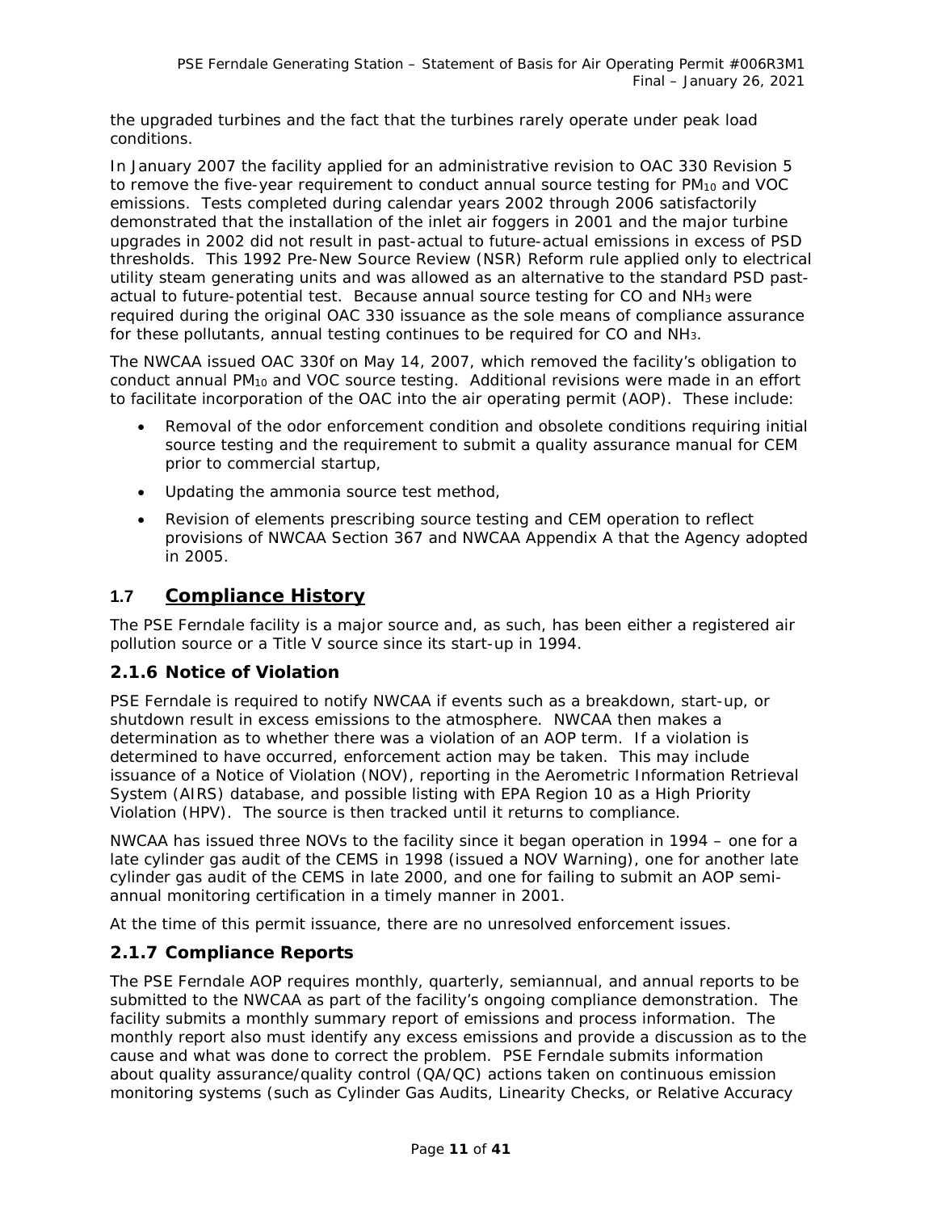the upgraded turbines and the fact that the turbines rarely operate under peak load conditions.

In January 2007 the facility applied for an administrative revision to OAC 330 Revision 5 to remove the five-year requirement to conduct annual source testing for $PM_{10}$ and VOC emissions. Tests completed during calendar years 2002 through 2006 satisfactorily demonstrated that the installation of the inlet air foggers in 2001 and the major turbine upgrades in 2002 did not result in past-actual to future-actual emissions in excess of PSD thresholds. This 1992 Pre-New Source Review (NSR) Reform rule applied only to electrical utility steam generating units and was allowed as an alternative to the standard PSD past-actual to future-potential test. Because annual source testing for CO and $NH_3$ were required during the original OAC 330 issuance as the sole means of compliance assurance for these pollutants, annual testing continues to be required for CO and $NH_3$.

The NWCAA issued OAC 330f on May 14, 2007, which removed the facility's obligation to conduct annual $PM_{10}$ and VOC source testing. Additional revisions were made in an effort to facilitate incorporation of the OAC into the air operating permit (AOP). These include:

- Removal of the odor enforcement condition and obsolete conditions requiring initial source testing and the requirement to submit a quality assurance manual for CEM prior to commercial startup,
- Updating the ammonia source test method,
- Revision of elements prescribing source testing and CEM operation to reflect provisions of NWCAA Section 367 and NWCAA Appendix A that the Agency adopted in 2005.

## 1.7 Compliance History

The PSE Ferndale facility is a major source and, as such, has been either a registered air pollution source or a Title V source since its start-up in 1994.

### 2.1.6 Notice of Violation

PSE Ferndale is required to notify NWCAA if events such as a breakdown, start-up, or shutdown result in excess emissions to the atmosphere. NWCAA then makes a determination as to whether there was a violation of an AOP term. If a violation is determined to have occurred, enforcement action may be taken. This may include issuance of a Notice of Violation (NOV), reporting in the Aerometric Information Retrieval System (AIRS) database, and possible listing with EPA Region 10 as a High Priority Violation (HPV). The source is then tracked until it returns to compliance.

NWCAA has issued three NOVs to the facility since it began operation in 1994 – one for a late cylinder gas audit of the CEMS in 1998 (issued a NOV Warning), one for another late cylinder gas audit of the CEMS in late 2000, and one for failing to submit an AOP semi-annual monitoring certification in a timely manner in 2001.

At the time of this permit issuance, there are no unresolved enforcement issues.

### 2.1.7 Compliance Reports

The PSE Ferndale AOP requires monthly, quarterly, semiannual, and annual reports to be submitted to the NWCAA as part of the facility's ongoing compliance demonstration. The facility submits a monthly summary report of emissions and process information. The monthly report also must identify any excess emissions and provide a discussion as to the cause and what was done to correct the problem. PSE Ferndale submits information about quality assurance/quality control (QA/QC) actions taken on continuous emission monitoring systems (such as Cylinder Gas Audits, Linearity Checks, or Relative Accuracy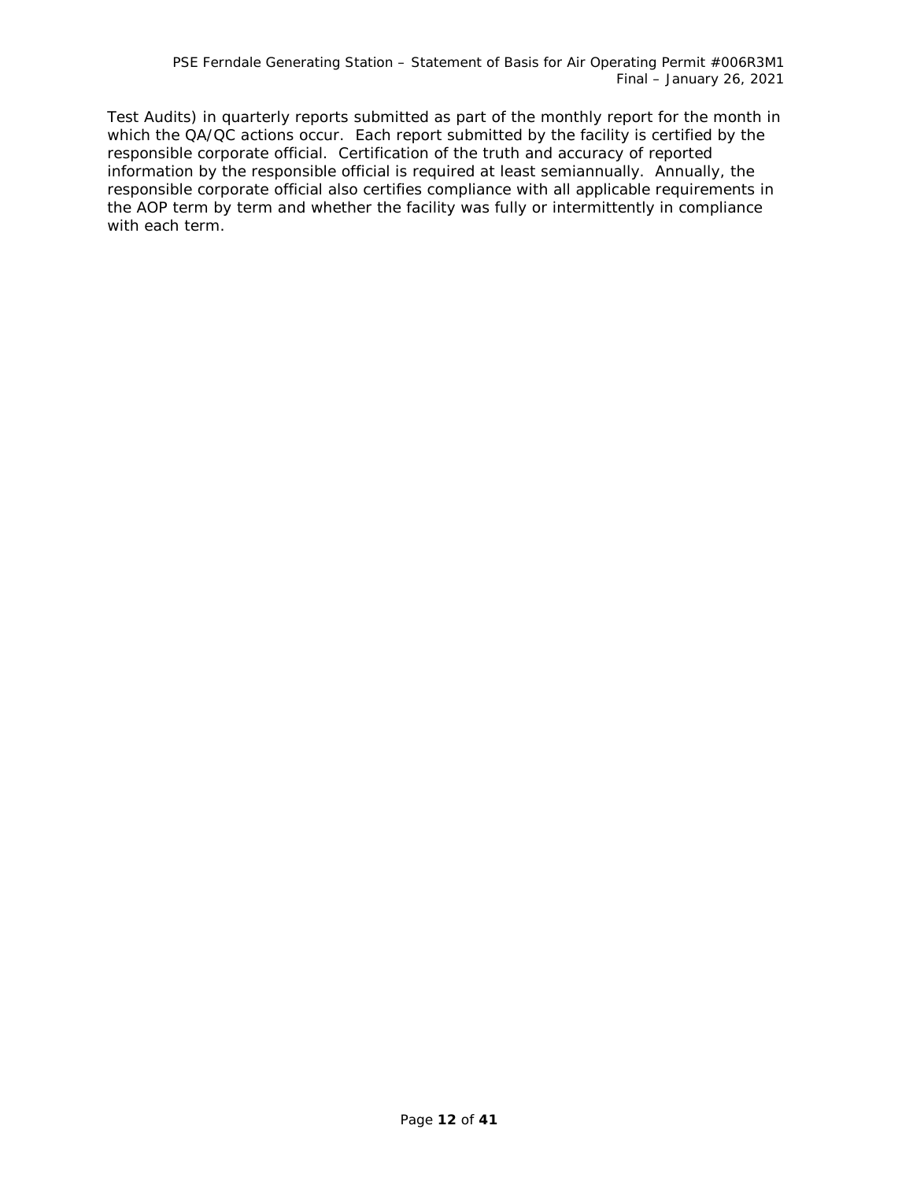Test Audits) in quarterly reports submitted as part of the monthly report for the month in which the QA/QC actions occur. Each report submitted by the facility is certified by the responsible corporate official. Certification of the truth and accuracy of reported information by the responsible official is required at least semiannually. Annually, the responsible corporate official also certifies compliance with all applicable requirements in the AOP term by term and whether the facility was fully or intermittently in compliance with each term.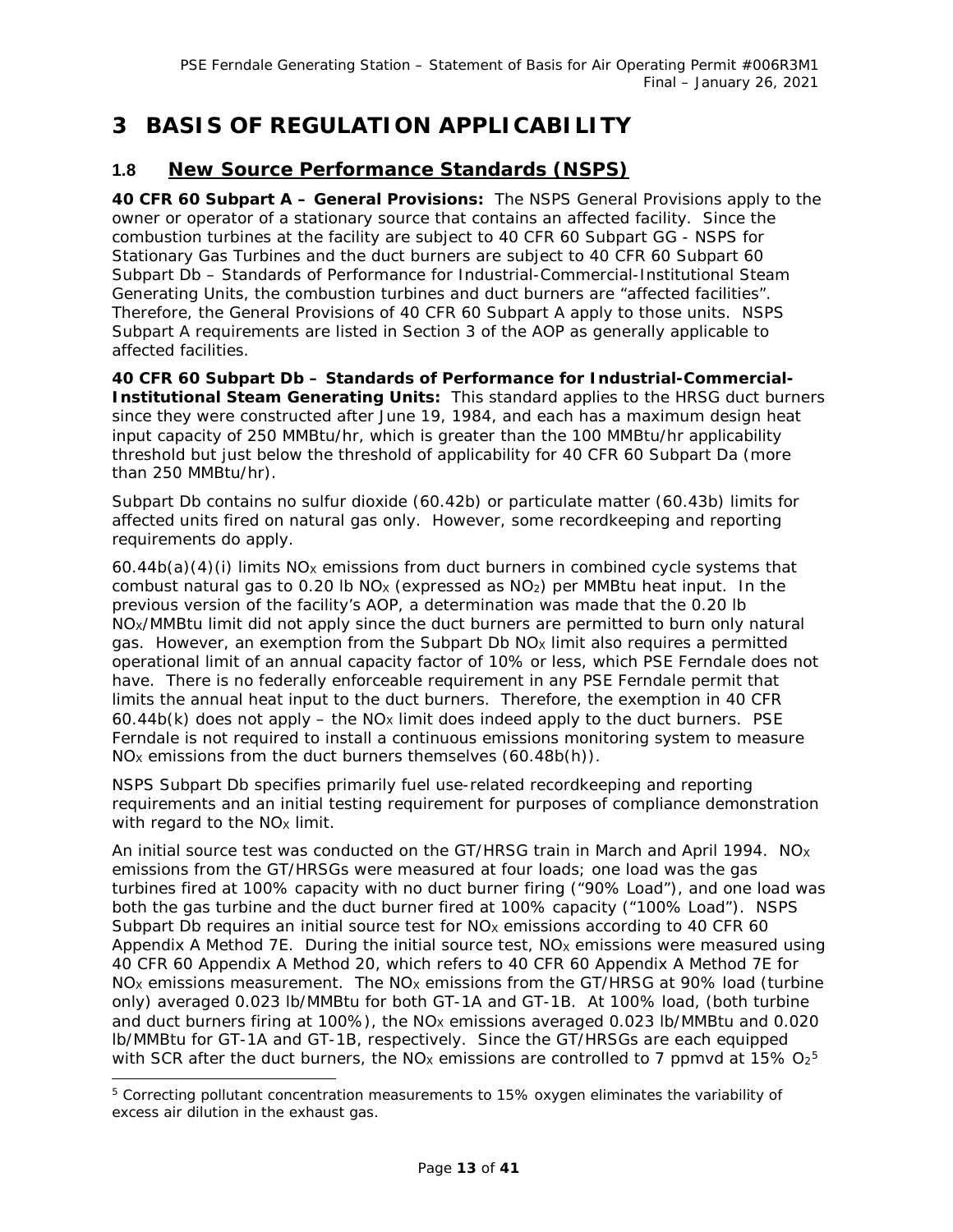# 3 BASIS OF REGULATION APPLICABILITY

## 1.8 New Source Performance Standards (NSPS)

**40 CFR 60 Subpart A – General Provisions:** The NSPS General Provisions apply to the owner or operator of a stationary source that contains an affected facility. Since the combustion turbines at the facility are subject to 40 CFR 60 Subpart GG - NSPS for Stationary Gas Turbines and the duct burners are subject to 40 CFR 60 Subpart 60 Subpart Db – Standards of Performance for Industrial-Commercial-Institutional Steam Generating Units, the combustion turbines and duct burners are "affected facilities". Therefore, the General Provisions of 40 CFR 60 Subpart A apply to those units. NSPS Subpart A requirements are listed in Section 3 of the AOP as generally applicable to affected facilities.

**40 CFR 60 Subpart Db – Standards of Performance for Industrial-Commercial-Institutional Steam Generating Units:** This standard applies to the HRSG duct burners since they were constructed after June 19, 1984, and each has a maximum design heat input capacity of 250 MMBtu/hr, which is greater than the 100 MMBtu/hr applicability threshold but just below the threshold of applicability for 40 CFR 60 Subpart Da (more than 250 MMBtu/hr).

Subpart Db contains no sulfur dioxide (60.42b) or particulate matter (60.43b) limits for affected units fired on natural gas only. However, some recordkeeping and reporting requirements do apply.

60.44b(a)(4)(i) limits $NO_X$ emissions from duct burners in combined cycle systems that combust natural gas to 0.20 lb $NO_X$ (expressed as $NO_2$) per MMBtu heat input. In the previous version of the facility's AOP, a determination was made that the 0.20 lb $NO_X$/MMBtu limit did not apply since the duct burners are permitted to burn only natural gas. However, an exemption from the Subpart Db $NO_X$ limit also requires a permitted operational limit of an annual capacity factor of 10% or less, which PSE Ferndale does not have. There is no federally enforceable requirement in any PSE Ferndale permit that limits the annual heat input to the duct burners. Therefore, the exemption in 40 CFR 60.44b(k) does not apply – the $NO_X$ limit does indeed apply to the duct burners. PSE Ferndale is not required to install a continuous emissions monitoring system to measure $NO_X$ emissions from the duct burners themselves (60.48b(h)).

NSPS Subpart Db specifies primarily fuel use-related recordkeeping and reporting requirements and an initial testing requirement for purposes of compliance demonstration with regard to the $NO_X$ limit.

An initial source test was conducted on the GT/HRSG train in March and April 1994. $NO_X$ emissions from the GT/HRSGs were measured at four loads; one load was the gas turbines fired at 100% capacity with no duct burner firing ("90% Load"), and one load was both the gas turbine and the duct burner fired at 100% capacity ("100% Load"). NSPS Subpart Db requires an initial source test for $NO_X$ emissions according to 40 CFR 60 Appendix A Method 7E. During the initial source test, $NO_X$ emissions were measured using 40 CFR 60 Appendix A Method 20, which refers to 40 CFR 60 Appendix A Method 7E for $NO_X$ emissions measurement. The $NO_X$ emissions from the GT/HRSG at 90% load (turbine only) averaged 0.023 lb/MMBtu for both GT-1A and GT-1B. At 100% load, (both turbine and duct burners firing at 100%), the $NO_X$ emissions averaged 0.023 lb/MMBtu and 0.020 lb/MMBtu for GT-1A and GT-1B, respectively. Since the GT/HRSGs are each equipped with SCR after the duct burners, the $NO_X$ emissions are controlled to 7 ppmvd at 15% $O_2$[5]

[5] Correcting pollutant concentration measurements to 15% oxygen eliminates the variability of excess air dilution in the exhaust gas.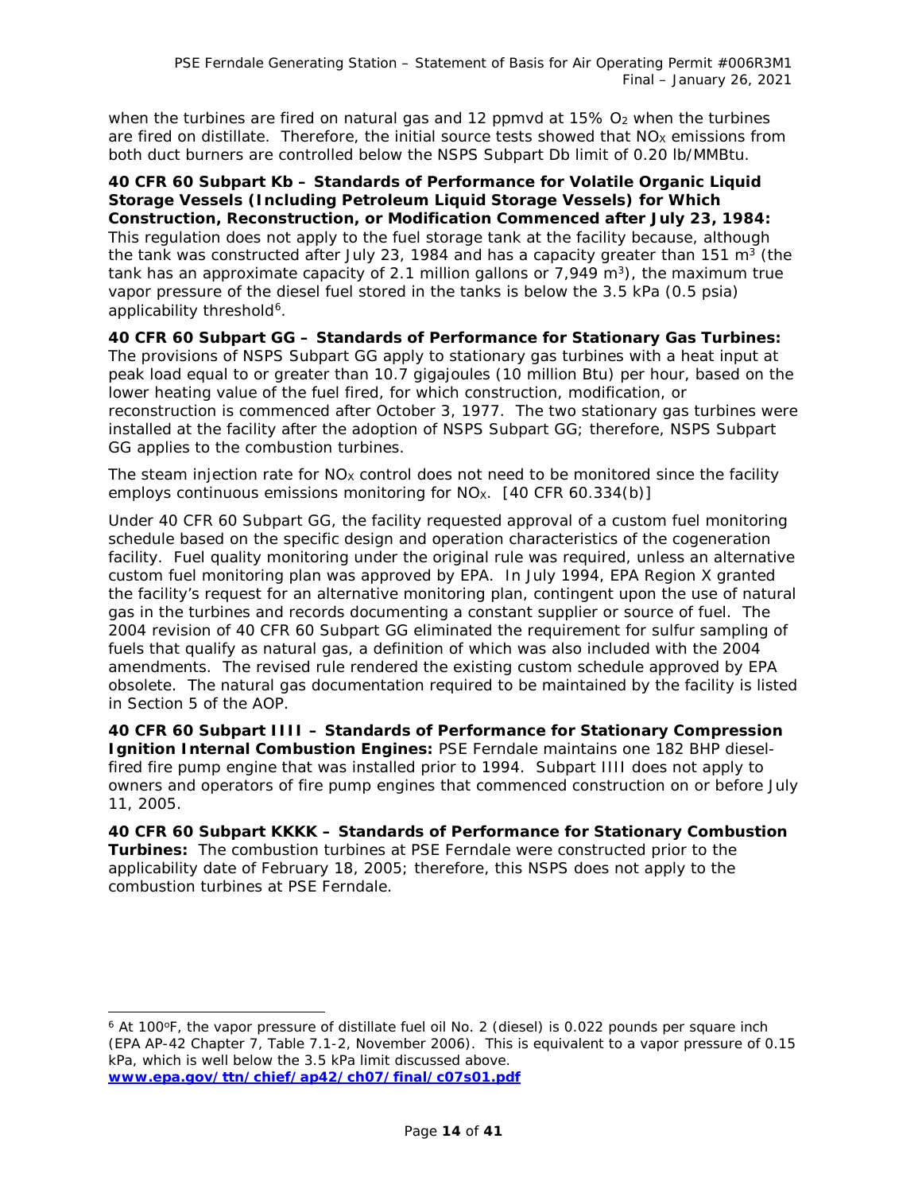when the turbines are fired on natural gas and 12 ppmvd at 15% $O_2$ when the turbines are fired on distillate. Therefore, the initial source tests showed that $NO_X$ emissions from both duct burners are controlled below the NSPS Subpart Db limit of 0.20 lb/MMBtu.

**40 CFR 60 Subpart Kb – Standards of Performance for Volatile Organic Liquid Storage Vessels (Including Petroleum Liquid Storage Vessels) for Which Construction, Reconstruction, or Modification Commenced after July 23, 1984:** This regulation does not apply to the fuel storage tank at the facility because, although the tank was constructed after July 23, 1984 and has a capacity greater than 151 $m^3$ (the tank has an approximate capacity of 2.1 million gallons or 7,949 $m^3$), the maximum true vapor pressure of the diesel fuel stored in the tanks is below the 3.5 kPa (0.5 psia) applicability threshold[6].

**40 CFR 60 Subpart GG – Standards of Performance for Stationary Gas Turbines:** The provisions of NSPS Subpart GG apply to stationary gas turbines with a heat input at peak load equal to or greater than 10.7 gigajoules (10 million Btu) per hour, based on the lower heating value of the fuel fired, for which construction, modification, or reconstruction is commenced after October 3, 1977. The two stationary gas turbines were installed at the facility after the adoption of NSPS Subpart GG; therefore, NSPS Subpart GG applies to the combustion turbines.

The steam injection rate for $NO_X$ control does not need to be monitored since the facility employs continuous emissions monitoring for $NO_X$. [40 CFR 60.334(b)]

Under 40 CFR 60 Subpart GG, the facility requested approval of a custom fuel monitoring schedule based on the specific design and operation characteristics of the cogeneration facility. Fuel quality monitoring under the original rule was required, unless an alternative custom fuel monitoring plan was approved by EPA. In July 1994, EPA Region X granted the facility's request for an alternative monitoring plan, contingent upon the use of natural gas in the turbines and records documenting a constant supplier or source of fuel. The 2004 revision of 40 CFR 60 Subpart GG eliminated the requirement for sulfur sampling of fuels that qualify as natural gas, a definition of which was also included with the 2004 amendments. The revised rule rendered the existing custom schedule approved by EPA obsolete. The natural gas documentation required to be maintained by the facility is listed in Section 5 of the AOP.

**40 CFR 60 Subpart IIII – Standards of Performance for Stationary Compression Ignition Internal Combustion Engines:** PSE Ferndale maintains one 182 BHP diesel-fired fire pump engine that was installed prior to 1994. Subpart IIII does not apply to owners and operators of fire pump engines that commenced construction on or before July 11, 2005.

**40 CFR 60 Subpart KKKK – Standards of Performance for Stationary Combustion Turbines:** The combustion turbines at PSE Ferndale were constructed prior to the applicability date of February 18, 2005; therefore, this NSPS does not apply to the combustion turbines at PSE Ferndale.

---

[6] At 100°F, the vapor pressure of distillate fuel oil No. 2 (diesel) is 0.022 pounds per square inch (EPA AP-42 Chapter 7, Table 7.1-2, November 2006). This is equivalent to a vapor pressure of 0.15 kPa, which is well below the 3.5 kPa limit discussed above. **www.epa.gov/ttn/chief/ap42/ch07/final/c07s01.pdf**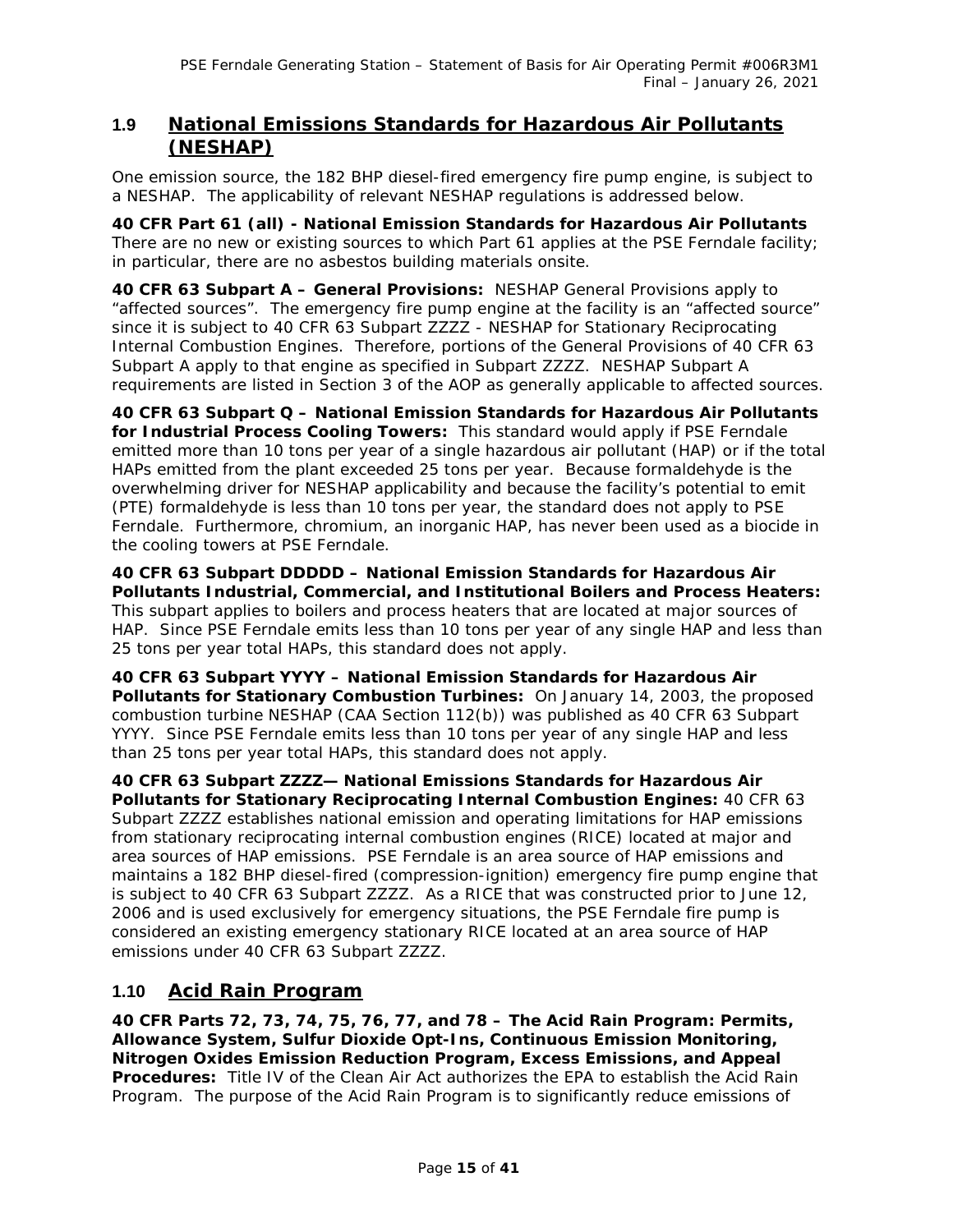## 1.9 National Emissions Standards for Hazardous Air Pollutants (NESHAP)

One emission source, the 182 BHP diesel-fired emergency fire pump engine, is subject to a NESHAP. The applicability of relevant NESHAP regulations is addressed below.

**40 CFR Part 61 (all) - National Emission Standards for Hazardous Air Pollutants** There are no new or existing sources to which Part 61 applies at the PSE Ferndale facility; in particular, there are no asbestos building materials onsite.

**40 CFR 63 Subpart A – General Provisions:** NESHAP General Provisions apply to "affected sources". The emergency fire pump engine at the facility is an "affected source" since it is subject to 40 CFR 63 Subpart ZZZZ - NESHAP for Stationary Reciprocating Internal Combustion Engines. Therefore, portions of the General Provisions of 40 CFR 63 Subpart A apply to that engine as specified in Subpart ZZZZ. NESHAP Subpart A requirements are listed in Section 3 of the AOP as generally applicable to affected sources.

**40 CFR 63 Subpart Q – National Emission Standards for Hazardous Air Pollutants for Industrial Process Cooling Towers:** This standard would apply if PSE Ferndale emitted more than 10 tons per year of a single hazardous air pollutant (HAP) or if the total HAPs emitted from the plant exceeded 25 tons per year. Because formaldehyde is the overwhelming driver for NESHAP applicability and because the facility's potential to emit (PTE) formaldehyde is less than 10 tons per year, the standard does not apply to PSE Ferndale. Furthermore, chromium, an inorganic HAP, has never been used as a biocide in the cooling towers at PSE Ferndale.

**40 CFR 63 Subpart DDDDD – National Emission Standards for Hazardous Air Pollutants Industrial, Commercial, and Institutional Boilers and Process Heaters:** This subpart applies to boilers and process heaters that are located at major sources of HAP. Since PSE Ferndale emits less than 10 tons per year of any single HAP and less than 25 tons per year total HAPs, this standard does not apply.

**40 CFR 63 Subpart YYYY – National Emission Standards for Hazardous Air Pollutants for Stationary Combustion Turbines:** On January 14, 2003, the proposed combustion turbine NESHAP (CAA Section 112(b)) was published as 40 CFR 63 Subpart YYYY. Since PSE Ferndale emits less than 10 tons per year of any single HAP and less than 25 tons per year total HAPs, this standard does not apply.

**40 CFR 63 Subpart ZZZZ— National Emissions Standards for Hazardous Air Pollutants for Stationary Reciprocating Internal Combustion Engines:** 40 CFR 63 Subpart ZZZZ establishes national emission and operating limitations for HAP emissions from stationary reciprocating internal combustion engines (RICE) located at major and area sources of HAP emissions. PSE Ferndale is an area source of HAP emissions and maintains a 182 BHP diesel-fired (compression-ignition) emergency fire pump engine that is subject to 40 CFR 63 Subpart ZZZZ. As a RICE that was constructed prior to June 12, 2006 and is used exclusively for emergency situations, the PSE Ferndale fire pump is considered an existing emergency stationary RICE located at an area source of HAP emissions under 40 CFR 63 Subpart ZZZZ.

## 1.10 Acid Rain Program

**40 CFR Parts 72, 73, 74, 75, 76, 77, and 78 – The Acid Rain Program: Permits, Allowance System, Sulfur Dioxide Opt-Ins, Continuous Emission Monitoring, Nitrogen Oxides Emission Reduction Program, Excess Emissions, and Appeal Procedures:** Title IV of the Clean Air Act authorizes the EPA to establish the Acid Rain Program. The purpose of the Acid Rain Program is to significantly reduce emissions of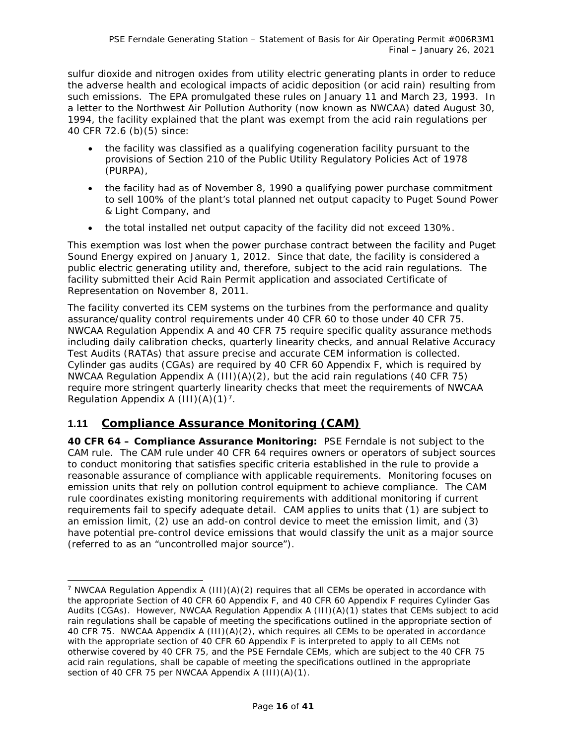sulfur dioxide and nitrogen oxides from utility electric generating plants in order to reduce the adverse health and ecological impacts of acidic deposition (or acid rain) resulting from such emissions. The EPA promulgated these rules on January 11 and March 23, 1993. In a letter to the Northwest Air Pollution Authority (now known as NWCAA) dated August 30, 1994, the facility explained that the plant was exempt from the acid rain regulations per 40 CFR 72.6 (b)(5) since:

- the facility was classified as a qualifying cogeneration facility pursuant to the provisions of Section 210 of the Public Utility Regulatory Policies Act of 1978 (PURPA),
- the facility had as of November 8, 1990 a qualifying power purchase commitment to sell 100% of the plant's total planned net output capacity to Puget Sound Power & Light Company, and
- the total installed net output capacity of the facility did not exceed 130%.

This exemption was lost when the power purchase contract between the facility and Puget Sound Energy expired on January 1, 2012. Since that date, the facility is considered a public electric generating utility and, therefore, subject to the acid rain regulations. The facility submitted their Acid Rain Permit application and associated Certificate of Representation on November 8, 2011.

The facility converted its CEM systems on the turbines from the performance and quality assurance/quality control requirements under 40 CFR 60 to those under 40 CFR 75. NWCAA Regulation Appendix A and 40 CFR 75 require specific quality assurance methods including daily calibration checks, quarterly linearity checks, and annual Relative Accuracy Test Audits (RATAs) that assure precise and accurate CEM information is collected. Cylinder gas audits (CGAs) are required by 40 CFR 60 Appendix F, which is required by NWCAA Regulation Appendix A (III)(A)(2), but the acid rain regulations (40 CFR 75) require more stringent quarterly linearity checks that meet the requirements of NWCAA Regulation Appendix A (III)(A)(1)[7].

## 1.11 Compliance Assurance Monitoring (CAM)

**40 CFR 64 – Compliance Assurance Monitoring:** PSE Ferndale is not subject to the CAM rule. The CAM rule under 40 CFR 64 requires owners or operators of subject sources to conduct monitoring that satisfies specific criteria established in the rule to provide a reasonable assurance of compliance with applicable requirements. Monitoring focuses on emission units that rely on pollution control equipment to achieve compliance. The CAM rule coordinates existing monitoring requirements with additional monitoring if current requirements fail to specify adequate detail. CAM applies to units that (1) are subject to an emission limit, (2) use an add-on control device to meet the emission limit, and (3) have potential pre-control device emissions that would classify the unit as a major source (referred to as an "uncontrolled major source").

---

[7] NWCAA Regulation Appendix A (III)(A)(2) requires that all CEMs be operated in accordance with the appropriate Section of 40 CFR 60 Appendix F, and 40 CFR 60 Appendix F requires Cylinder Gas Audits (CGAs). However, NWCAA Regulation Appendix A (III)(A)(1) states that CEMs subject to acid rain regulations shall be capable of meeting the specifications outlined in the appropriate section of 40 CFR 75. NWCAA Appendix A (III)(A)(2), which requires all CEMs to be operated in accordance with the appropriate section of 40 CFR 60 Appendix F is interpreted to apply to all CEMs not otherwise covered by 40 CFR 75, and the PSE Ferndale CEMs, which are subject to the 40 CFR 75 acid rain regulations, shall be capable of meeting the specifications outlined in the appropriate section of 40 CFR 75 per NWCAA Appendix A (III)(A)(1).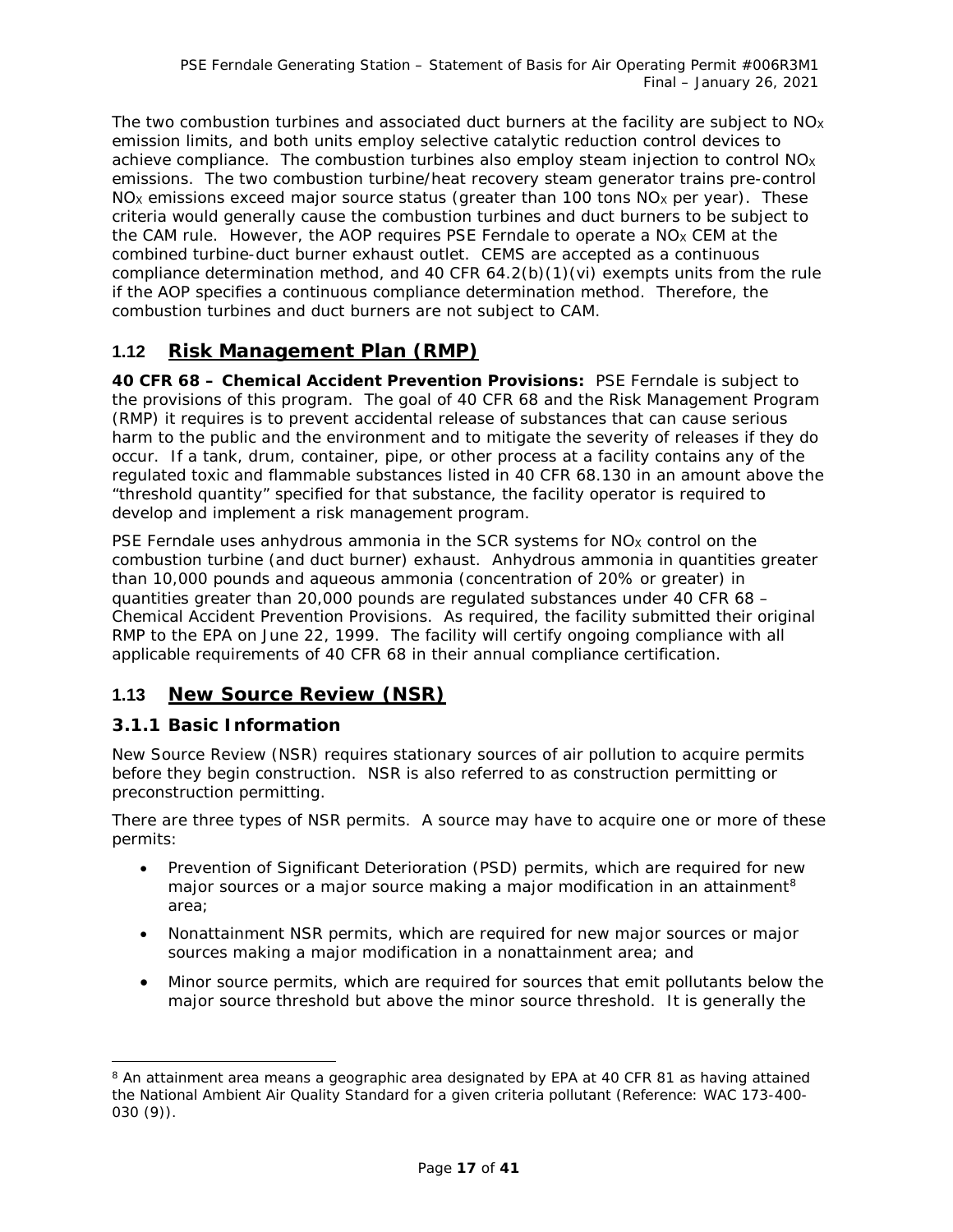The two combustion turbines and associated duct burners at the facility are subject to $NO_X$ emission limits, and both units employ selective catalytic reduction control devices to achieve compliance. The combustion turbines also employ steam injection to control $NO_X$ emissions. The two combustion turbine/heat recovery steam generator trains pre-control $NO_X$ emissions exceed major source status (greater than 100 tons $NO_X$ per year). These criteria would generally cause the combustion turbines and duct burners to be subject to the CAM rule. However, the AOP requires PSE Ferndale to operate a $NO_X$ CEM at the combined turbine-duct burner exhaust outlet. CEMS are accepted as a continuous compliance determination method, and 40 CFR 64.2(b)(1)(vi) exempts units from the rule if the AOP specifies a continuous compliance determination method. Therefore, the combustion turbines and duct burners are not subject to CAM.

## 1.12 Risk Management Plan (RMP)

**40 CFR 68 – Chemical Accident Prevention Provisions:** PSE Ferndale is subject to the provisions of this program. The goal of 40 CFR 68 and the Risk Management Program (RMP) it requires is to prevent accidental release of substances that can cause serious harm to the public and the environment and to mitigate the severity of releases if they do occur. If a tank, drum, container, pipe, or other process at a facility contains any of the regulated toxic and flammable substances listed in 40 CFR 68.130 in an amount above the "threshold quantity" specified for that substance, the facility operator is required to develop and implement a risk management program.

PSE Ferndale uses anhydrous ammonia in the SCR systems for $NO_X$ control on the combustion turbine (and duct burner) exhaust. Anhydrous ammonia in quantities greater than 10,000 pounds and aqueous ammonia (concentration of 20% or greater) in quantities greater than 20,000 pounds are regulated substances under 40 CFR 68 – Chemical Accident Prevention Provisions. As required, the facility submitted their original RMP to the EPA on June 22, 1999. The facility will certify ongoing compliance with all applicable requirements of 40 CFR 68 in their annual compliance certification.

## 1.13 New Source Review (NSR)

### 3.1.1 Basic Information

New Source Review (NSR) requires stationary sources of air pollution to acquire permits before they begin construction. NSR is also referred to as construction permitting or preconstruction permitting.

There are three types of NSR permits. A source may have to acquire one or more of these permits:

- Prevention of Significant Deterioration (PSD) permits, which are required for new major sources or a major source making a major modification in an attainment[8] area;
- Nonattainment NSR permits, which are required for new major sources or major sources making a major modification in a nonattainment area; and
- Minor source permits, which are required for sources that emit pollutants below the major source threshold but above the minor source threshold. It is generally the

[8] An attainment area means a geographic area designated by EPA at 40 CFR 81 as having attained the National Ambient Air Quality Standard for a given criteria pollutant (Reference: WAC 173-400-030 (9)).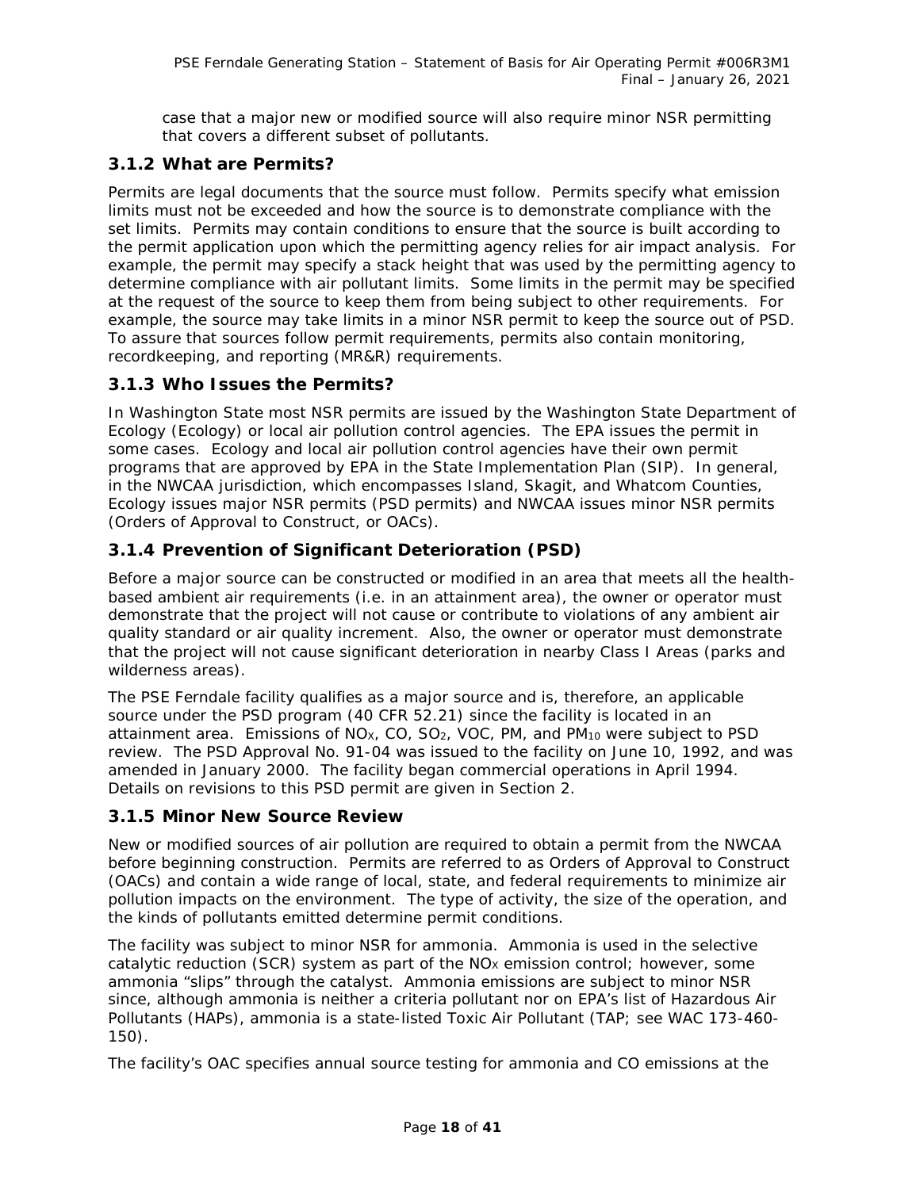case that a major new or modified source will also require minor NSR permitting that covers a different subset of pollutants.

### 3.1.2 What are Permits?

Permits are legal documents that the source must follow. Permits specify what emission limits must not be exceeded and how the source is to demonstrate compliance with the set limits. Permits may contain conditions to ensure that the source is built according to the permit application upon which the permitting agency relies for air impact analysis. For example, the permit may specify a stack height that was used by the permitting agency to determine compliance with air pollutant limits. Some limits in the permit may be specified at the request of the source to keep them from being subject to other requirements. For example, the source may take limits in a minor NSR permit to keep the source out of PSD. To assure that sources follow permit requirements, permits also contain monitoring, recordkeeping, and reporting (MR&R) requirements.

### 3.1.3 Who Issues the Permits?

In Washington State most NSR permits are issued by the Washington State Department of Ecology (Ecology) or local air pollution control agencies. The EPA issues the permit in some cases. Ecology and local air pollution control agencies have their own permit programs that are approved by EPA in the State Implementation Plan (SIP). In general, in the NWCAA jurisdiction, which encompasses Island, Skagit, and Whatcom Counties, Ecology issues major NSR permits (PSD permits) and NWCAA issues minor NSR permits (Orders of Approval to Construct, or OACs).

### 3.1.4 Prevention of Significant Deterioration (PSD)

Before a major source can be constructed or modified in an area that meets all the health-based ambient air requirements (i.e. in an attainment area), the owner or operator must demonstrate that the project will not cause or contribute to violations of any ambient air quality standard or air quality increment. Also, the owner or operator must demonstrate that the project will not cause significant deterioration in nearby Class I Areas (parks and wilderness areas).

The PSE Ferndale facility qualifies as a major source and is, therefore, an applicable source under the PSD program (40 CFR 52.21) since the facility is located in an attainment area. Emissions of $NO_X$, CO, $SO_2$, VOC, PM, and $PM_{10}$ were subject to PSD review. The PSD Approval No. 91-04 was issued to the facility on June 10, 1992, and was amended in January 2000. The facility began commercial operations in April 1994. Details on revisions to this PSD permit are given in Section 2.

### 3.1.5 Minor New Source Review

New or modified sources of air pollution are required to obtain a permit from the NWCAA before beginning construction. Permits are referred to as Orders of Approval to Construct (OACs) and contain a wide range of local, state, and federal requirements to minimize air pollution impacts on the environment. The type of activity, the size of the operation, and the kinds of pollutants emitted determine permit conditions.

The facility was subject to minor NSR for ammonia. Ammonia is used in the selective catalytic reduction (SCR) system as part of the $NO_X$ emission control; however, some ammonia "slips" through the catalyst. Ammonia emissions are subject to minor NSR since, although ammonia is neither a criteria pollutant nor on EPA's list of Hazardous Air Pollutants (HAPs), ammonia is a state-listed Toxic Air Pollutant (TAP; see WAC 173-460-150).

The facility's OAC specifies annual source testing for ammonia and CO emissions at the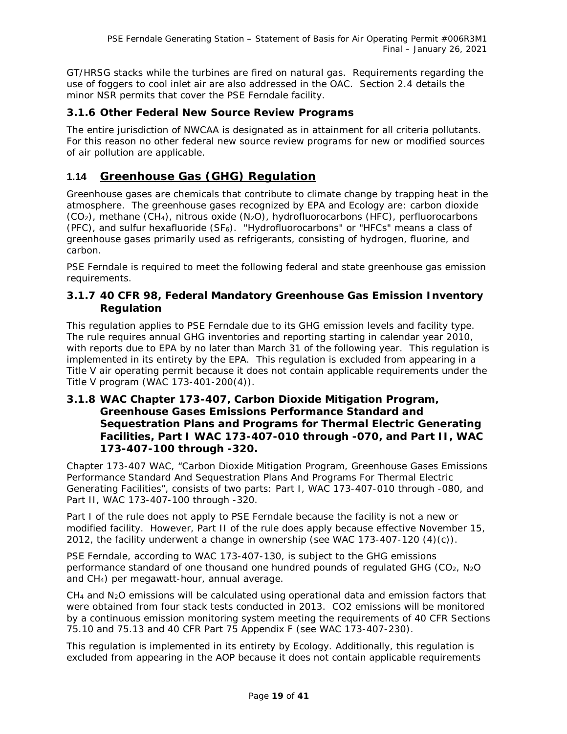GT/HRSG stacks while the turbines are fired on natural gas. Requirements regarding the use of foggers to cool inlet air are also addressed in the OAC. Section 2.4 details the minor NSR permits that cover the PSE Ferndale facility.

### 3.1.6 Other Federal New Source Review Programs

The entire jurisdiction of NWCAA is designated as in attainment for all criteria pollutants. For this reason no other federal new source review programs for new or modified sources of air pollution are applicable.

## 1.14 Greenhouse Gas (GHG) Regulation

Greenhouse gases are chemicals that contribute to climate change by trapping heat in the atmosphere. The greenhouse gases recognized by EPA and Ecology are: carbon dioxide ($CO_2$), methane ($CH_4$), nitrous oxide ($N_2O$), hydrofluorocarbons (HFC), perfluorocarbons (PFC), and sulfur hexafluoride ($SF_6$). "Hydrofluorocarbons" or "HFCs" means a class of greenhouse gases primarily used as refrigerants, consisting of hydrogen, fluorine, and carbon.

PSE Ferndale is required to meet the following federal and state greenhouse gas emission requirements.

### 3.1.7 40 CFR 98, Federal Mandatory Greenhouse Gas Emission Inventory Regulation

This regulation applies to PSE Ferndale due to its GHG emission levels and facility type. The rule requires annual GHG inventories and reporting starting in calendar year 2010, with reports due to EPA by no later than March 31 of the following year. This regulation is implemented in its entirety by the EPA. This regulation is excluded from appearing in a Title V air operating permit because it does not contain applicable requirements under the Title V program (WAC 173-401-200(4)).

### 3.1.8 WAC Chapter 173-407, Carbon Dioxide Mitigation Program, Greenhouse Gases Emissions Performance Standard and Sequestration Plans and Programs for Thermal Electric Generating Facilities, Part I WAC 173-407-010 through -070, and Part II, WAC 173-407-100 through -320.

Chapter 173-407 WAC, "Carbon Dioxide Mitigation Program, Greenhouse Gases Emissions Performance Standard And Sequestration Plans And Programs For Thermal Electric Generating Facilities", consists of two parts: Part I, WAC 173-407-010 through -080, and Part II, WAC 173-407-100 through -320.

Part I of the rule does not apply to PSE Ferndale because the facility is not a new or modified facility. However, Part II of the rule does apply because effective November 15, 2012, the facility underwent a change in ownership (see WAC 173-407-120 (4)(c)).

PSE Ferndale, according to WAC 173-407-130, is subject to the GHG emissions performance standard of one thousand one hundred pounds of regulated GHG ($CO_2$, $N_2O$ and $CH_4$) per megawatt-hour, annual average.

$CH_4$ and $N_2O$ emissions will be calculated using operational data and emission factors that were obtained from four stack tests conducted in 2013. CO2 emissions will be monitored by a continuous emission monitoring system meeting the requirements of 40 CFR Sections 75.10 and 75.13 and 40 CFR Part 75 Appendix F (see WAC 173-407-230).

This regulation is implemented in its entirety by Ecology. Additionally, this regulation is excluded from appearing in the AOP because it does not contain applicable requirements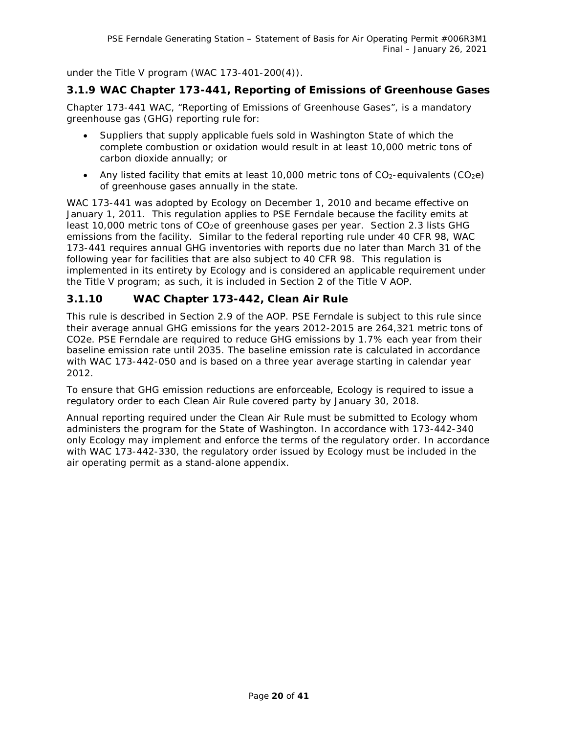under the Title V program (WAC 173-401-200(4)).

### 3.1.9 WAC Chapter 173-441, Reporting of Emissions of Greenhouse Gases

Chapter 173-441 WAC, "Reporting of Emissions of Greenhouse Gases", is a mandatory greenhouse gas (GHG) reporting rule for:

- Suppliers that supply applicable fuels sold in Washington State of which the complete combustion or oxidation would result in at least 10,000 metric tons of carbon dioxide annually; or
- Any listed facility that emits at least 10,000 metric tons of $CO_2$-equivalents ($CO_2e$) of greenhouse gases annually in the state.

WAC 173-441 was adopted by Ecology on December 1, 2010 and became effective on January 1, 2011. This regulation applies to PSE Ferndale because the facility emits at least 10,000 metric tons of $CO_2e$ of greenhouse gases per year. Section 2.3 lists GHG emissions from the facility. Similar to the federal reporting rule under 40 CFR 98, WAC 173-441 requires annual GHG inventories with reports due no later than March 31 of the following year for facilities that are also subject to 40 CFR 98. This regulation is implemented in its entirety by Ecology and is considered an applicable requirement under the Title V program; as such, it is included in Section 2 of the Title V AOP.

### 3.1.10 WAC Chapter 173-442, Clean Air Rule

This rule is described in Section 2.9 of the AOP. PSE Ferndale is subject to this rule since their average annual GHG emissions for the years 2012-2015 are 264,321 metric tons of CO2e. PSE Ferndale are required to reduce GHG emissions by 1.7% each year from their baseline emission rate until 2035. The baseline emission rate is calculated in accordance with WAC 173-442-050 and is based on a three year average starting in calendar year 2012.

To ensure that GHG emission reductions are enforceable, Ecology is required to issue a regulatory order to each Clean Air Rule covered party by January 30, 2018.

Annual reporting required under the Clean Air Rule must be submitted to Ecology whom administers the program for the State of Washington. In accordance with 173-442-340 only Ecology may implement and enforce the terms of the regulatory order. In accordance with WAC 173-442-330, the regulatory order issued by Ecology must be included in the air operating permit as a stand-alone appendix.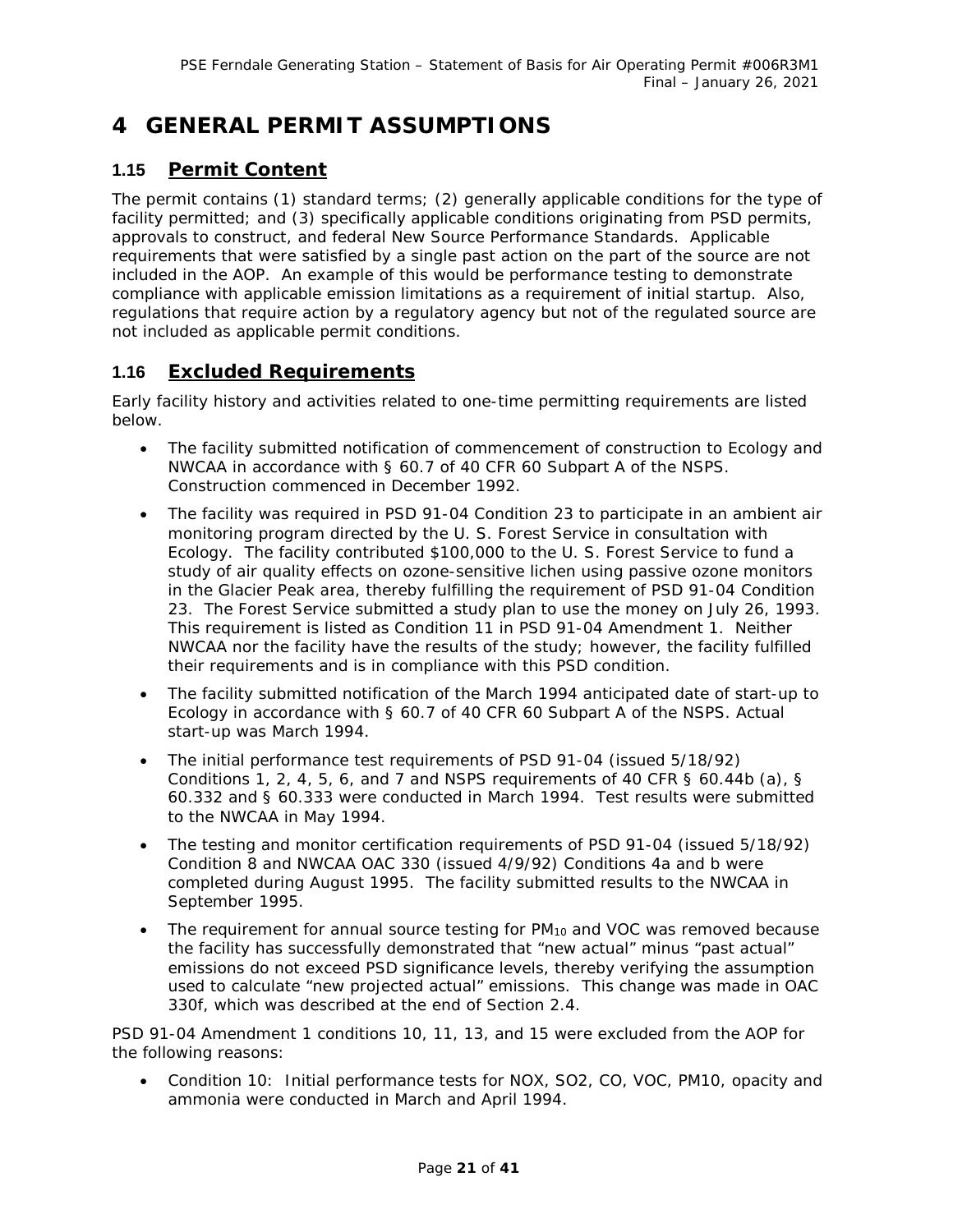# 4 GENERAL PERMIT ASSUMPTIONS

## 1.15 Permit Content

The permit contains (1) standard terms; (2) generally applicable conditions for the type of facility permitted; and (3) specifically applicable conditions originating from PSD permits, approvals to construct, and federal New Source Performance Standards. Applicable requirements that were satisfied by a single past action on the part of the source are not included in the AOP. An example of this would be performance testing to demonstrate compliance with applicable emission limitations as a requirement of initial startup. Also, regulations that require action by a regulatory agency but not of the regulated source are not included as applicable permit conditions.

## 1.16 Excluded Requirements

Early facility history and activities related to one-time permitting requirements are listed below.

- The facility submitted notification of commencement of construction to Ecology and NWCAA in accordance with § 60.7 of 40 CFR 60 Subpart A of the NSPS. Construction commenced in December 1992.
- The facility was required in PSD 91-04 Condition 23 to participate in an ambient air monitoring program directed by the U. S. Forest Service in consultation with Ecology. The facility contributed $100,000 to the U. S. Forest Service to fund a study of air quality effects on ozone-sensitive lichen using passive ozone monitors in the Glacier Peak area, thereby fulfilling the requirement of PSD 91-04 Condition 23. The Forest Service submitted a study plan to use the money on July 26, 1993. This requirement is listed as Condition 11 in PSD 91-04 Amendment 1. Neither NWCAA nor the facility have the results of the study; however, the facility fulfilled their requirements and is in compliance with this PSD condition.
- The facility submitted notification of the March 1994 anticipated date of start-up to Ecology in accordance with § 60.7 of 40 CFR 60 Subpart A of the NSPS. Actual start-up was March 1994.
- The initial performance test requirements of PSD 91-04 (issued 5/18/92) Conditions 1, 2, 4, 5, 6, and 7 and NSPS requirements of 40 CFR § 60.44b (a), § 60.332 and § 60.333 were conducted in March 1994. Test results were submitted to the NWCAA in May 1994.
- The testing and monitor certification requirements of PSD 91-04 (issued 5/18/92) Condition 8 and NWCAA OAC 330 (issued 4/9/92) Conditions 4a and b were completed during August 1995. The facility submitted results to the NWCAA in September 1995.
- The requirement for annual source testing for $PM_{10}$ and VOC was removed because the facility has successfully demonstrated that "new actual" minus "past actual" emissions do not exceed PSD significance levels, thereby verifying the assumption used to calculate "new projected actual" emissions. This change was made in OAC 330f, which was described at the end of Section 2.4.

PSD 91-04 Amendment 1 conditions 10, 11, 13, and 15 were excluded from the AOP for the following reasons:

- Condition 10: Initial performance tests for NOX, SO2, CO, VOC, PM10, opacity and ammonia were conducted in March and April 1994.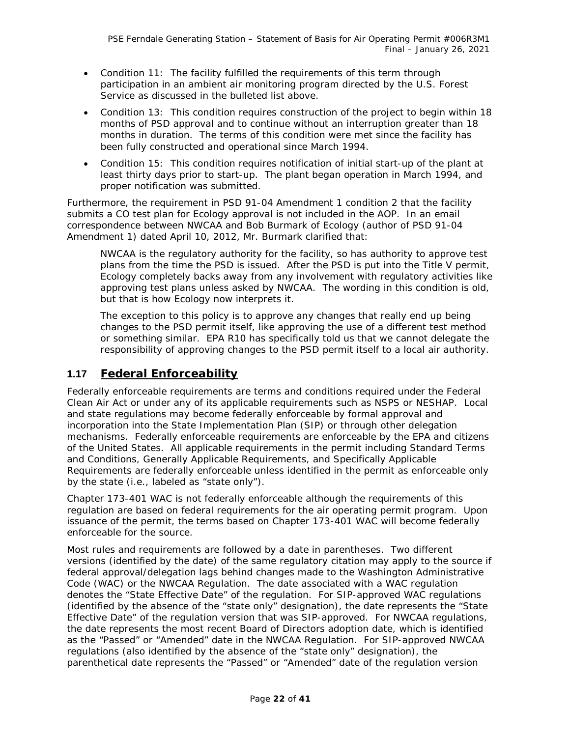- Condition 11: The facility fulfilled the requirements of this term through participation in an ambient air monitoring program directed by the U.S. Forest Service as discussed in the bulleted list above.
- Condition 13: This condition requires construction of the project to begin within 18 months of PSD approval and to continue without an interruption greater than 18 months in duration. The terms of this condition were met since the facility has been fully constructed and operational since March 1994.
- Condition 15: This condition requires notification of initial start-up of the plant at least thirty days prior to start-up. The plant began operation in March 1994, and proper notification was submitted.

Furthermore, the requirement in PSD 91-04 Amendment 1 condition 2 that the facility submits a CO test plan for Ecology approval is not included in the AOP. In an email correspondence between NWCAA and Bob Burmark of Ecology (author of PSD 91-04 Amendment 1) dated April 10, 2012, Mr. Burmark clarified that:

> NWCAA is the regulatory authority for the facility, so has authority to approve test plans from the time the PSD is issued. After the PSD is put into the Title V permit, Ecology completely backs away from any involvement with regulatory activities like approving test plans unless asked by NWCAA. The wording in this condition is old, but that is how Ecology now interprets it.
>
> The exception to this policy is to approve any changes that really end up being changes to the PSD permit itself, like approving the use of a different test method or something similar. EPA R10 has specifically told us that we cannot delegate the responsibility of approving changes to the PSD permit itself to a local air authority.

## 1.17 Federal Enforceability

Federally enforceable requirements are terms and conditions required under the Federal Clean Air Act or under any of its applicable requirements such as NSPS or NESHAP. Local and state regulations may become federally enforceable by formal approval and incorporation into the State Implementation Plan (SIP) or through other delegation mechanisms. Federally enforceable requirements are enforceable by the EPA and citizens of the United States. All applicable requirements in the permit including Standard Terms and Conditions, Generally Applicable Requirements, and Specifically Applicable Requirements are federally enforceable unless identified in the permit as enforceable only by the state (i.e., labeled as "state only").

Chapter 173-401 WAC is not federally enforceable although the requirements of this regulation are based on federal requirements for the air operating permit program. Upon issuance of the permit, the terms based on Chapter 173-401 WAC will become federally enforceable for the source.

Most rules and requirements are followed by a date in parentheses. Two different versions (identified by the date) of the same regulatory citation may apply to the source if federal approval/delegation lags behind changes made to the Washington Administrative Code (WAC) or the NWCAA Regulation. The date associated with a WAC regulation denotes the "State Effective Date" of the regulation. For SIP-approved WAC regulations (identified by the absence of the "state only" designation), the date represents the "State Effective Date" of the regulation version that was SIP-approved. For NWCAA regulations, the date represents the most recent Board of Directors adoption date, which is identified as the "Passed" or "Amended" date in the NWCAA Regulation. For SIP-approved NWCAA regulations (also identified by the absence of the "state only" designation), the parenthetical date represents the "Passed" or "Amended" date of the regulation version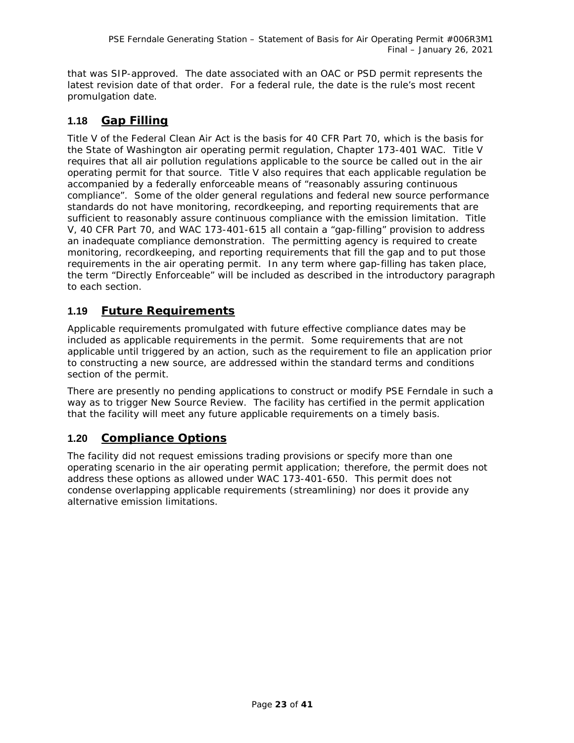that was SIP-approved. The date associated with an OAC or PSD permit represents the latest revision date of that order. For a federal rule, the date is the rule's most recent promulgation date.

## 1.18 Gap Filling

Title V of the Federal Clean Air Act is the basis for 40 CFR Part 70, which is the basis for the State of Washington air operating permit regulation, Chapter 173-401 WAC. Title V requires that all air pollution regulations applicable to the source be called out in the air operating permit for that source. Title V also requires that each applicable regulation be accompanied by a federally enforceable means of "reasonably assuring continuous compliance". Some of the older general regulations and federal new source performance standards do not have monitoring, recordkeeping, and reporting requirements that are sufficient to reasonably assure continuous compliance with the emission limitation. Title V, 40 CFR Part 70, and WAC 173-401-615 all contain a "gap-filling" provision to address an inadequate compliance demonstration. The permitting agency is required to create monitoring, recordkeeping, and reporting requirements that fill the gap and to put those requirements in the air operating permit. In any term where gap-filling has taken place, the term "Directly Enforceable" will be included as described in the introductory paragraph to each section.

## 1.19 Future Requirements

Applicable requirements promulgated with future effective compliance dates may be included as applicable requirements in the permit. Some requirements that are not applicable until triggered by an action, such as the requirement to file an application prior to constructing a new source, are addressed within the standard terms and conditions section of the permit.

There are presently no pending applications to construct or modify PSE Ferndale in such a way as to trigger New Source Review. The facility has certified in the permit application that the facility will meet any future applicable requirements on a timely basis.

## 1.20 Compliance Options

The facility did not request emissions trading provisions or specify more than one operating scenario in the air operating permit application; therefore, the permit does not address these options as allowed under WAC 173-401-650. This permit does not condense overlapping applicable requirements (streamlining) nor does it provide any alternative emission limitations.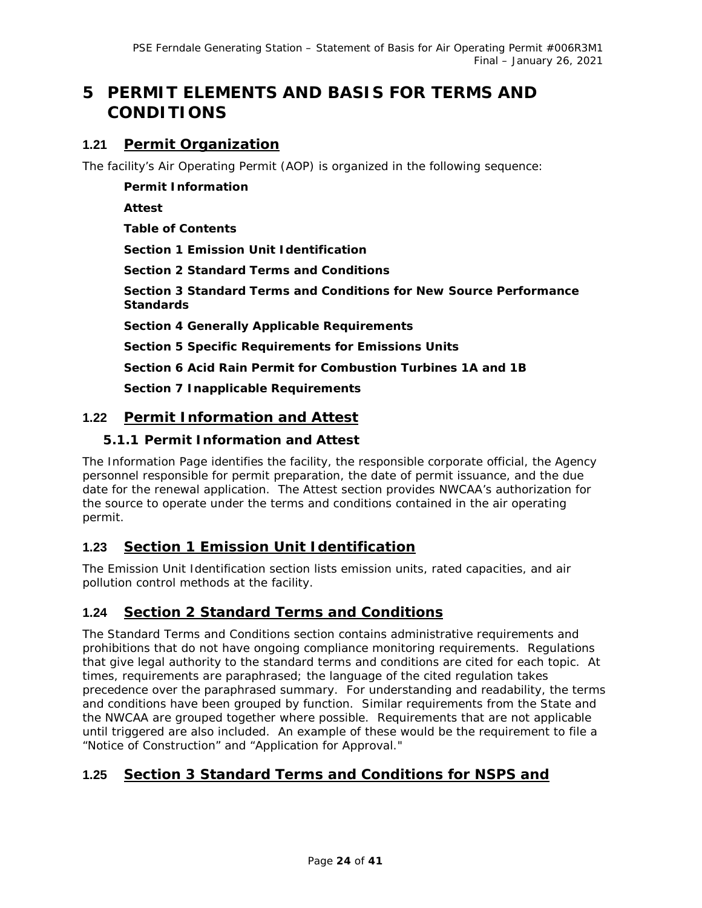# 5 PERMIT ELEMENTS AND BASIS FOR TERMS AND CONDITIONS

## 1.21 Permit Organization

The facility's Air Operating Permit (AOP) is organized in the following sequence:

**Permit Information**

**Attest**

**Table of Contents**

**Section 1 Emission Unit Identification**

**Section 2 Standard Terms and Conditions**

**Section 3 Standard Terms and Conditions for New Source Performance Standards**

**Section 4 Generally Applicable Requirements**

**Section 5 Specific Requirements for Emissions Units**

**Section 6 Acid Rain Permit for Combustion Turbines 1A and 1B**

**Section 7 Inapplicable Requirements**

## 1.22 Permit Information and Attest

### 5.1.1 Permit Information and Attest

The Information Page identifies the facility, the responsible corporate official, the Agency personnel responsible for permit preparation, the date of permit issuance, and the due date for the renewal application. The Attest section provides NWCAA's authorization for the source to operate under the terms and conditions contained in the air operating permit.

## 1.23 Section 1 Emission Unit Identification

The Emission Unit Identification section lists emission units, rated capacities, and air pollution control methods at the facility.

## 1.24 Section 2 Standard Terms and Conditions

The Standard Terms and Conditions section contains administrative requirements and prohibitions that do not have ongoing compliance monitoring requirements. Regulations that give legal authority to the standard terms and conditions are cited for each topic. At times, requirements are paraphrased; the language of the cited regulation takes precedence over the paraphrased summary. For understanding and readability, the terms and conditions have been grouped by function. Similar requirements from the State and the NWCAA are grouped together where possible. Requirements that are not applicable until triggered are also included. An example of these would be the requirement to file a "Notice of Construction" and "Application for Approval."

## 1.25 Section 3 Standard Terms and Conditions for NSPS and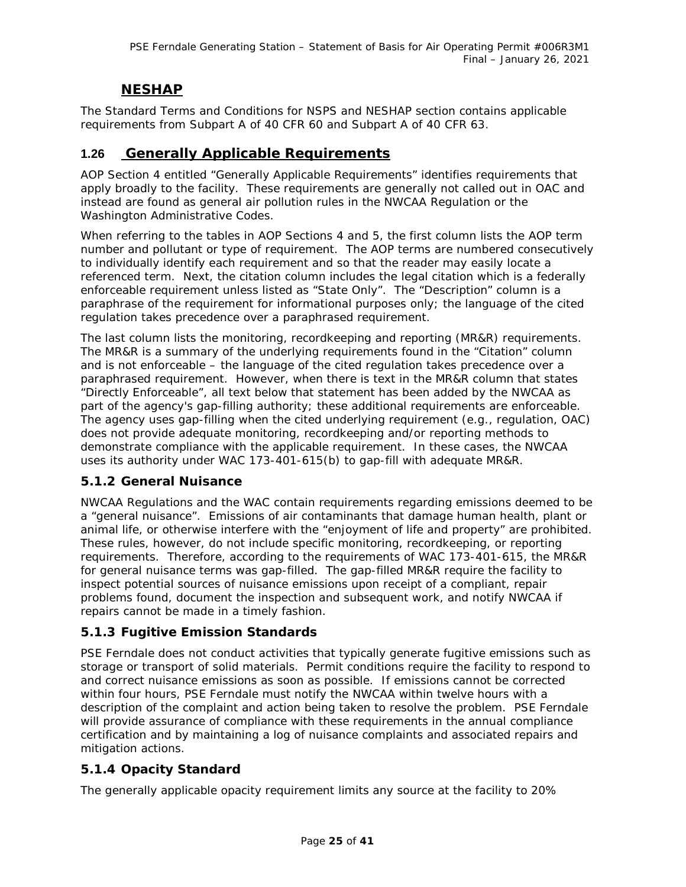## NESHAP

The Standard Terms and Conditions for NSPS and NESHAP section contains applicable requirements from Subpart A of 40 CFR 60 and Subpart A of 40 CFR 63.

## 1.26 Generally Applicable Requirements

AOP Section 4 entitled "Generally Applicable Requirements" identifies requirements that apply broadly to the facility. These requirements are generally not called out in OAC and instead are found as general air pollution rules in the NWCAA Regulation or the Washington Administrative Codes.

When referring to the tables in AOP Sections 4 and 5, the first column lists the AOP term number and pollutant or type of requirement. The AOP terms are numbered consecutively to individually identify each requirement and so that the reader may easily locate a referenced term. Next, the citation column includes the legal citation which is a federally enforceable requirement unless listed as "State Only". The "Description" column is a paraphrase of the requirement for informational purposes only; the language of the cited regulation takes precedence over a paraphrased requirement.

The last column lists the monitoring, recordkeeping and reporting (MR&R) requirements. The MR&R is a summary of the underlying requirements found in the "Citation" column and is not enforceable – the language of the cited regulation takes precedence over a paraphrased requirement. However, when there is text in the MR&R column that states "Directly Enforceable", all text below that statement has been added by the NWCAA as part of the agency's gap-filling authority; these additional requirements are enforceable. The agency uses gap-filling when the cited underlying requirement (e.g., regulation, OAC) does not provide adequate monitoring, recordkeeping and/or reporting methods to demonstrate compliance with the applicable requirement. In these cases, the NWCAA uses its authority under WAC 173-401-615(b) to gap-fill with adequate MR&R.

### 5.1.2 General Nuisance

NWCAA Regulations and the WAC contain requirements regarding emissions deemed to be a "general nuisance". Emissions of air contaminants that damage human health, plant or animal life, or otherwise interfere with the "enjoyment of life and property" are prohibited. These rules, however, do not include specific monitoring, recordkeeping, or reporting requirements. Therefore, according to the requirements of WAC 173-401-615, the MR&R for general nuisance terms was gap-filled. The gap-filled MR&R require the facility to inspect potential sources of nuisance emissions upon receipt of a compliant, repair problems found, document the inspection and subsequent work, and notify NWCAA if repairs cannot be made in a timely fashion.

### 5.1.3 Fugitive Emission Standards

PSE Ferndale does not conduct activities that typically generate fugitive emissions such as storage or transport of solid materials. Permit conditions require the facility to respond to and correct nuisance emissions as soon as possible. If emissions cannot be corrected within four hours, PSE Ferndale must notify the NWCAA within twelve hours with a description of the complaint and action being taken to resolve the problem. PSE Ferndale will provide assurance of compliance with these requirements in the annual compliance certification and by maintaining a log of nuisance complaints and associated repairs and mitigation actions.

### 5.1.4 Opacity Standard

The generally applicable opacity requirement limits any source at the facility to 20%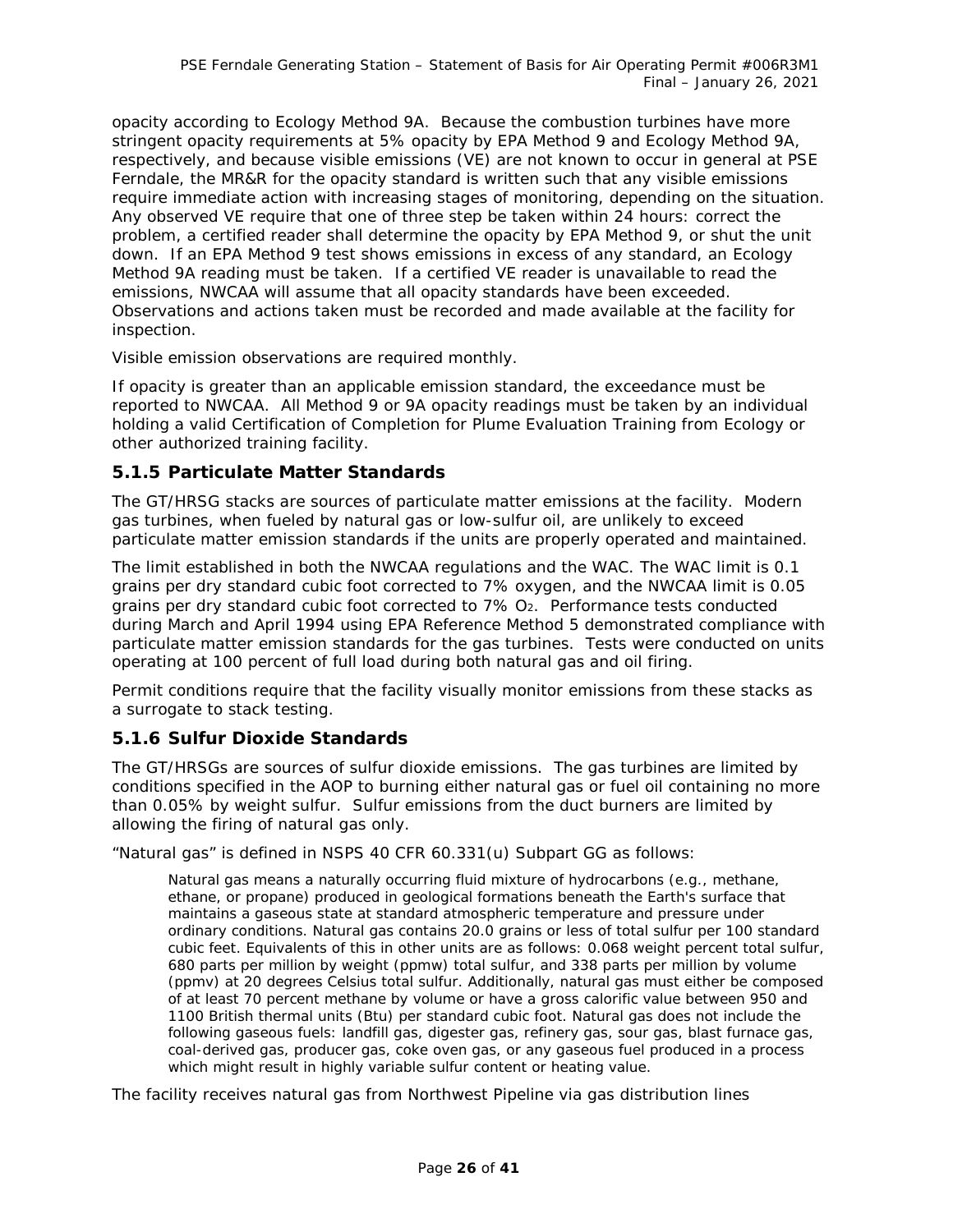opacity according to Ecology Method 9A. Because the combustion turbines have more stringent opacity requirements at 5% opacity by EPA Method 9 and Ecology Method 9A, respectively, and because visible emissions (VE) are not known to occur in general at PSE Ferndale, the MR&R for the opacity standard is written such that any visible emissions require immediate action with increasing stages of monitoring, depending on the situation. Any observed VE require that one of three step be taken within 24 hours: correct the problem, a certified reader shall determine the opacity by EPA Method 9, or shut the unit down. If an EPA Method 9 test shows emissions in excess of any standard, an Ecology Method 9A reading must be taken. If a certified VE reader is unavailable to read the emissions, NWCAA will assume that all opacity standards have been exceeded. Observations and actions taken must be recorded and made available at the facility for inspection.

Visible emission observations are required monthly.

If opacity is greater than an applicable emission standard, the exceedance must be reported to NWCAA. All Method 9 or 9A opacity readings must be taken by an individual holding a valid Certification of Completion for Plume Evaluation Training from Ecology or other authorized training facility.

### 5.1.5 Particulate Matter Standards

The GT/HRSG stacks are sources of particulate matter emissions at the facility. Modern gas turbines, when fueled by natural gas or low-sulfur oil, are unlikely to exceed particulate matter emission standards if the units are properly operated and maintained.

The limit established in both the NWCAA regulations and the WAC. The WAC limit is 0.1 grains per dry standard cubic foot corrected to 7% oxygen, and the NWCAA limit is 0.05 grains per dry standard cubic foot corrected to 7% $O_2$. Performance tests conducted during March and April 1994 using EPA Reference Method 5 demonstrated compliance with particulate matter emission standards for the gas turbines. Tests were conducted on units operating at 100 percent of full load during both natural gas and oil firing.

Permit conditions require that the facility visually monitor emissions from these stacks as a surrogate to stack testing.

### 5.1.6 Sulfur Dioxide Standards

The GT/HRSGs are sources of sulfur dioxide emissions. The gas turbines are limited by conditions specified in the AOP to burning either natural gas or fuel oil containing no more than 0.05% by weight sulfur. Sulfur emissions from the duct burners are limited by allowing the firing of natural gas only.

"Natural gas" is defined in NSPS 40 CFR 60.331(u) Subpart GG as follows:

> Natural gas means a naturally occurring fluid mixture of hydrocarbons (e.g., methane, ethane, or propane) produced in geological formations beneath the Earth's surface that maintains a gaseous state at standard atmospheric temperature and pressure under ordinary conditions. Natural gas contains 20.0 grains or less of total sulfur per 100 standard cubic feet. Equivalents of this in other units are as follows: 0.068 weight percent total sulfur, 680 parts per million by weight (ppmw) total sulfur, and 338 parts per million by volume (ppmv) at 20 degrees Celsius total sulfur. Additionally, natural gas must either be composed of at least 70 percent methane by volume or have a gross calorific value between 950 and 1100 British thermal units (Btu) per standard cubic foot. Natural gas does not include the following gaseous fuels: landfill gas, digester gas, refinery gas, sour gas, blast furnace gas, coal-derived gas, producer gas, coke oven gas, or any gaseous fuel produced in a process which might result in highly variable sulfur content or heating value.

The facility receives natural gas from Northwest Pipeline via gas distribution lines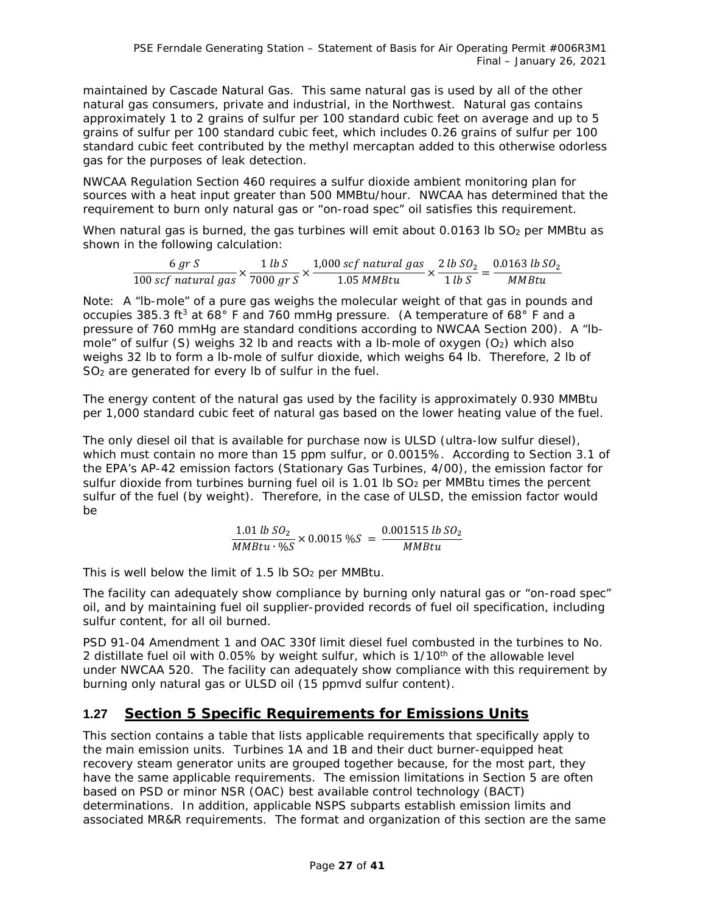maintained by Cascade Natural Gas. This same natural gas is used by all of the other natural gas consumers, private and industrial, in the Northwest. Natural gas contains approximately 1 to 2 grains of sulfur per 100 standard cubic feet on average and up to 5 grains of sulfur per 100 standard cubic feet, which includes 0.26 grains of sulfur per 100 standard cubic feet contributed by the methyl mercaptan added to this otherwise odorless gas for the purposes of leak detection.

NWCAA Regulation Section 460 requires a sulfur dioxide ambient monitoring plan for sources with a heat input greater than 500 MMBtu/hour. NWCAA has determined that the requirement to burn only natural gas or "on-road spec" oil satisfies this requirement.

When natural gas is burned, the gas turbines will emit about 0.0163 lb $SO_2$ per MMBtu as shown in the following calculation:

$$\frac{6\ gr\ S}{100\ scf\ natural\ gas} \times \frac{1\ lb\ S}{7000\ gr\ S} \times \frac{1{,}000\ scf\ natural\ gas}{1.05\ MMBtu} \times \frac{2\ lb\ SO_2}{1\ lb\ S} = \frac{0.0163\ lb\ SO_2}{MMBtu}$$

Note: A "lb-mole" of a pure gas weighs the molecular weight of that gas in pounds and occupies 385.3 $ft^3$ at 68° F and 760 mmHg pressure. (A temperature of 68° F and a pressure of 760 mmHg are standard conditions according to NWCAA Section 200). A "lb-mole" of sulfur (S) weighs 32 lb and reacts with a lb-mole of oxygen ($O_2$) which also weighs 32 lb to form a lb-mole of sulfur dioxide, which weighs 64 lb. Therefore, 2 lb of $SO_2$ are generated for every lb of sulfur in the fuel.

The energy content of the natural gas used by the facility is approximately 0.930 MMBtu per 1,000 standard cubic feet of natural gas based on the lower heating value of the fuel.

The only diesel oil that is available for purchase now is ULSD (ultra-low sulfur diesel), which must contain no more than 15 ppm sulfur, or 0.0015%. According to Section 3.1 of the EPA's AP-42 emission factors (Stationary Gas Turbines, 4/00), the emission factor for sulfur dioxide from turbines burning fuel oil is 1.01 lb $SO_2$ per MMBtu times the percent sulfur of the fuel (by weight). Therefore, in the case of ULSD, the emission factor would be

$$\frac{1.01\ lb\ SO_2}{MMBtu \cdot \%S} \times 0.0015\ \%S\ =\ \frac{0.001515\ lb\ SO_2}{MMBtu}$$

This is well below the limit of 1.5 lb $SO_2$ per MMBtu.

The facility can adequately show compliance by burning only natural gas or "on-road spec" oil, and by maintaining fuel oil supplier-provided records of fuel oil specification, including sulfur content, for all oil burned.

PSD 91-04 Amendment 1 and OAC 330f limit diesel fuel combusted in the turbines to No. 2 distillate fuel oil with 0.05% by weight sulfur, which is $1/10^{th}$ of the allowable level under NWCAA 520. The facility can adequately show compliance with this requirement by burning only natural gas or ULSD oil (15 ppmvd sulfur content).

## 1.27 Section 5 Specific Requirements for Emissions Units

This section contains a table that lists applicable requirements that specifically apply to the main emission units. Turbines 1A and 1B and their duct burner-equipped heat recovery steam generator units are grouped together because, for the most part, they have the same applicable requirements. The emission limitations in Section 5 are often based on PSD or minor NSR (OAC) best available control technology (BACT) determinations. In addition, applicable NSPS subparts establish emission limits and associated MR&R requirements. The format and organization of this section are the same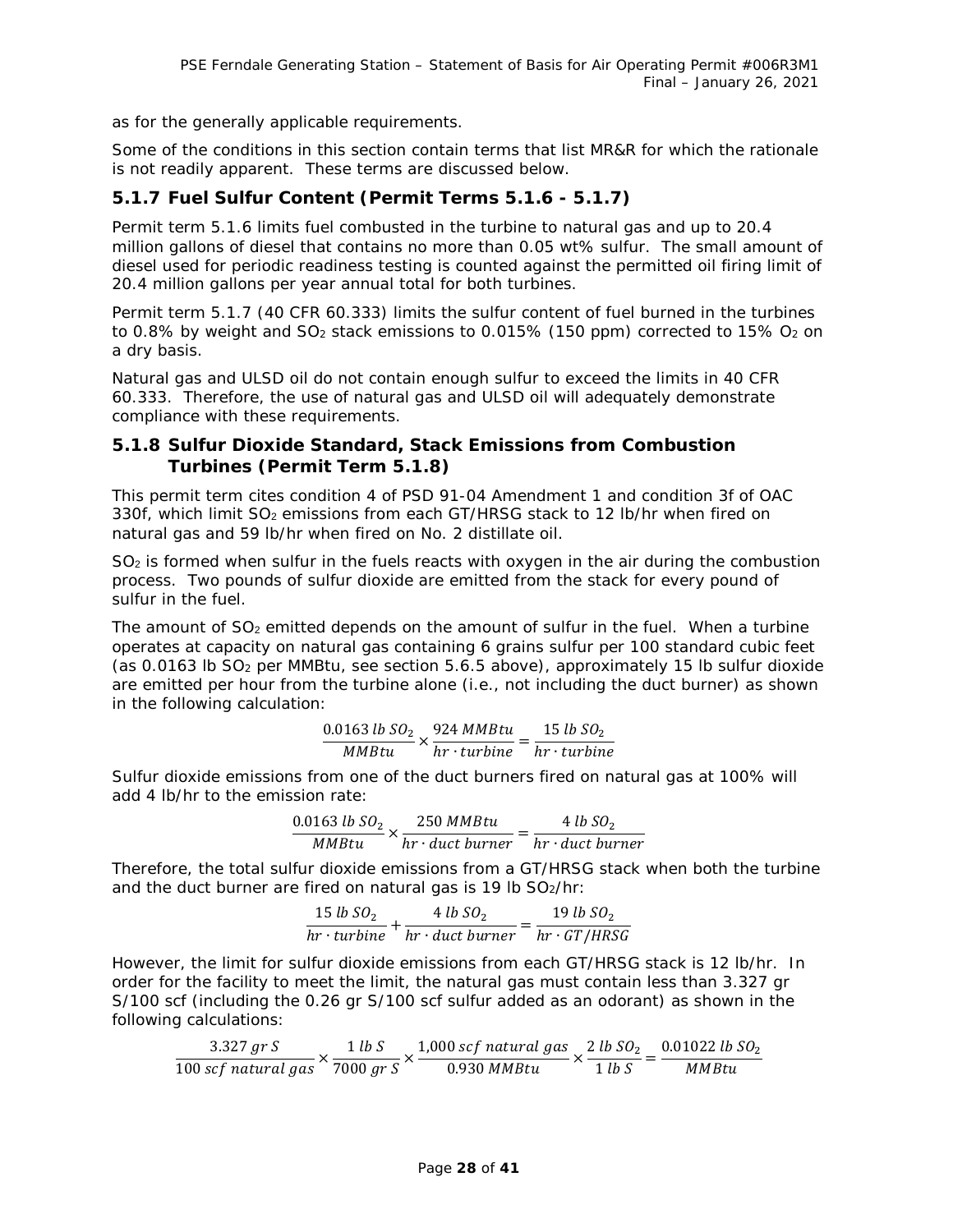as for the generally applicable requirements.

Some of the conditions in this section contain terms that list MR&R for which the rationale is not readily apparent. These terms are discussed below.

### 5.1.7 Fuel Sulfur Content (Permit Terms 5.1.6 - 5.1.7)

Permit term 5.1.6 limits fuel combusted in the turbine to natural gas and up to 20.4 million gallons of diesel that contains no more than 0.05 wt% sulfur. The small amount of diesel used for periodic readiness testing is counted against the permitted oil firing limit of 20.4 million gallons per year annual total for both turbines.

Permit term 5.1.7 (40 CFR 60.333) limits the sulfur content of fuel burned in the turbines to 0.8% by weight and $SO_2$ stack emissions to 0.015% (150 ppm) corrected to 15% $O_2$ on a dry basis.

Natural gas and ULSD oil do not contain enough sulfur to exceed the limits in 40 CFR 60.333. Therefore, the use of natural gas and ULSD oil will adequately demonstrate compliance with these requirements.

### 5.1.8 Sulfur Dioxide Standard, Stack Emissions from Combustion Turbines (Permit Term 5.1.8)

This permit term cites condition 4 of PSD 91-04 Amendment 1 and condition 3f of OAC 330f, which limit $SO_2$ emissions from each GT/HRSG stack to 12 lb/hr when fired on natural gas and 59 lb/hr when fired on No. 2 distillate oil.

$SO_2$ is formed when sulfur in the fuels reacts with oxygen in the air during the combustion process. Two pounds of sulfur dioxide are emitted from the stack for every pound of sulfur in the fuel.

The amount of $SO_2$ emitted depends on the amount of sulfur in the fuel. When a turbine operates at capacity on natural gas containing 6 grains sulfur per 100 standard cubic feet (as 0.0163 lb $SO_2$ per MMBtu, see section 5.6.5 above), approximately 15 lb sulfur dioxide are emitted per hour from the turbine alone (i.e., not including the duct burner) as shown in the following calculation:

$$\frac{0.0163\ lb\ SO_2}{MMBtu} \times \frac{924\ MMBtu}{hr \cdot turbine} = \frac{15\ lb\ SO_2}{hr \cdot turbine}$$

Sulfur dioxide emissions from one of the duct burners fired on natural gas at 100% will add 4 lb/hr to the emission rate:

$$\frac{0.0163\ lb\ SO_2}{MMBtu} \times \frac{250\ MMBtu}{hr \cdot duct\ burner} = \frac{4\ lb\ SO_2}{hr \cdot duct\ burner}$$

Therefore, the total sulfur dioxide emissions from a GT/HRSG stack when both the turbine and the duct burner are fired on natural gas is 19 lb $SO_2$/hr:

$$\frac{15\ lb\ SO_2}{hr \cdot turbine} + \frac{4\ lb\ SO_2}{hr \cdot duct\ burner} = \frac{19\ lb\ SO_2}{hr \cdot GT/HRSG}$$

However, the limit for sulfur dioxide emissions from each GT/HRSG stack is 12 lb/hr. In order for the facility to meet the limit, the natural gas must contain less than 3.327 gr S/100 scf (including the 0.26 gr S/100 scf sulfur added as an odorant) as shown in the following calculations:

$$\frac{3.327\ gr\ S}{100\ scf\ natural\ gas} \times \frac{1\ lb\ S}{7000\ gr\ S} \times \frac{1{,}000\ scf\ natural\ gas}{0.930\ MMBtu} \times \frac{2\ lb\ SO_2}{1\ lb\ S} = \frac{0.01022\ lb\ SO_2}{MMBtu}$$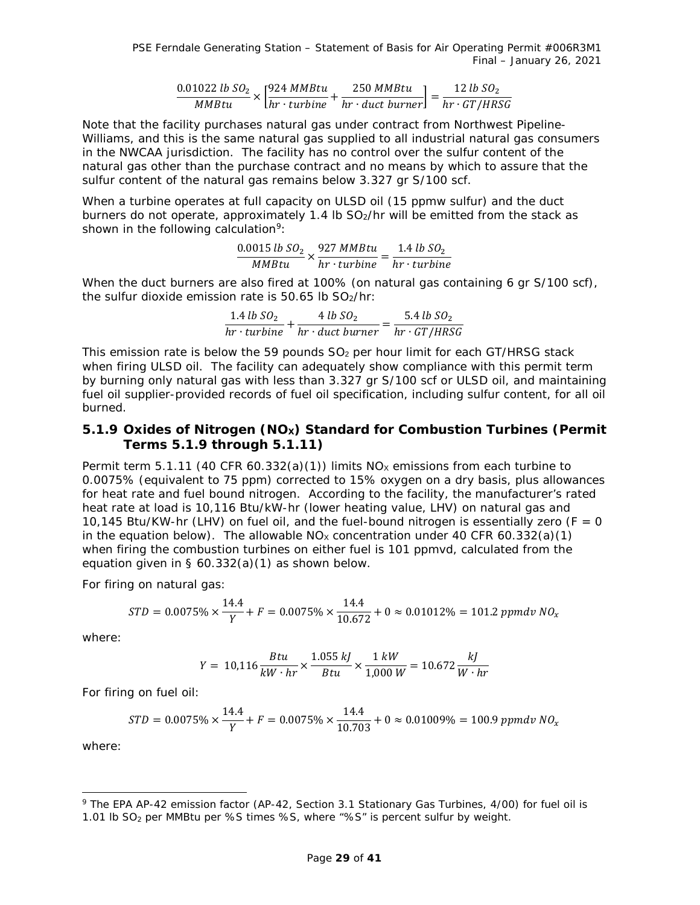$$\frac{0.01022\ lb\ SO_2}{MMBtu} \times \left[\frac{924\ MMBtu}{hr \cdot turbine} + \frac{250\ MMBtu}{hr \cdot duct\ burner}\right] = \frac{12\ lb\ SO_2}{hr \cdot GT/HRSG}$$

Note that the facility purchases natural gas under contract from Northwest Pipeline-Williams, and this is the same natural gas supplied to all industrial natural gas consumers in the NWCAA jurisdiction. The facility has no control over the sulfur content of the natural gas other than the purchase contract and no means by which to assure that the sulfur content of the natural gas remains below 3.327 gr S/100 scf.

When a turbine operates at full capacity on ULSD oil (15 ppmw sulfur) and the duct burners do not operate, approximately 1.4 lb $SO_2$/hr will be emitted from the stack as shown in the following calculation[9]:

$$\frac{0.0015\ lb\ SO_2}{MMBtu} \times \frac{927\ MMBtu}{hr \cdot turbine} = \frac{1.4\ lb\ SO_2}{hr \cdot turbine}$$

When the duct burners are also fired at 100% (on natural gas containing 6 gr S/100 scf), the sulfur dioxide emission rate is 50.65 lb $SO_2$/hr:

$$\frac{1.4\ lb\ SO_2}{hr \cdot turbine} + \frac{4\ lb\ SO_2}{hr \cdot duct\ burner} = \frac{5.4\ lb\ SO_2}{hr \cdot GT/HRSG}$$

This emission rate is below the 59 pounds $SO_2$ per hour limit for each GT/HRSG stack when firing ULSD oil. The facility can adequately show compliance with this permit term by burning only natural gas with less than 3.327 gr S/100 scf or ULSD oil, and maintaining fuel oil supplier-provided records of fuel oil specification, including sulfur content, for all oil burned.

### 5.1.9 Oxides of Nitrogen ($NO_X$) Standard for Combustion Turbines (Permit Terms 5.1.9 through 5.1.11)

Permit term 5.1.11 (40 CFR 60.332(a)(1)) limits $NO_X$ emissions from each turbine to 0.0075% (equivalent to 75 ppm) corrected to 15% oxygen on a dry basis, plus allowances for heat rate and fuel bound nitrogen. According to the facility, the manufacturer's rated heat rate at load is 10,116 Btu/kW-hr (lower heating value, LHV) on natural gas and 10,145 Btu/KW-hr (LHV) on fuel oil, and the fuel-bound nitrogen is essentially zero (F = 0 in the equation below). The allowable $NO_X$ concentration under 40 CFR 60.332(a)(1) when firing the combustion turbines on either fuel is 101 ppmvd, calculated from the equation given in § 60.332(a)(1) as shown below.

For firing on natural gas:

$$STD = 0.0075\% \times \frac{14.4}{Y} + F = 0.0075\% \times \frac{14.4}{10.672} + 0 \approx 0.01012\% = 101.2\ ppmdv\ NO_x$$

where:

$$Y = 10{,}116 \frac{Btu}{kW \cdot hr} \times \frac{1.055\ kJ}{Btu} \times \frac{1\ kW}{1{,}000\ W} = 10.672 \frac{kJ}{W \cdot hr}$$

For firing on fuel oil:

$$STD = 0.0075\% \times \frac{14.4}{Y} + F = 0.0075\% \times \frac{14.4}{10.703} + 0 \approx 0.01009\% = 100.9\ ppmdv\ NO_x$$

where:

[9] The EPA AP-42 emission factor (AP-42, Section 3.1 Stationary Gas Turbines, 4/00) for fuel oil is 1.01 lb $SO_2$ per MMBtu per %S times %S, where "%S" is percent sulfur by weight.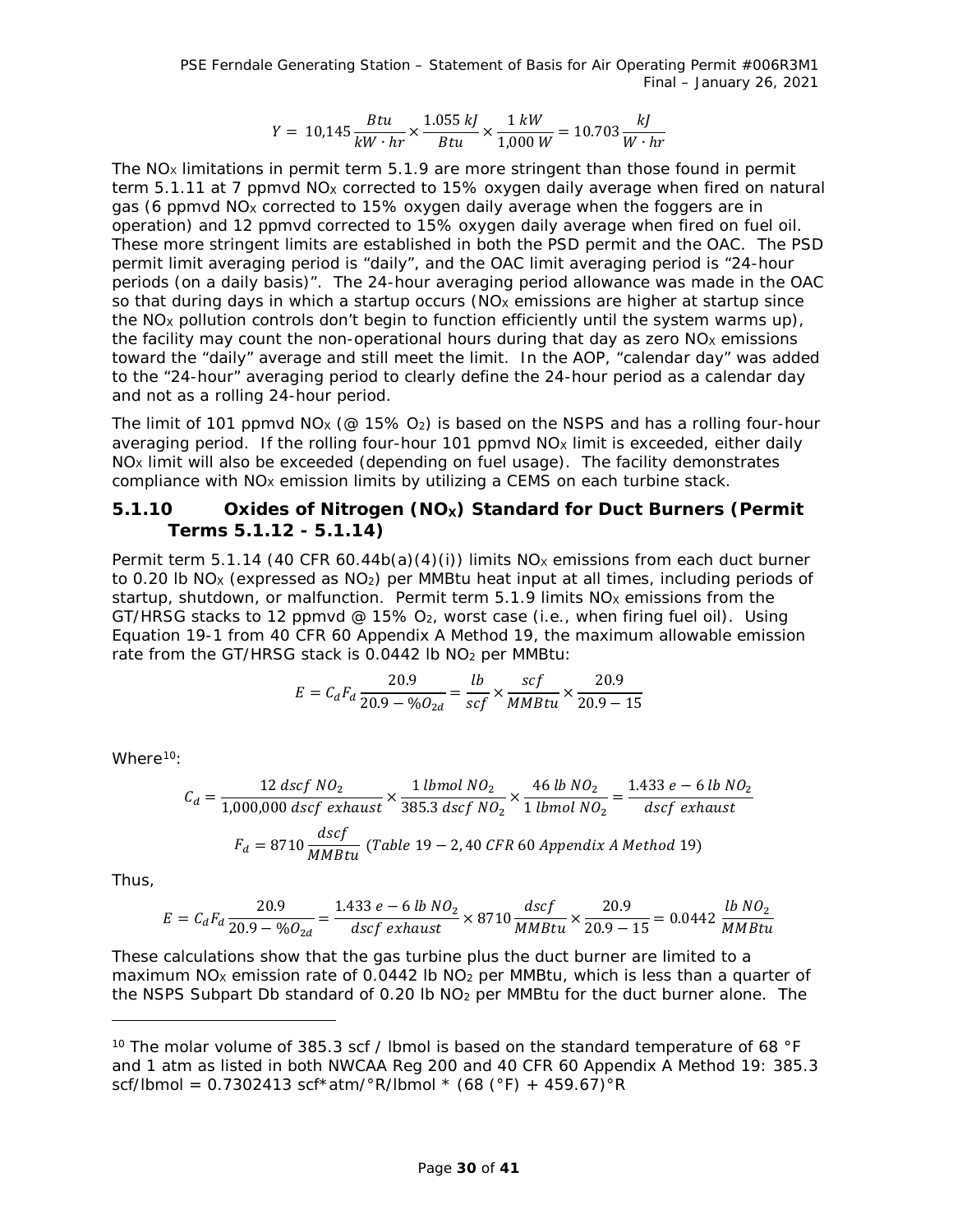$$Y = 10{,}145 \frac{Btu}{kW \cdot hr} \times \frac{1.055\ kJ}{Btu} \times \frac{1\ kW}{1{,}000\ W} = 10.703 \frac{kJ}{W \cdot hr}$$

The $NO_X$ limitations in permit term 5.1.9 are more stringent than those found in permit term 5.1.11 at 7 ppmvd $NO_X$ corrected to 15% oxygen daily average when fired on natural gas (6 ppmvd $NO_X$ corrected to 15% oxygen daily average when the foggers are in operation) and 12 ppmvd corrected to 15% oxygen daily average when fired on fuel oil. These more stringent limits are established in both the PSD permit and the OAC. The PSD permit limit averaging period is "daily", and the OAC limit averaging period is "24-hour periods (on a daily basis)". The 24-hour averaging period allowance was made in the OAC so that during days in which a startup occurs ($NO_X$ emissions are higher at startup since the $NO_X$ pollution controls don't begin to function efficiently until the system warms up), the facility may count the non-operational hours during that day as zero $NO_X$ emissions toward the "daily" average and still meet the limit. In the AOP, "calendar day" was added to the "24-hour" averaging period to clearly define the 24-hour period as a calendar day and not as a rolling 24-hour period.

The limit of 101 ppmvd $NO_X$ (@ 15% $O_2$) is based on the NSPS and has a rolling four-hour averaging period. If the rolling four-hour 101 ppmvd $NO_X$ limit is exceeded, either daily $NO_X$ limit will also be exceeded (depending on fuel usage). The facility demonstrates compliance with $NO_X$ emission limits by utilizing a CEMS on each turbine stack.

### 5.1.10 Oxides of Nitrogen ($NO_X$) Standard for Duct Burners (Permit Terms 5.1.12 - 5.1.14)

Permit term 5.1.14 (40 CFR 60.44b(a)(4)(i)) limits $NO_X$ emissions from each duct burner to 0.20 lb $NO_X$ (expressed as $NO_2$) per MMBtu heat input at all times, including periods of startup, shutdown, or malfunction. Permit term 5.1.9 limits $NO_X$ emissions from the GT/HRSG stacks to 12 ppmvd @ 15% $O_2$, worst case (i.e., when firing fuel oil). Using Equation 19-1 from 40 CFR 60 Appendix A Method 19, the maximum allowable emission rate from the GT/HRSG stack is 0.0442 lb $NO_2$ per MMBtu:

$$E = C_d F_d \frac{20.9}{20.9 - \%O_{2d}} = \frac{lb}{scf} \times \frac{scf}{MMBtu} \times \frac{20.9}{20.9 - 15}$$

Where[10]:

$$C_d = \frac{12\ dscf\ NO_2}{1{,}000{,}000\ dscf\ exhaust} \times \frac{1\ lbmol\ NO_2}{385.3\ dscf\ NO_2} \times \frac{46\ lb\ NO_2}{1\ lbmol\ NO_2} = \frac{1.433\ e - 6\ lb\ NO_2}{dscf\ exhaust}$$

$$F_d = 8710 \frac{dscf}{MMBtu}\ (Table\ 19-2, 40\ CFR\ 60\ Appendix\ A\ Method\ 19)$$

Thus,

$$E = C_d F_d \frac{20.9}{20.9 - \%O_{2d}} = \frac{1.433\ e - 6\ lb\ NO_2}{dscf\ exhaust} \times 8710 \frac{dscf}{MMBtu} \times \frac{20.9}{20.9 - 15} = 0.0442\ \frac{lb\ NO_2}{MMBtu}$$

These calculations show that the gas turbine plus the duct burner are limited to a maximum $NO_X$ emission rate of 0.0442 lb $NO_2$ per MMBtu, which is less than a quarter of the NSPS Subpart Db standard of 0.20 lb $NO_2$ per MMBtu for the duct burner alone. The

---

[10] The molar volume of 385.3 scf / lbmol is based on the standard temperature of 68 °F and 1 atm as listed in both NWCAA Reg 200 and 40 CFR 60 Appendix A Method 19: 385.3 scf/lbmol = 0.7302413 scf*atm/°R/lbmol * (68 (°F) + 459.67)°R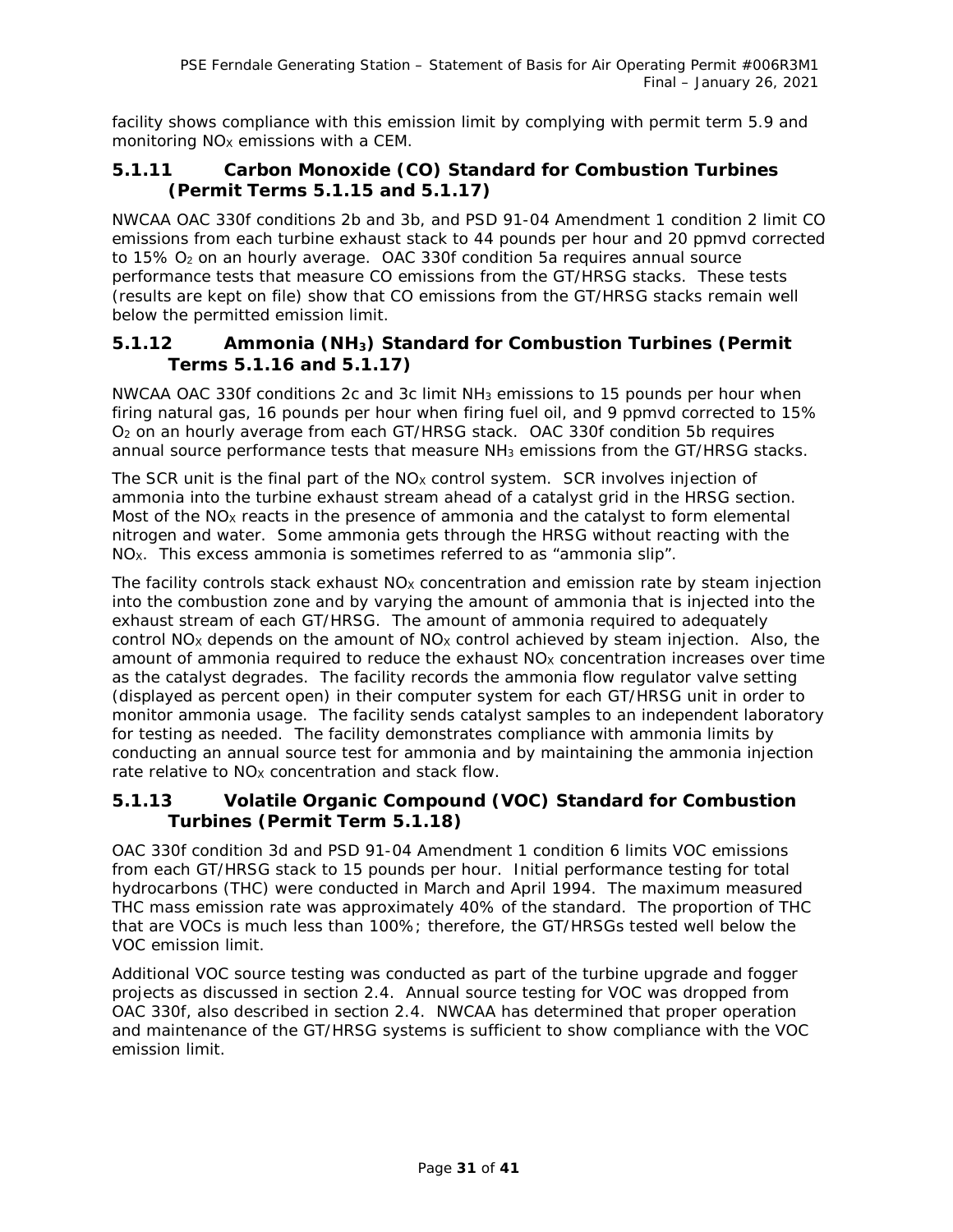facility shows compliance with this emission limit by complying with permit term 5.9 and monitoring $NO_X$ emissions with a CEM.

### 5.1.11 Carbon Monoxide (CO) Standard for Combustion Turbines (Permit Terms 5.1.15 and 5.1.17)

NWCAA OAC 330f conditions 2b and 3b, and PSD 91-04 Amendment 1 condition 2 limit CO emissions from each turbine exhaust stack to 44 pounds per hour and 20 ppmvd corrected to 15% $O_2$ on an hourly average. OAC 330f condition 5a requires annual source performance tests that measure CO emissions from the GT/HRSG stacks. These tests (results are kept on file) show that CO emissions from the GT/HRSG stacks remain well below the permitted emission limit.

### 5.1.12 Ammonia ($NH_3$) Standard for Combustion Turbines (Permit Terms 5.1.16 and 5.1.17)

NWCAA OAC 330f conditions 2c and 3c limit $NH_3$ emissions to 15 pounds per hour when firing natural gas, 16 pounds per hour when firing fuel oil, and 9 ppmvd corrected to 15% $O_2$ on an hourly average from each GT/HRSG stack. OAC 330f condition 5b requires annual source performance tests that measure $NH_3$ emissions from the GT/HRSG stacks.

The SCR unit is the final part of the $NO_X$ control system. SCR involves injection of ammonia into the turbine exhaust stream ahead of a catalyst grid in the HRSG section. Most of the $NO_X$ reacts in the presence of ammonia and the catalyst to form elemental nitrogen and water. Some ammonia gets through the HRSG without reacting with the $NO_X$. This excess ammonia is sometimes referred to as "ammonia slip".

The facility controls stack exhaust $NO_X$ concentration and emission rate by steam injection into the combustion zone and by varying the amount of ammonia that is injected into the exhaust stream of each GT/HRSG. The amount of ammonia required to adequately control $NO_X$ depends on the amount of $NO_X$ control achieved by steam injection. Also, the amount of ammonia required to reduce the exhaust $NO_X$ concentration increases over time as the catalyst degrades. The facility records the ammonia flow regulator valve setting (displayed as percent open) in their computer system for each GT/HRSG unit in order to monitor ammonia usage. The facility sends catalyst samples to an independent laboratory for testing as needed. The facility demonstrates compliance with ammonia limits by conducting an annual source test for ammonia and by maintaining the ammonia injection rate relative to $NO_X$ concentration and stack flow.

### 5.1.13 Volatile Organic Compound (VOC) Standard for Combustion Turbines (Permit Term 5.1.18)

OAC 330f condition 3d and PSD 91-04 Amendment 1 condition 6 limits VOC emissions from each GT/HRSG stack to 15 pounds per hour. Initial performance testing for total hydrocarbons (THC) were conducted in March and April 1994. The maximum measured THC mass emission rate was approximately 40% of the standard. The proportion of THC that are VOCs is much less than 100%; therefore, the GT/HRSGs tested well below the VOC emission limit.

Additional VOC source testing was conducted as part of the turbine upgrade and fogger projects as discussed in section 2.4. Annual source testing for VOC was dropped from OAC 330f, also described in section 2.4. NWCAA has determined that proper operation and maintenance of the GT/HRSG systems is sufficient to show compliance with the VOC emission limit.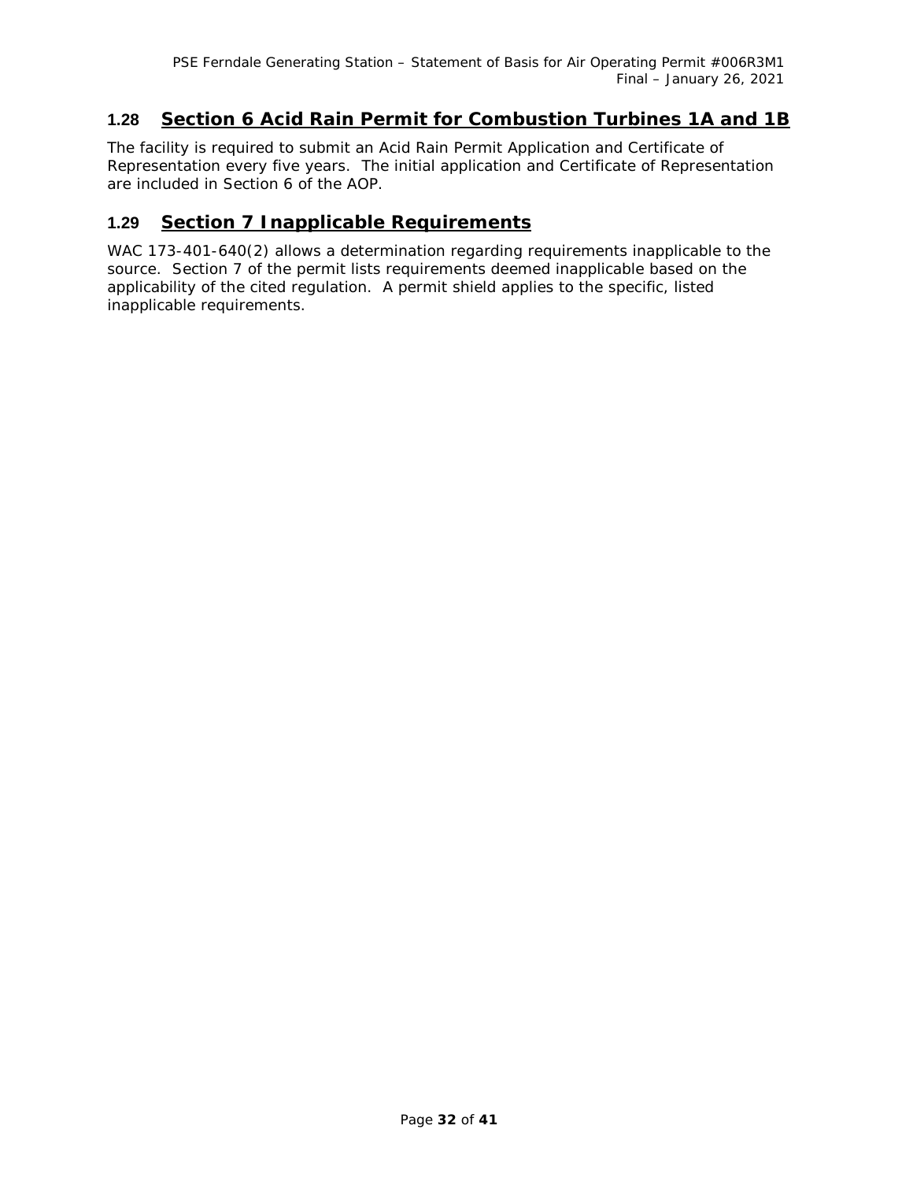## 1.28 Section 6 Acid Rain Permit for Combustion Turbines 1A and 1B

The facility is required to submit an Acid Rain Permit Application and Certificate of Representation every five years. The initial application and Certificate of Representation are included in Section 6 of the AOP.

## 1.29 Section 7 Inapplicable Requirements

WAC 173-401-640(2) allows a determination regarding requirements inapplicable to the source. Section 7 of the permit lists requirements deemed inapplicable based on the applicability of the cited regulation. A permit shield applies to the specific, listed inapplicable requirements.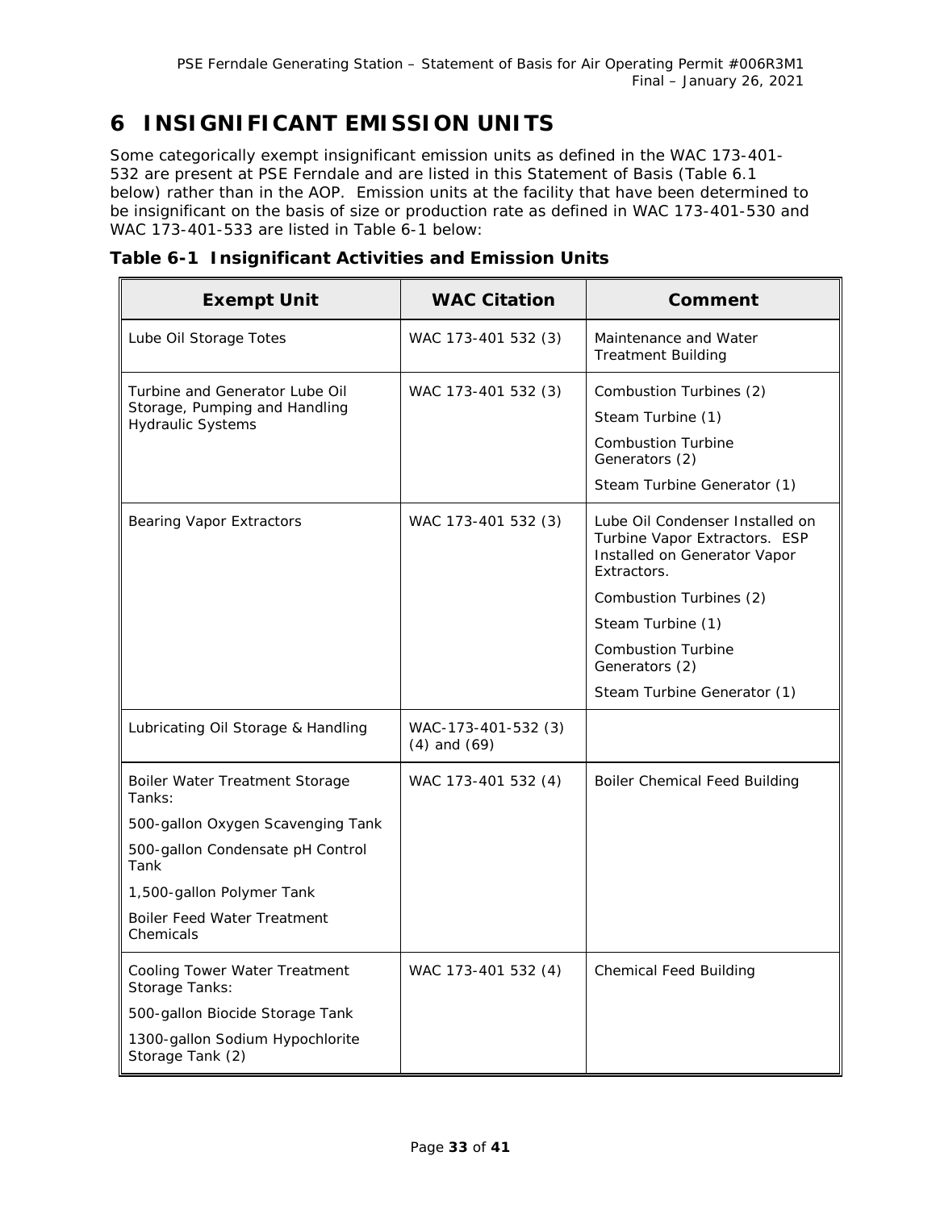# 6 INSIGNIFICANT EMISSION UNITS

Some categorically exempt insignificant emission units as defined in the WAC 173-401-532 are present at PSE Ferndale and are listed in this Statement of Basis (Table 6.1 below) rather than in the AOP. Emission units at the facility that have been determined to be insignificant on the basis of size or production rate as defined in WAC 173-401-530 and WAC 173-401-533 are listed in Table 6-1 below:

**Table 6-1 Insignificant Activities and Emission Units**

| Exempt Unit | WAC Citation | Comment |
|---|---|---|
| Lube Oil Storage Totes | WAC 173-401 532 (3) | Maintenance and Water Treatment Building |
| Turbine and Generator Lube Oil Storage, Pumping and Handling Hydraulic Systems | WAC 173-401 532 (3) | Combustion Turbines (2)<br>Steam Turbine (1)<br>Combustion Turbine Generators (2)<br>Steam Turbine Generator (1) |
| Bearing Vapor Extractors | WAC 173-401 532 (3) | Lube Oil Condenser Installed on Turbine Vapor Extractors. ESP Installed on Generator Vapor Extractors.<br>Combustion Turbines (2)<br>Steam Turbine (1)<br>Combustion Turbine Generators (2)<br>Steam Turbine Generator (1) |
| Lubricating Oil Storage & Handling | WAC-173-401-532 (3) (4) and (69) | |
| Boiler Water Treatment Storage Tanks:<br>500-gallon Oxygen Scavenging Tank<br>500-gallon Condensate pH Control Tank<br>1,500-gallon Polymer Tank<br>Boiler Feed Water Treatment Chemicals | WAC 173-401 532 (4) | Boiler Chemical Feed Building |
| Cooling Tower Water Treatment Storage Tanks:<br>500-gallon Biocide Storage Tank<br>1300-gallon Sodium Hypochlorite Storage Tank (2) | WAC 173-401 532 (4) | Chemical Feed Building |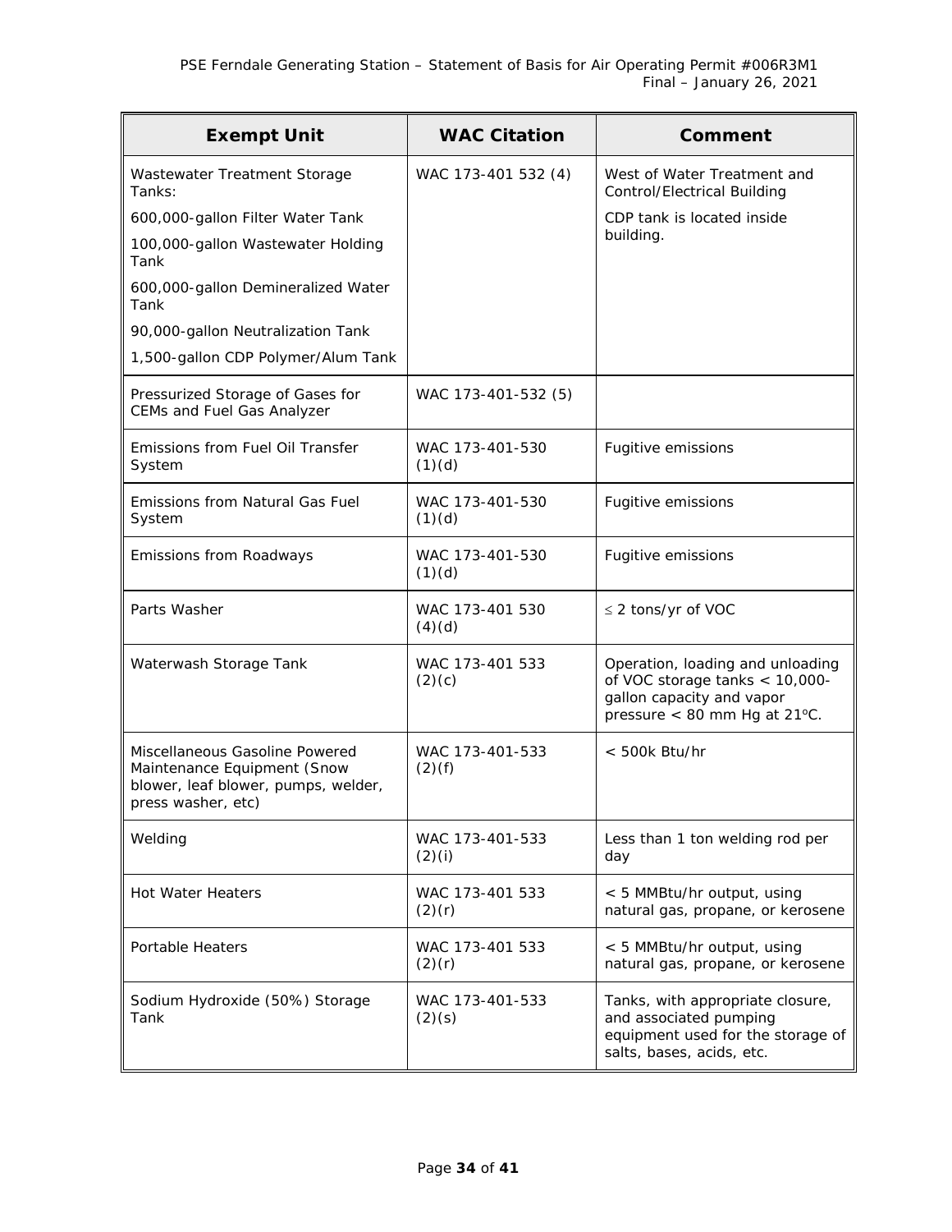| Exempt Unit | WAC Citation | Comment |
|---|---|---|
| Wastewater Treatment Storage Tanks:<br>600,000-gallon Filter Water Tank<br>100,000-gallon Wastewater Holding Tank<br>600,000-gallon Demineralized Water Tank<br>90,000-gallon Neutralization Tank<br>1,500-gallon CDP Polymer/Alum Tank | WAC 173-401 532 (4) | West of Water Treatment and Control/Electrical Building<br>CDP tank is located inside building. |
| Pressurized Storage of Gases for CEMs and Fuel Gas Analyzer | WAC 173-401-532 (5) | |
| Emissions from Fuel Oil Transfer System | WAC 173-401-530 (1)(d) | Fugitive emissions |
| Emissions from Natural Gas Fuel System | WAC 173-401-530 (1)(d) | Fugitive emissions |
| Emissions from Roadways | WAC 173-401-530 (1)(d) | Fugitive emissions |
| Parts Washer | WAC 173-401 530 (4)(d) | ≤ 2 tons/yr of VOC |
| Waterwash Storage Tank | WAC 173-401 533 (2)(c) | Operation, loading and unloading of VOC storage tanks < 10,000-gallon capacity and vapor pressure < 80 mm Hg at 21ºC. |
| Miscellaneous Gasoline Powered Maintenance Equipment (Snow blower, leaf blower, pumps, welder, press washer, etc) | WAC 173-401-533 (2)(f) | < 500k Btu/hr |
| Welding | WAC 173-401-533 (2)(i) | Less than 1 ton welding rod per day |
| Hot Water Heaters | WAC 173-401 533 (2)(r) | < 5 MMBtu/hr output, using natural gas, propane, or kerosene |
| Portable Heaters | WAC 173-401 533 (2)(r) | < 5 MMBtu/hr output, using natural gas, propane, or kerosene |
| Sodium Hydroxide (50%) Storage Tank | WAC 173-401-533 (2)(s) | Tanks, with appropriate closure, and associated pumping equipment used for the storage of salts, bases, acids, etc. |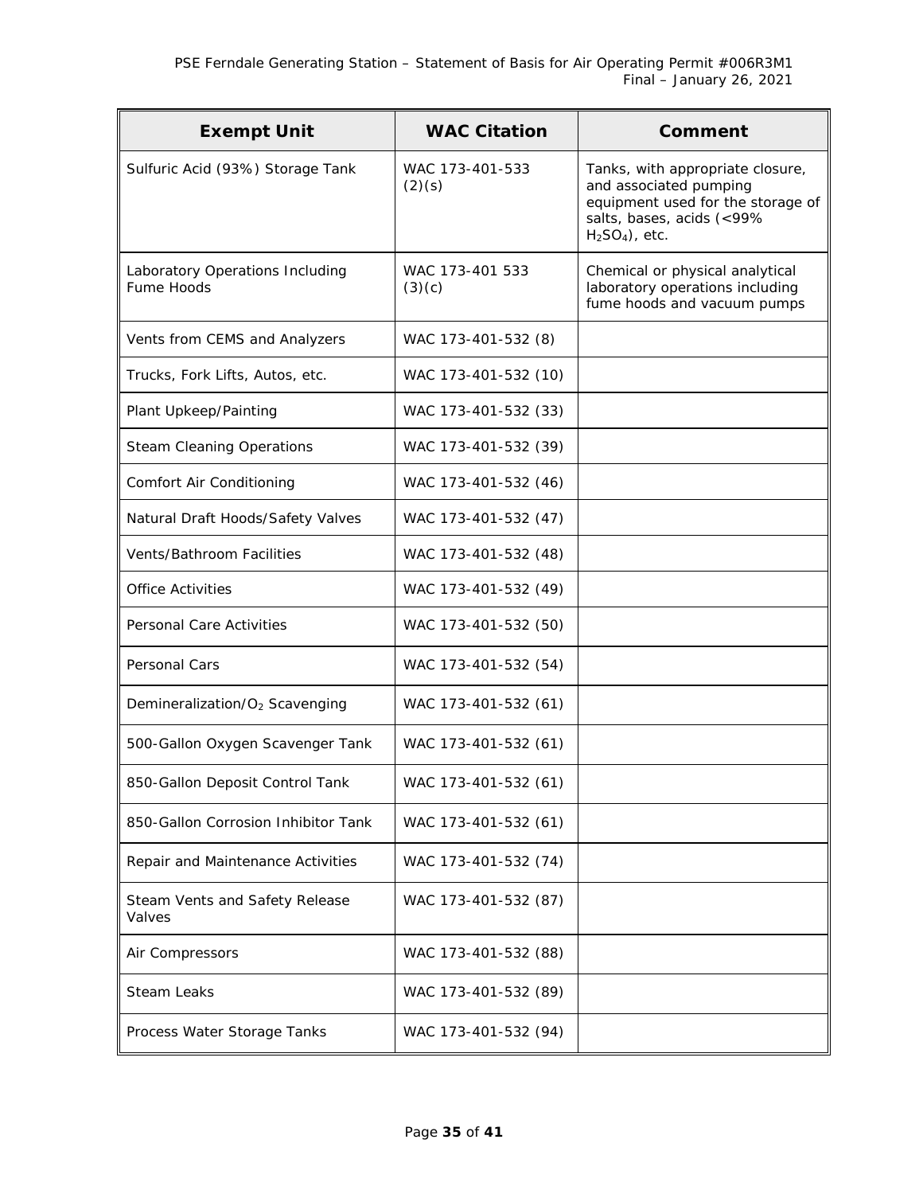| Exempt Unit | WAC Citation | Comment |
|---|---|---|
| Sulfuric Acid (93%) Storage Tank | WAC 173-401-533 (2)(s) | Tanks, with appropriate closure, and associated pumping equipment used for the storage of salts, bases, acids (<99% $H_2SO_4$), etc. |
| Laboratory Operations Including Fume Hoods | WAC 173-401 533 (3)(c) | Chemical or physical analytical laboratory operations including fume hoods and vacuum pumps |
| Vents from CEMS and Analyzers | WAC 173-401-532 (8) | |
| Trucks, Fork Lifts, Autos, etc. | WAC 173-401-532 (10) | |
| Plant Upkeep/Painting | WAC 173-401-532 (33) | |
| Steam Cleaning Operations | WAC 173-401-532 (39) | |
| Comfort Air Conditioning | WAC 173-401-532 (46) | |
| Natural Draft Hoods/Safety Valves | WAC 173-401-532 (47) | |
| Vents/Bathroom Facilities | WAC 173-401-532 (48) | |
| Office Activities | WAC 173-401-532 (49) | |
| Personal Care Activities | WAC 173-401-532 (50) | |
| Personal Cars | WAC 173-401-532 (54) | |
| Demineralization/$O_2$ Scavenging | WAC 173-401-532 (61) | |
| 500-Gallon Oxygen Scavenger Tank | WAC 173-401-532 (61) | |
| 850-Gallon Deposit Control Tank | WAC 173-401-532 (61) | |
| 850-Gallon Corrosion Inhibitor Tank | WAC 173-401-532 (61) | |
| Repair and Maintenance Activities | WAC 173-401-532 (74) | |
| Steam Vents and Safety Release Valves | WAC 173-401-532 (87) | |
| Air Compressors | WAC 173-401-532 (88) | |
| Steam Leaks | WAC 173-401-532 (89) | |
| Process Water Storage Tanks | WAC 173-401-532 (94) | |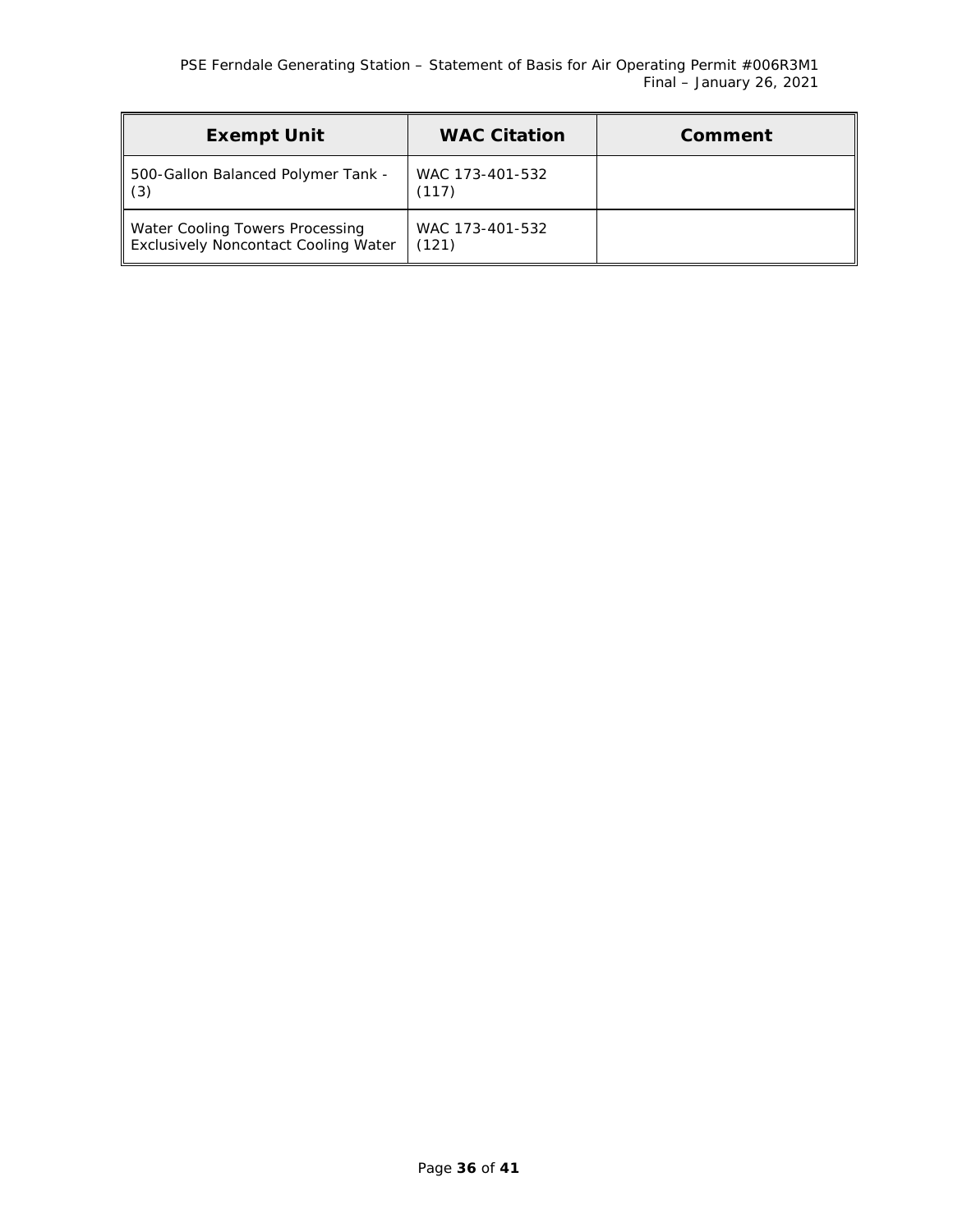| Exempt Unit | WAC Citation | Comment |
|---|---|---|
| 500-Gallon Balanced Polymer Tank - (3) | WAC 173-401-532 (117) | |
| Water Cooling Towers Processing Exclusively Noncontact Cooling Water | WAC 173-401-532 (121) | |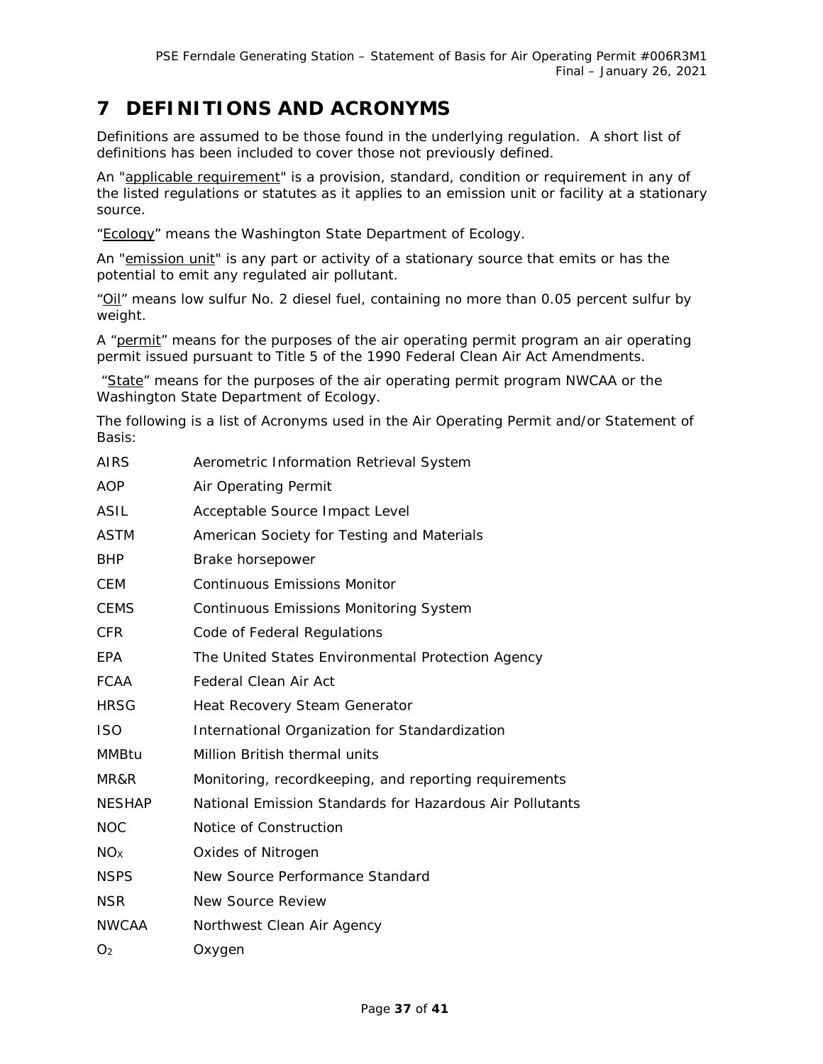# 7 DEFINITIONS AND ACRONYMS

Definitions are assumed to be those found in the underlying regulation. A short list of definitions has been included to cover those not previously defined.

An "applicable requirement" is a provision, standard, condition or requirement in any of the listed regulations or statutes as it applies to an emission unit or facility at a stationary source.

"Ecology" means the Washington State Department of Ecology.

An "emission unit" is any part or activity of a stationary source that emits or has the potential to emit any regulated air pollutant.

"Oil" means low sulfur No. 2 diesel fuel, containing no more than 0.05 percent sulfur by weight.

A "permit" means for the purposes of the air operating permit program an air operating permit issued pursuant to Title 5 of the 1990 Federal Clean Air Act Amendments.

"State" means for the purposes of the air operating permit program NWCAA or the Washington State Department of Ecology.

The following is a list of Acronyms used in the Air Operating Permit and/or Statement of Basis:

| | |
|---|---|
| AIRS | Aerometric Information Retrieval System |
| AOP | Air Operating Permit |
| ASIL | Acceptable Source Impact Level |
| ASTM | American Society for Testing and Materials |
| BHP | Brake horsepower |
| CEM | Continuous Emissions Monitor |
| CEMS | Continuous Emissions Monitoring System |
| CFR | Code of Federal Regulations |
| EPA | The United States Environmental Protection Agency |
| FCAA | Federal Clean Air Act |
| HRSG | Heat Recovery Steam Generator |
| ISO | International Organization for Standardization |
| MMBtu | Million British thermal units |
| MR&R | Monitoring, recordkeeping, and reporting requirements |
| NESHAP | National Emission Standards for Hazardous Air Pollutants |
| NOC | Notice of Construction |
| $NO_X$ | Oxides of Nitrogen |
| NSPS | New Source Performance Standard |
| NSR | New Source Review |
| NWCAA | Northwest Clean Air Agency |
| $O_2$ | Oxygen |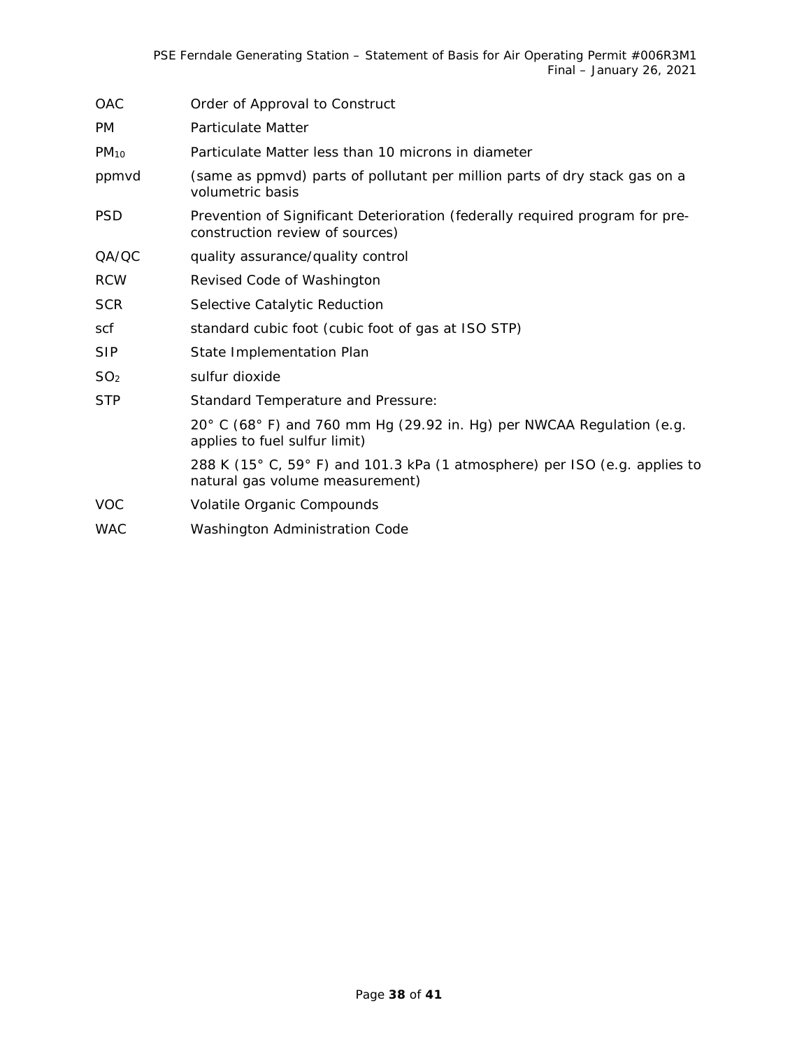| | |
|---|---|
| OAC | Order of Approval to Construct |
| PM | Particulate Matter |
| $PM_{10}$ | Particulate Matter less than 10 microns in diameter |
| ppmvd | (same as ppmvd) parts of pollutant per million parts of dry stack gas on a volumetric basis |
| PSD | Prevention of Significant Deterioration (federally required program for pre-construction review of sources) |
| QA/QC | quality assurance/quality control |
| RCW | Revised Code of Washington |
| SCR | Selective Catalytic Reduction |
| scf | standard cubic foot (cubic foot of gas at ISO STP) |
| SIP | State Implementation Plan |
| $SO_2$ | sulfur dioxide |
| STP | Standard Temperature and Pressure: |
| | 20° C (68° F) and 760 mm Hg (29.92 in. Hg) per NWCAA Regulation (e.g. applies to fuel sulfur limit) |
| | 288 K (15° C, 59° F) and 101.3 kPa (1 atmosphere) per ISO (e.g. applies to natural gas volume measurement) |
| VOC | Volatile Organic Compounds |
| WAC | Washington Administration Code |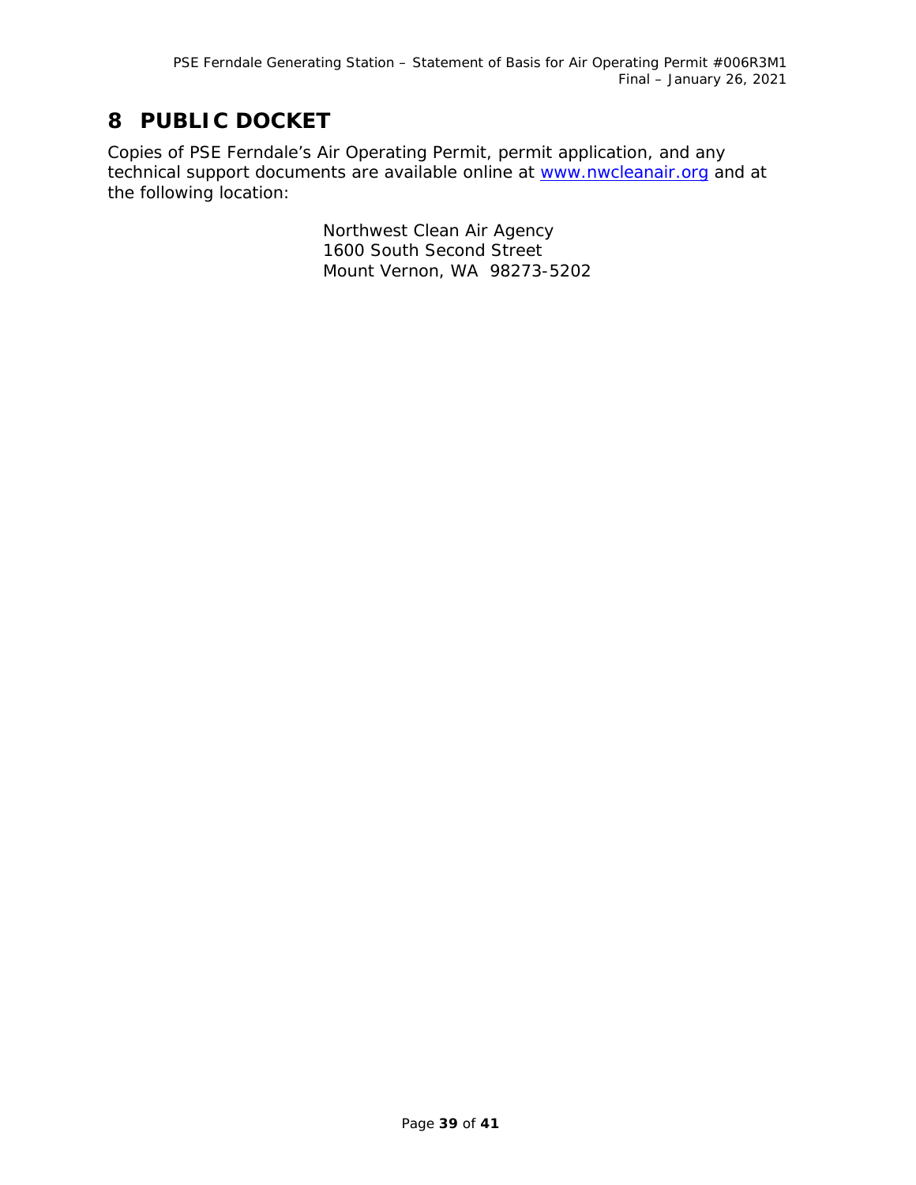# 8 PUBLIC DOCKET

Copies of PSE Ferndale's Air Operating Permit, permit application, and any technical support documents are available online at www.nwcleanair.org and at the following location:

> Northwest Clean Air Agency
> 1600 South Second Street
> Mount Vernon, WA 98273-5202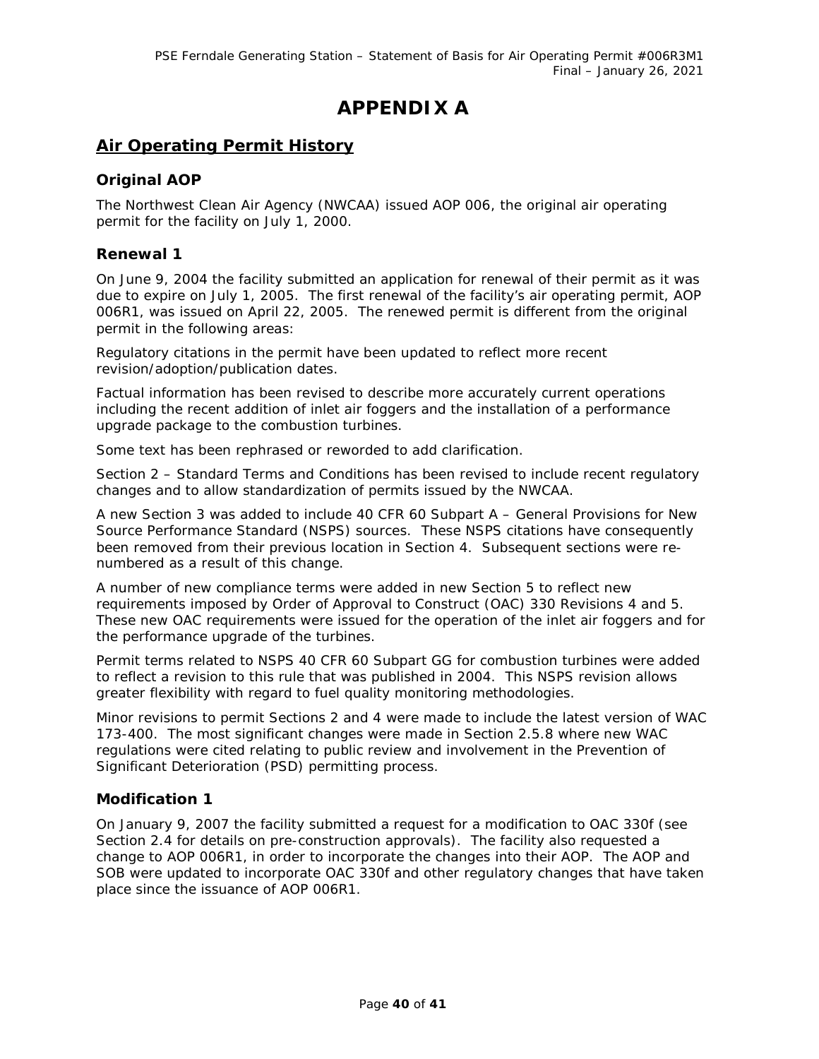# APPENDIX A

## Air Operating Permit History

### Original AOP

The Northwest Clean Air Agency (NWCAA) issued AOP 006, the original air operating permit for the facility on July 1, 2000.

### Renewal 1

On June 9, 2004 the facility submitted an application for renewal of their permit as it was due to expire on July 1, 2005. The first renewal of the facility's air operating permit, AOP 006R1, was issued on April 22, 2005. The renewed permit is different from the original permit in the following areas:

Regulatory citations in the permit have been updated to reflect more recent revision/adoption/publication dates.

Factual information has been revised to describe more accurately current operations including the recent addition of inlet air foggers and the installation of a performance upgrade package to the combustion turbines.

Some text has been rephrased or reworded to add clarification.

Section 2 – Standard Terms and Conditions has been revised to include recent regulatory changes and to allow standardization of permits issued by the NWCAA.

A new Section 3 was added to include 40 CFR 60 Subpart A – General Provisions for New Source Performance Standard (NSPS) sources. These NSPS citations have consequently been removed from their previous location in Section 4. Subsequent sections were re-numbered as a result of this change.

A number of new compliance terms were added in new Section 5 to reflect new requirements imposed by Order of Approval to Construct (OAC) 330 Revisions 4 and 5. These new OAC requirements were issued for the operation of the inlet air foggers and for the performance upgrade of the turbines.

Permit terms related to NSPS 40 CFR 60 Subpart GG for combustion turbines were added to reflect a revision to this rule that was published in 2004. This NSPS revision allows greater flexibility with regard to fuel quality monitoring methodologies.

Minor revisions to permit Sections 2 and 4 were made to include the latest version of WAC 173-400. The most significant changes were made in Section 2.5.8 where new WAC regulations were cited relating to public review and involvement in the Prevention of Significant Deterioration (PSD) permitting process.

### Modification 1

On January 9, 2007 the facility submitted a request for a modification to OAC 330f (see Section 2.4 for details on pre-construction approvals). The facility also requested a change to AOP 006R1, in order to incorporate the changes into their AOP. The AOP and SOB were updated to incorporate OAC 330f and other regulatory changes that have taken place since the issuance of AOP 006R1.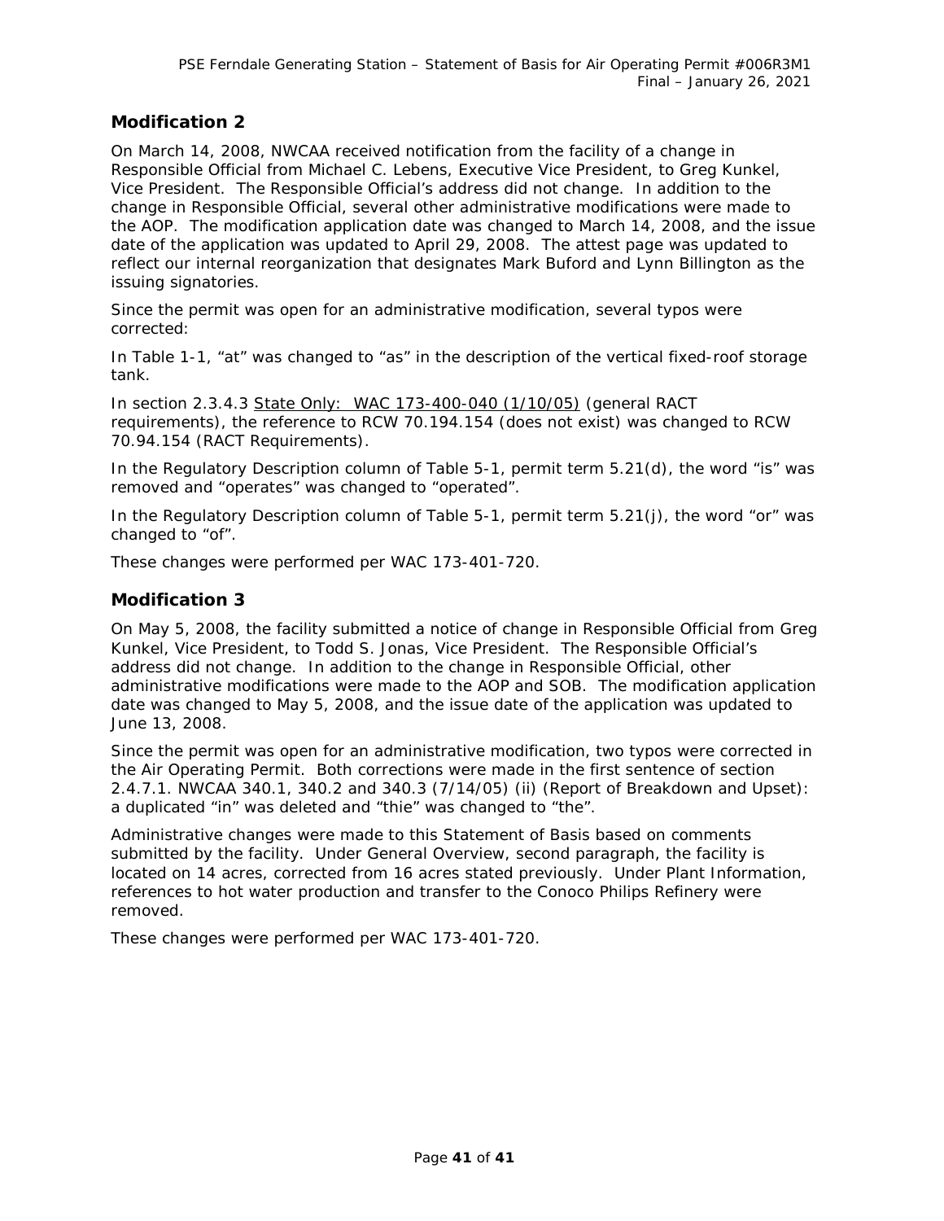## Modification 2

On March 14, 2008, NWCAA received notification from the facility of a change in Responsible Official from Michael C. Lebens, Executive Vice President, to Greg Kunkel, Vice President. The Responsible Official's address did not change. In addition to the change in Responsible Official, several other administrative modifications were made to the AOP. The modification application date was changed to March 14, 2008, and the issue date of the application was updated to April 29, 2008. The attest page was updated to reflect our internal reorganization that designates Mark Buford and Lynn Billington as the issuing signatories.

Since the permit was open for an administrative modification, several typos were corrected:

In Table 1-1, "at" was changed to "as" in the description of the vertical fixed-roof storage tank.

In section 2.3.4.3 <u>State Only: WAC 173-400-040 (1/10/05)</u> (general RACT requirements), the reference to RCW 70.194.154 (does not exist) was changed to RCW 70.94.154 (RACT Requirements).

In the Regulatory Description column of Table 5-1, permit term 5.21(d), the word "is" was removed and "operates" was changed to "operated".

In the Regulatory Description column of Table 5-1, permit term 5.21(j), the word "or" was changed to "of".

These changes were performed per WAC 173-401-720.

## Modification 3

On May 5, 2008, the facility submitted a notice of change in Responsible Official from Greg Kunkel, Vice President, to Todd S. Jonas, Vice President. The Responsible Official's address did not change. In addition to the change in Responsible Official, other administrative modifications were made to the AOP and SOB. The modification application date was changed to May 5, 2008, and the issue date of the application was updated to June 13, 2008.

Since the permit was open for an administrative modification, two typos were corrected in the Air Operating Permit. Both corrections were made in the first sentence of section 2.4.7.1. NWCAA 340.1, 340.2 and 340.3 (7/14/05) (ii) (Report of Breakdown and Upset): a duplicated "in" was deleted and "thie" was changed to "the".

Administrative changes were made to this Statement of Basis based on comments submitted by the facility. Under General Overview, second paragraph, the facility is located on 14 acres, corrected from 16 acres stated previously. Under Plant Information, references to hot water production and transfer to the Conoco Philips Refinery were removed.

These changes were performed per WAC 173-401-720.